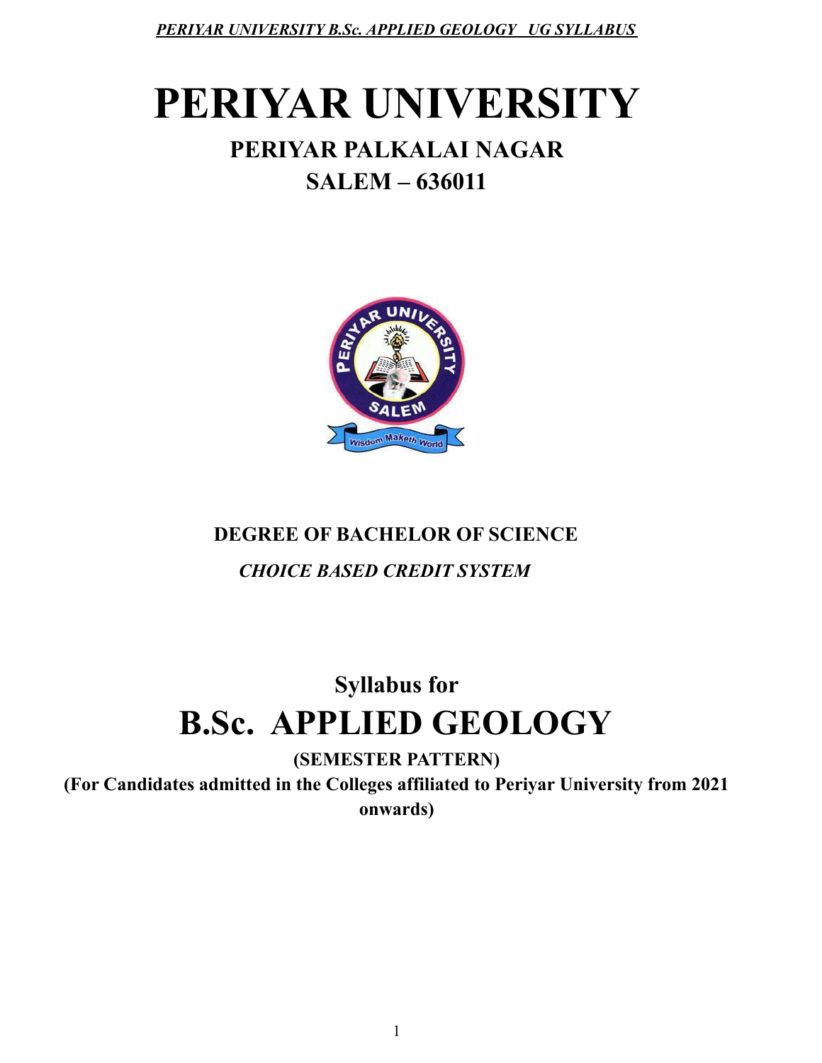# PERIYAR UNIVERSITY

## PERIYAR PALKALAI NAGAR

## SALEM – 636011

**DEGREE OF BACHELOR OF SCIENCE**

***CHOICE BASED CREDIT SYSTEM***

**Syllabus for**

# B.Sc. APPLIED GEOLOGY

**(SEMESTER PATTERN)**

**(For Candidates admitted in the Colleges affiliated to Periyar University from 2021 onwards)**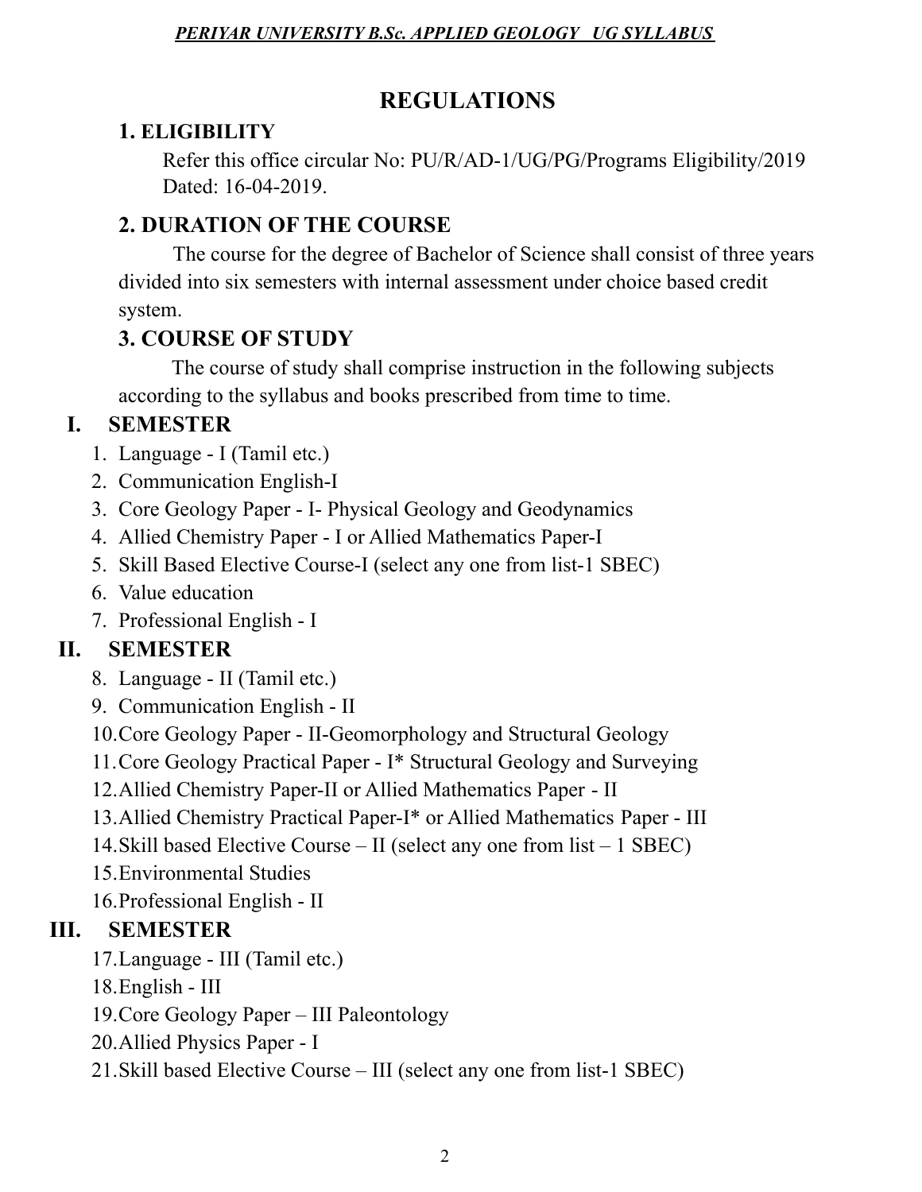# REGULATIONS

## 1. ELIGIBILITY

Refer this office circular No: PU/R/AD-1/UG/PG/Programs Eligibility/2019 Dated: 16-04-2019.

## 2. DURATION OF THE COURSE

The course for the degree of Bachelor of Science shall consist of three years divided into six semesters with internal assessment under choice based credit system.

## 3. COURSE OF STUDY

The course of study shall comprise instruction in the following subjects according to the syllabus and books prescribed from time to time.

### I. SEMESTER

1. Language - I (Tamil etc.)
2. Communication English-I
3. Core Geology Paper - I- Physical Geology and Geodynamics
4. Allied Chemistry Paper - I or Allied Mathematics Paper-I
5. Skill Based Elective Course-I (select any one from list-1 SBEC)
6. Value education
7. Professional English - I

### II. SEMESTER

8. Language - II (Tamil etc.)
9. Communication English - II
10. Core Geology Paper - II-Geomorphology and Structural Geology
11. Core Geology Practical Paper - I* Structural Geology and Surveying
12. Allied Chemistry Paper-II or Allied Mathematics Paper - II
13. Allied Chemistry Practical Paper-I* or Allied Mathematics Paper - III
14. Skill based Elective Course – II (select any one from list – 1 SBEC)
15. Environmental Studies
16. Professional English - II

### III. SEMESTER

17. Language - III (Tamil etc.)
18. English - III
19. Core Geology Paper – III Paleontology
20. Allied Physics Paper - I
21. Skill based Elective Course – III (select any one from list-1 SBEC)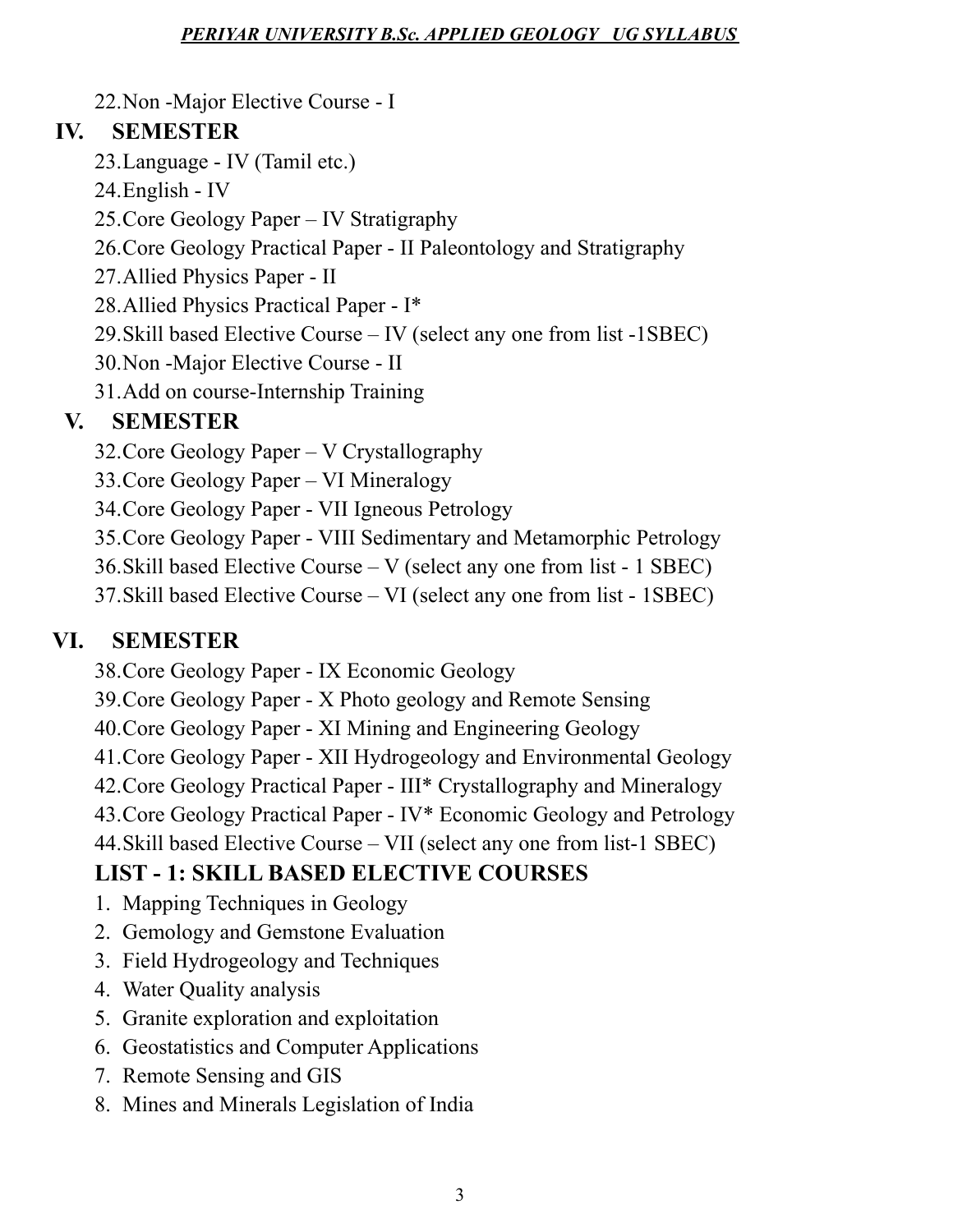22. Non -Major Elective Course - I

## IV. SEMESTER

23. Language - IV (Tamil etc.)
24. English - IV
25. Core Geology Paper – IV Stratigraphy
26. Core Geology Practical Paper - II Paleontology and Stratigraphy
27. Allied Physics Paper - II
28. Allied Physics Practical Paper - I*
29. Skill based Elective Course – IV (select any one from list -1SBEC)
30. Non -Major Elective Course - II
31. Add on course-Internship Training

## V. SEMESTER

32. Core Geology Paper – V Crystallography
33. Core Geology Paper – VI Mineralogy
34. Core Geology Paper - VII Igneous Petrology
35. Core Geology Paper - VIII Sedimentary and Metamorphic Petrology
36. Skill based Elective Course – V (select any one from list - 1 SBEC)
37. Skill based Elective Course – VI (select any one from list - 1SBEC)

## VI. SEMESTER

38. Core Geology Paper - IX Economic Geology
39. Core Geology Paper - X Photo geology and Remote Sensing
40. Core Geology Paper - XI Mining and Engineering Geology
41. Core Geology Paper - XII Hydrogeology and Environmental Geology
42. Core Geology Practical Paper - III* Crystallography and Mineralogy
43. Core Geology Practical Paper - IV* Economic Geology and Petrology
44. Skill based Elective Course – VII (select any one from list-1 SBEC)

### LIST - 1: SKILL BASED ELECTIVE COURSES

1. Mapping Techniques in Geology
2. Gemology and Gemstone Evaluation
3. Field Hydrogeology and Techniques
4. Water Quality analysis
5. Granite exploration and exploitation
6. Geostatistics and Computer Applications
7. Remote Sensing and GIS
8. Mines and Minerals Legislation of India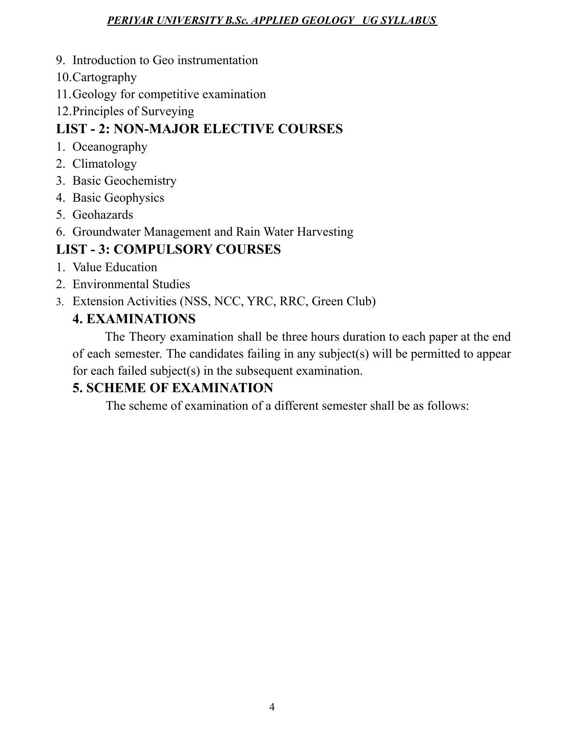9. Introduction to Geo instrumentation
10. Cartography
11. Geology for competitive examination
12. Principles of Surveying

## LIST - 2: NON-MAJOR ELECTIVE COURSES

1. Oceanography
2. Climatology
3. Basic Geochemistry
4. Basic Geophysics
5. Geohazards
6. Groundwater Management and Rain Water Harvesting

## LIST - 3: COMPULSORY COURSES

1. Value Education
2. Environmental Studies
3. Extension Activities (NSS, NCC, YRC, RRC, Green Club)

## 4. EXAMINATIONS

The Theory examination shall be three hours duration to each paper at the end of each semester. The candidates failing in any subject(s) will be permitted to appear for each failed subject(s) in the subsequent examination.

## 5. SCHEME OF EXAMINATION

The scheme of examination of a different semester shall be as follows: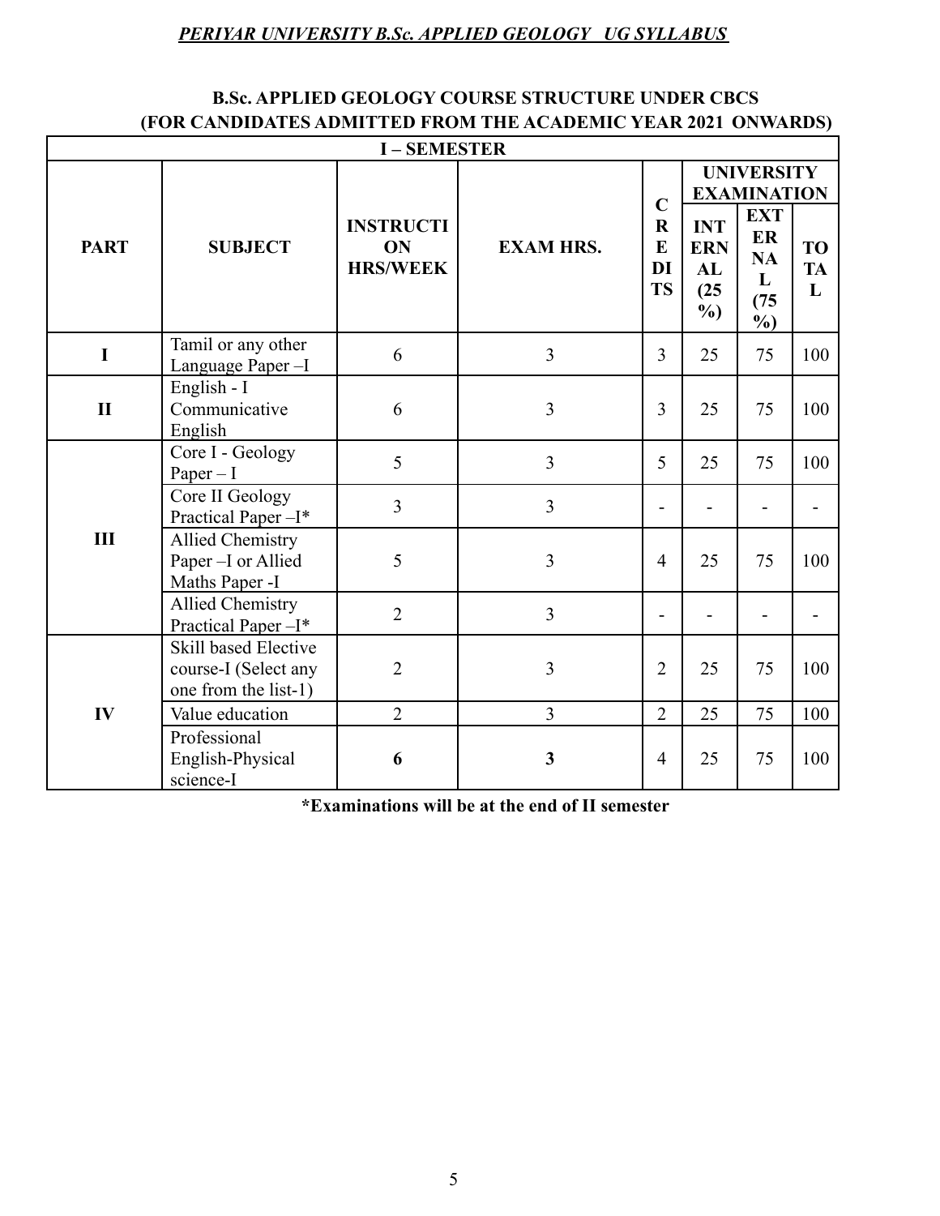## B.Sc. APPLIED GEOLOGY COURSE STRUCTURE UNDER CBCS
## (FOR CANDIDATES ADMITTED FROM THE ACADEMIC YEAR 2021 ONWARDS)

| I – SEMESTER | | | | | | | |
|---|---|---|---|---|---|---|---|
| **PART** | **SUBJECT** | **INSTRUCTION HRS/WEEK** | **EXAM HRS.** | **CREDITS** | **UNIVERSITY EXAMINATION** | | |
| | | | | | **INTERNAL (25 %)** | **EXTERNAL (75 %)** | **TOTAL** |
| **I** | Tamil or any other Language Paper –I | 6 | 3 | 3 | 25 | 75 | 100 |
| **II** | English - I Communicative English | 6 | 3 | 3 | 25 | 75 | 100 |
| **III** | Core I - Geology Paper – I | 5 | 3 | 5 | 25 | 75 | 100 |
| | Core II Geology Practical Paper –I* | 3 | 3 | - | - | - | - |
| | Allied Chemistry Paper –I or Allied Maths Paper -I | 5 | 3 | 4 | 25 | 75 | 100 |
| | Allied Chemistry Practical Paper –I* | 2 | 3 | - | - | - | - |
| **IV** | Skill based Elective course-I (Select any one from the list-1) | 2 | 3 | 2 | 25 | 75 | 100 |
| | Value education | 2 | 3 | 2 | 25 | 75 | 100 |
| | Professional English-Physical science-I | **6** | **3** | 4 | 25 | 75 | 100 |

**\*Examinations will be at the end of II semester**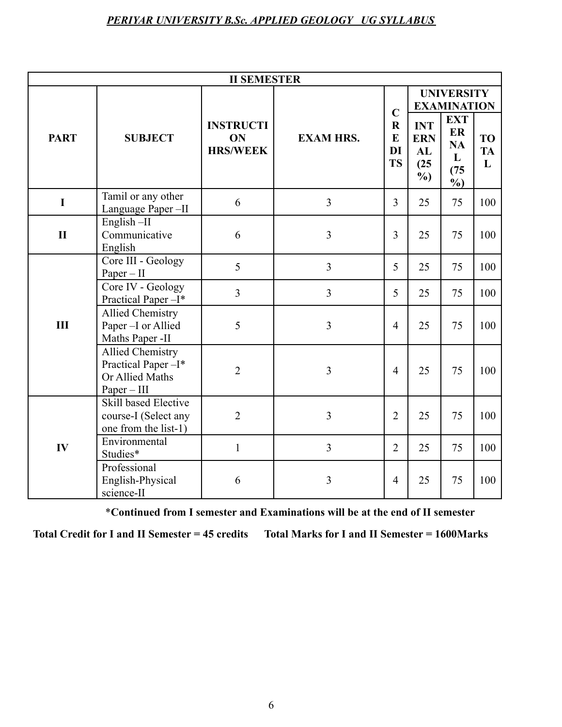| II SEMESTER | | | | | | | |
|---|---|---|---|---|---|---|---|
| PART | SUBJECT | INSTRUCTION HRS/WEEK | EXAM HRS. | CREDITS | UNIVERSITY EXAMINATION | | |
| | | | | | INTERNAL (25 %) | EXTERNAL (75 %) | TOTAL |
| I | Tamil or any other Language Paper –II | 6 | 3 | 3 | 25 | 75 | 100 |
| II | English –II Communicative English | 6 | 3 | 3 | 25 | 75 | 100 |
| III | Core III - Geology Paper – II | 5 | 3 | 5 | 25 | 75 | 100 |
| | Core IV - Geology Practical Paper –I* | 3 | 3 | 5 | 25 | 75 | 100 |
| | Allied Chemistry Paper –I or Allied Maths Paper -II | 5 | 3 | 4 | 25 | 75 | 100 |
| | Allied Chemistry Practical Paper –I* Or Allied Maths Paper – III | 2 | 3 | 4 | 25 | 75 | 100 |
| IV | Skill based Elective course-I (Select any one from the list-1) | 2 | 3 | 2 | 25 | 75 | 100 |
| | Environmental Studies* | 1 | 3 | 2 | 25 | 75 | 100 |
| | Professional English-Physical science-II | 6 | 3 | 4 | 25 | 75 | 100 |

**\*Continued from I semester and Examinations will be at the end of II semester**

**Total Credit for I and II Semester = 45 credits    Total Marks for I and II Semester = 1600Marks**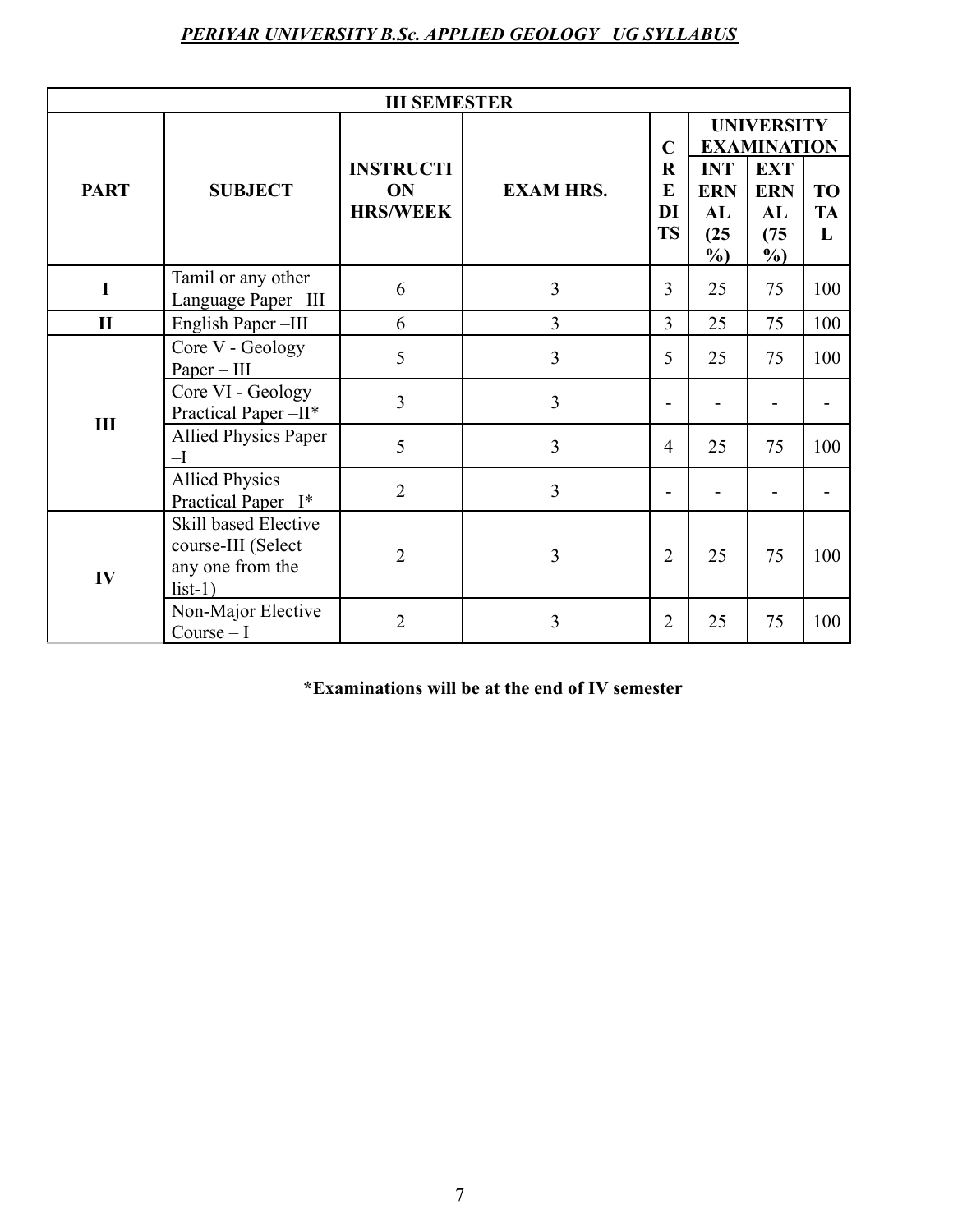| III SEMESTER | | | | | | | |
|---|---|---|---|---|---|---|---|
| **PART** | **SUBJECT** | **INSTRUCTION HRS/WEEK** | **EXAM HRS.** | **CREDITS** | **UNIVERSITY EXAMINATION** | | |
| | | | | | **INTERNAL (25 %)** | **EXTERNAL (75 %)** | **TOTAL** |
| **I** | Tamil or any other Language Paper –III | 6 | 3 | 3 | 25 | 75 | 100 |
| **II** | English Paper –III | 6 | 3 | 3 | 25 | 75 | 100 |
| **III** | Core V - Geology Paper – III | 5 | 3 | 5 | 25 | 75 | 100 |
| | Core VI - Geology Practical Paper –II* | 3 | 3 | - | - | - | - |
| | Allied Physics Paper –I | 5 | 3 | 4 | 25 | 75 | 100 |
| | Allied Physics Practical Paper –I* | 2 | 3 | - | - | - | - |
| **IV** | Skill based Elective course-III (Select any one from the list-1) | 2 | 3 | 2 | 25 | 75 | 100 |
| | Non-Major Elective Course – I | 2 | 3 | 2 | 25 | 75 | 100 |

**\*Examinations will be at the end of IV semester**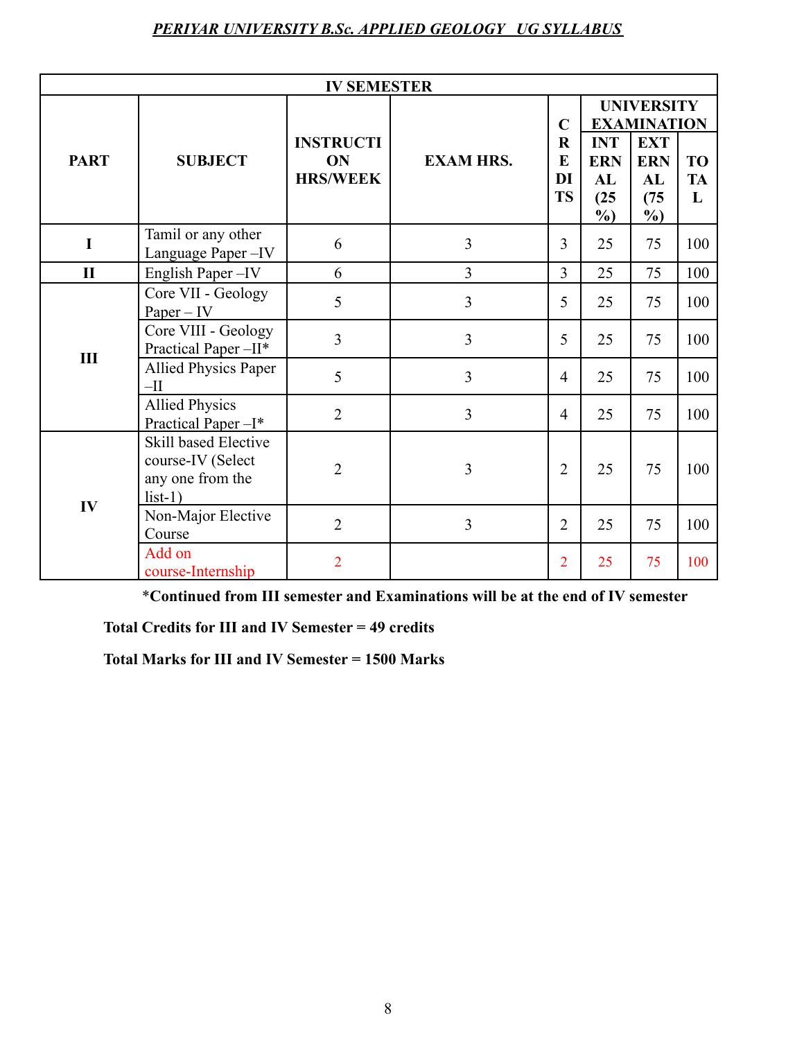| IV SEMESTER | | | | | | | |
|---|---|---|---|---|---|---|---|
| **PART** | **SUBJECT** | **INSTRUCTION HRS/WEEK** | **EXAM HRS.** | **CREDITS** | **UNIVERSITY EXAMINATION** | | |
| | | | | | **INTERNAL (25 %)** | **EXTERNAL (75 %)** | **TOTAL** |
| I | Tamil or any other Language Paper –IV | 6 | 3 | 3 | 25 | 75 | 100 |
| II | English Paper –IV | 6 | 3 | 3 | 25 | 75 | 100 |
| III | Core VII - Geology Paper – IV | 5 | 3 | 5 | 25 | 75 | 100 |
| | Core VIII - Geology Practical Paper –II* | 3 | 3 | 5 | 25 | 75 | 100 |
| | Allied Physics Paper –II | 5 | 3 | 4 | 25 | 75 | 100 |
| | Allied Physics Practical Paper –I* | 2 | 3 | 4 | 25 | 75 | 100 |
| IV | Skill based Elective course-IV (Select any one from the list-1) | 2 | 3 | 2 | 25 | 75 | 100 |
| | Non-Major Elective Course | 2 | 3 | 2 | 25 | 75 | 100 |
| | Add on course-Internship | 2 | | 2 | 25 | 75 | 100 |

**\*Continued from III semester and Examinations will be at the end of IV semester**

**Total Credits for III and IV Semester = 49 credits**

**Total Marks for III and IV Semester = 1500 Marks**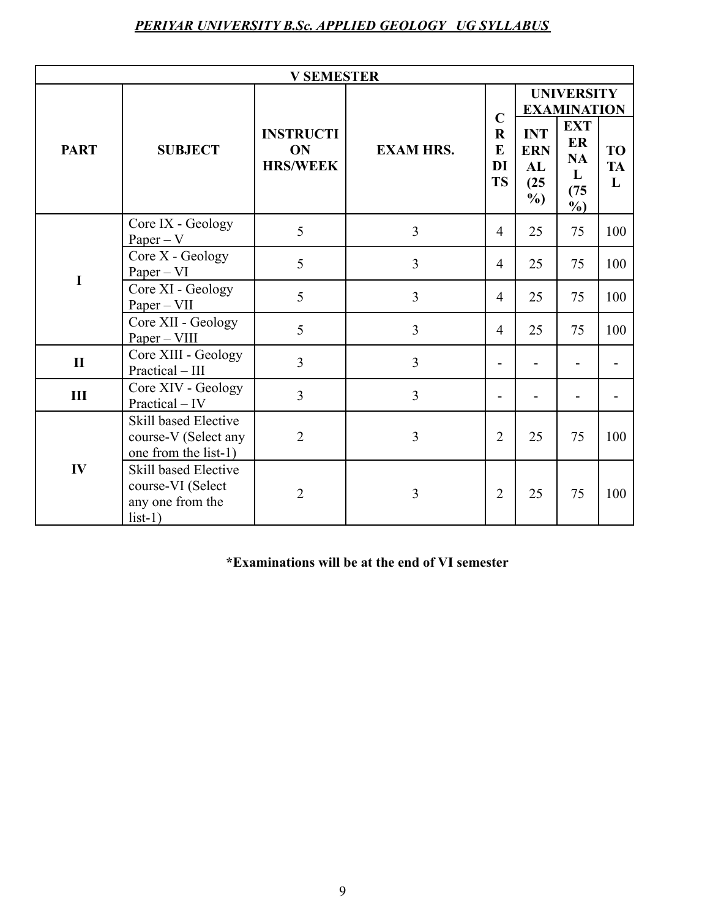| V SEMESTER | | | | | | | |
|---|---|---|---|---|---|---|---|
| PART | SUBJECT | INSTRUCTION HRS/WEEK | EXAM HRS. | CREDITS | UNIVERSITY EXAMINATION | | |
| | | | | | INTERNAL (25 %) | EXTERNAL (75 %) | TOTAL |
| I | Core IX - Geology Paper – V | 5 | 3 | 4 | 25 | 75 | 100 |
| | Core X - Geology Paper – VI | 5 | 3 | 4 | 25 | 75 | 100 |
| | Core XI - Geology Paper – VII | 5 | 3 | 4 | 25 | 75 | 100 |
| | Core XII - Geology Paper – VIII | 5 | 3 | 4 | 25 | 75 | 100 |
| II | Core XIII - Geology Practical – III | 3 | 3 | - | - | - | - |
| III | Core XIV - Geology Practical – IV | 3 | 3 | - | - | - | - |
| IV | Skill based Elective course-V (Select any one from the list-1) | 2 | 3 | 2 | 25 | 75 | 100 |
| | Skill based Elective course-VI (Select any one from the list-1) | 2 | 3 | 2 | 25 | 75 | 100 |

**\*Examinations will be at the end of VI semester**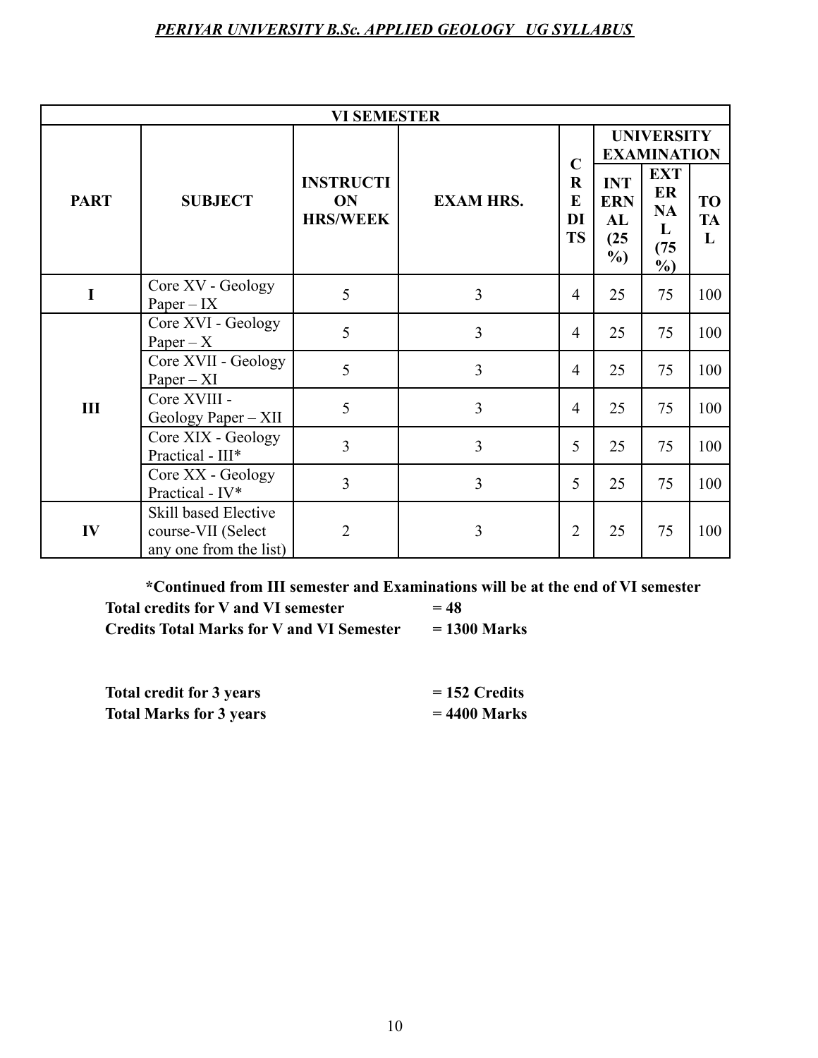| VI SEMESTER | | | | | | | |
|---|---|---|---|---|---|---|---|
| PART | SUBJECT | INSTRUCTION HRS/WEEK | EXAM HRS. | CREDITS | UNIVERSITY EXAMINATION | | |
| | | | | | INTERNAL (25 %) | EXTERNAL (75 %) | TOTAL |
| I | Core XV - Geology Paper – IX | 5 | 3 | 4 | 25 | 75 | 100 |
| III | Core XVI - Geology Paper – X | 5 | 3 | 4 | 25 | 75 | 100 |
| | Core XVII - Geology Paper – XI | 5 | 3 | 4 | 25 | 75 | 100 |
| | Core XVIII - Geology Paper – XII | 5 | 3 | 4 | 25 | 75 | 100 |
| | Core XIX - Geology Practical - III* | 3 | 3 | 5 | 25 | 75 | 100 |
| | Core XX - Geology Practical - IV* | 3 | 3 | 5 | 25 | 75 | 100 |
| IV | Skill based Elective course-VII (Select any one from the list) | 2 | 3 | 2 | 25 | 75 | 100 |

**\*Continued from III semester and Examinations will be at the end of VI semester**

**Total credits for V and VI semester = 48**

**Credits Total Marks for V and VI Semester = 1300 Marks**

**Total credit for 3 years = 152 Credits**

**Total Marks for 3 years = 4400 Marks**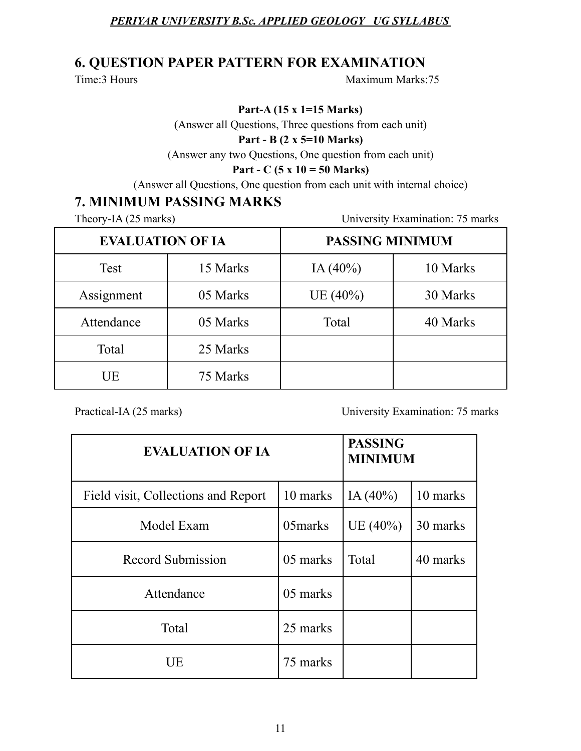## 6. QUESTION PAPER PATTERN FOR EXAMINATION

Time:3 Hours Maximum Marks:75

**Part-A (15 x 1=15 Marks)**

(Answer all Questions, Three questions from each unit)

**Part - B (2 x 5=10 Marks)**

(Answer any two Questions, One question from each unit)

**Part - C (5 x 10 = 50 Marks)**

(Answer all Questions, One question from each unit with internal choice)

## 7. MINIMUM PASSING MARKS

Theory-IA (25 marks) University Examination: 75 marks

| EVALUATION OF IA | | PASSING MINIMUM | |
|---|---|---|---|
| Test | 15 Marks | IA (40%) | 10 Marks |
| Assignment | 05 Marks | UE (40%) | 30 Marks |
| Attendance | 05 Marks | Total | 40 Marks |
| Total | 25 Marks | | |
| UE | 75 Marks | | |

Practical-IA (25 marks) University Examination: 75 marks

| EVALUATION OF IA | | PASSING MINIMUM | |
|---|---|---|---|
| Field visit, Collections and Report | 10 marks | IA (40%) | 10 marks |
| Model Exam | 05marks | UE (40%) | 30 marks |
| Record Submission | 05 marks | Total | 40 marks |
| Attendance | 05 marks | | |
| Total | 25 marks | | |
| UE | 75 marks | | |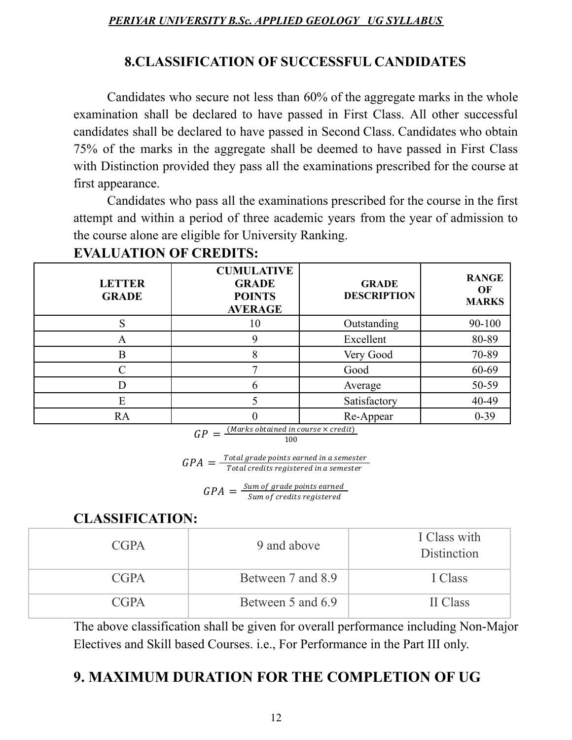## 8.CLASSIFICATION OF SUCCESSFUL CANDIDATES

Candidates who secure not less than 60% of the aggregate marks in the whole examination shall be declared to have passed in First Class. All other successful candidates shall be declared to have passed in Second Class. Candidates who obtain 75% of the marks in the aggregate shall be deemed to have passed in First Class with Distinction provided they pass all the examinations prescribed for the course at first appearance.

Candidates who pass all the examinations prescribed for the course in the first attempt and within a period of three academic years from the year of admission to the course alone are eligible for University Ranking.

**EVALUATION OF CREDITS:**

| LETTER GRADE | CUMULATIVE GRADE POINTS AVERAGE | GRADE DESCRIPTION | RANGE OF MARKS |
|---|---|---|---|
| S | 10 | Outstanding | 90-100 |
| A | 9 | Excellent | 80-89 |
| B | 8 | Very Good | 70-89 |
| C | 7 | Good | 60-69 |
| D | 6 | Average | 50-59 |
| E | 5 | Satisfactory | 40-49 |
| RA | 0 | Re-Appear | 0-39 |

$$GP = \frac{(Marks\ obtained\ in\ course \times credit)}{100}$$

$$GPA = \frac{Total\ grade\ points\ earned\ in\ a\ semester}{Total\ credits\ registered\ in\ a\ semester}$$

$$GPA = \frac{Sum\ of\ grade\ points\ earned}{Sum\ of\ credits\ registered}$$

**CLASSIFICATION:**

| | | |
|---|---|---|
| CGPA | 9 and above | I Class with Distinction |
| CGPA | Between 7 and 8.9 | I Class |
| CGPA | Between 5 and 6.9 | II Class |

The above classification shall be given for overall performance including Non-Major Electives and Skill based Courses. i.e., For Performance in the Part III only.

## 9. MAXIMUM DURATION FOR THE COMPLETION OF UG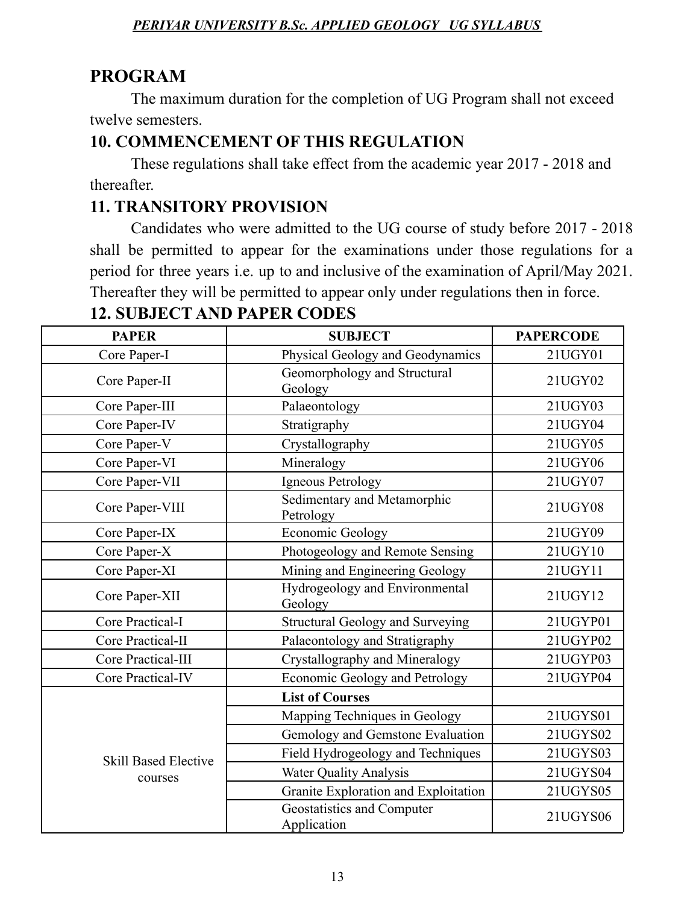## PROGRAM

The maximum duration for the completion of UG Program shall not exceed twelve semesters.

## 10. COMMENCEMENT OF THIS REGULATION

These regulations shall take effect from the academic year 2017 - 2018 and thereafter.

## 11. TRANSITORY PROVISION

Candidates who were admitted to the UG course of study before 2017 - 2018 shall be permitted to appear for the examinations under those regulations for a period for three years i.e. up to and inclusive of the examination of April/May 2021. Thereafter they will be permitted to appear only under regulations then in force.

## 12. SUBJECT AND PAPER CODES

| PAPER | SUBJECT | PAPERCODE |
|---|---|---|
| Core Paper-I | Physical Geology and Geodynamics | 21UGY01 |
| Core Paper-II | Geomorphology and Structural Geology | 21UGY02 |
| Core Paper-III | Palaeontology | 21UGY03 |
| Core Paper-IV | Stratigraphy | 21UGY04 |
| Core Paper-V | Crystallography | 21UGY05 |
| Core Paper-VI | Mineralogy | 21UGY06 |
| Core Paper-VII | Igneous Petrology | 21UGY07 |
| Core Paper-VIII | Sedimentary and Metamorphic Petrology | 21UGY08 |
| Core Paper-IX | Economic Geology | 21UGY09 |
| Core Paper-X | Photogeology and Remote Sensing | 21UGY10 |
| Core Paper-XI | Mining and Engineering Geology | 21UGY11 |
| Core Paper-XII | Hydrogeology and Environmental Geology | 21UGY12 |
| Core Practical-I | Structural Geology and Surveying | 21UGYP01 |
| Core Practical-II | Palaeontology and Stratigraphy | 21UGYP02 |
| Core Practical-III | Crystallography and Mineralogy | 21UGYP03 |
| Core Practical-IV | Economic Geology and Petrology | 21UGYP04 |
| Skill Based Elective courses | **List of Courses** | |
| | Mapping Techniques in Geology | 21UGYS01 |
| | Gemology and Gemstone Evaluation | 21UGYS02 |
| | Field Hydrogeology and Techniques | 21UGYS03 |
| | Water Quality Analysis | 21UGYS04 |
| | Granite Exploration and Exploitation | 21UGYS05 |
| | Geostatistics and Computer Application | 21UGYS06 |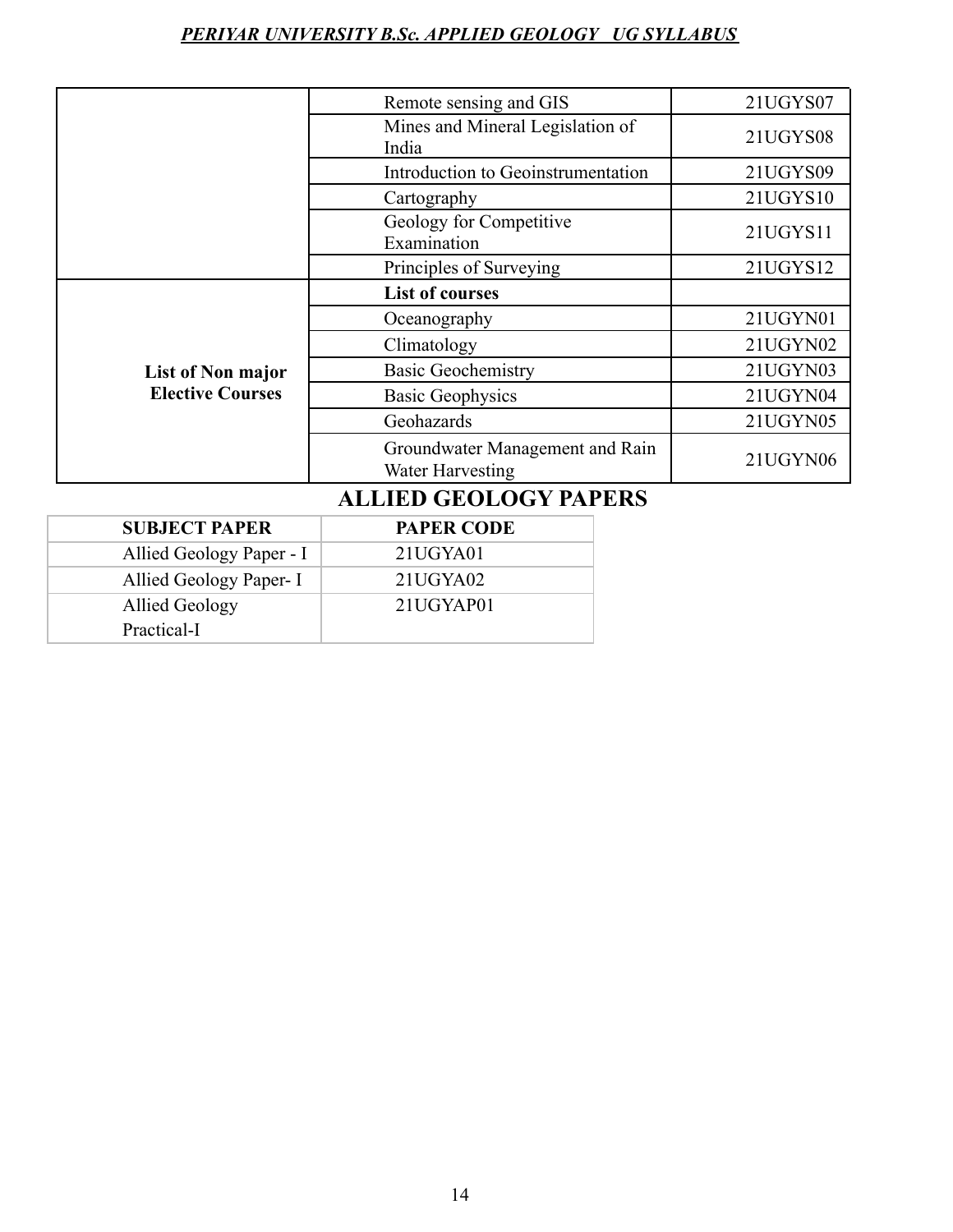| | | |
|---|---|---|
| | Remote sensing and GIS | 21UGYS07 |
| | Mines and Mineral Legislation of India | 21UGYS08 |
| | Introduction to Geoinstrumentation | 21UGYS09 |
| | Cartography | 21UGYS10 |
| | Geology for Competitive Examination | 21UGYS11 |
| | Principles of Surveying | 21UGYS12 |
| **List of Non major Elective Courses** | **List of courses** | |
| | Oceanography | 21UGYN01 |
| | Climatology | 21UGYN02 |
| | Basic Geochemistry | 21UGYN03 |
| | Basic Geophysics | 21UGYN04 |
| | Geohazards | 21UGYN05 |
| | Groundwater Management and Rain Water Harvesting | 21UGYN06 |

## ALLIED GEOLOGY PAPERS

| SUBJECT PAPER | PAPER CODE |
|---|---|
| Allied Geology Paper - I | 21UGYA01 |
| Allied Geology Paper- I | 21UGYA02 |
| Allied Geology Practical-I | 21UGYAP01 |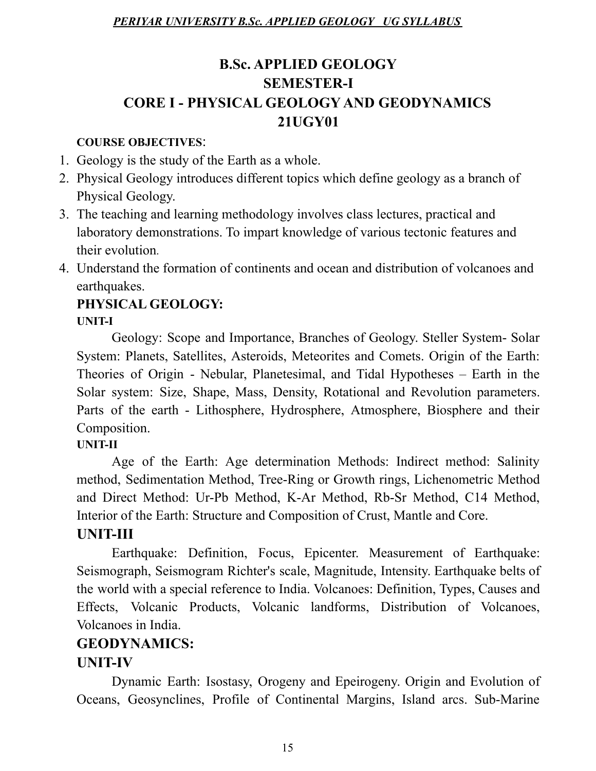# B.Sc. APPLIED GEOLOGY

## SEMESTER-I

## CORE I - PHYSICAL GEOLOGY AND GEODYNAMICS

## 21UGY01

**COURSE OBJECTIVES**:

1. Geology is the study of the Earth as a whole.
2. Physical Geology introduces different topics which define geology as a branch of Physical Geology.
3. The teaching and learning methodology involves class lectures, practical and laboratory demonstrations. To impart knowledge of various tectonic features and their evolution.
4. Understand the formation of continents and ocean and distribution of volcanoes and earthquakes.

### PHYSICAL GEOLOGY:

**UNIT-I**

Geology: Scope and Importance, Branches of Geology. Steller System- Solar System: Planets, Satellites, Asteroids, Meteorites and Comets. Origin of the Earth: Theories of Origin - Nebular, Planetesimal, and Tidal Hypotheses – Earth in the Solar system: Size, Shape, Mass, Density, Rotational and Revolution parameters. Parts of the earth - Lithosphere, Hydrosphere, Atmosphere, Biosphere and their Composition.

**UNIT-II**

Age of the Earth: Age determination Methods: Indirect method: Salinity method, Sedimentation Method, Tree-Ring or Growth rings, Lichenometric Method and Direct Method: Ur-Pb Method, K-Ar Method, Rb-Sr Method, C14 Method, Interior of the Earth: Structure and Composition of Crust, Mantle and Core.

**UNIT-III**

Earthquake: Definition, Focus, Epicenter. Measurement of Earthquake: Seismograph, Seismogram Richter's scale, Magnitude, Intensity. Earthquake belts of the world with a special reference to India. Volcanoes: Definition, Types, Causes and Effects, Volcanic Products, Volcanic landforms, Distribution of Volcanoes, Volcanoes in India.

### GEODYNAMICS:

**UNIT-IV**

Dynamic Earth: Isostasy, Orogeny and Epeirogeny. Origin and Evolution of Oceans, Geosynclines, Profile of Continental Margins, Island arcs. Sub-Marine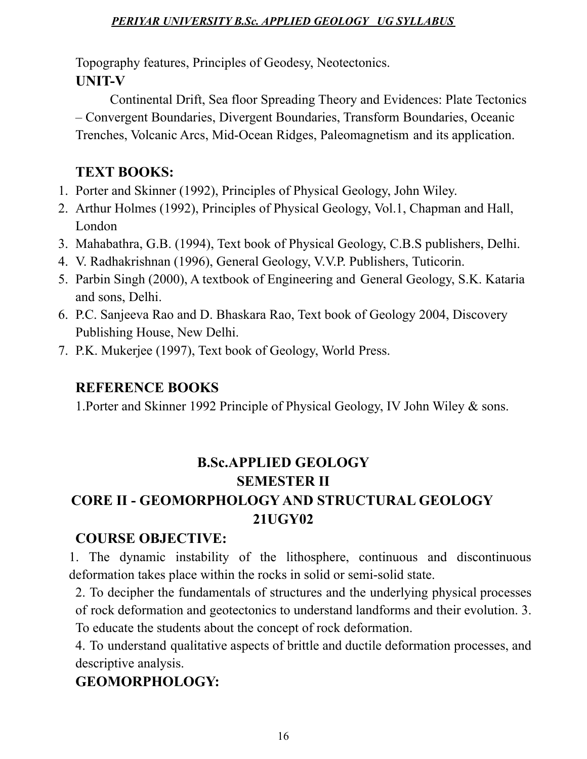Topography features, Principles of Geodesy, Neotectonics.

**UNIT-V**

Continental Drift, Sea floor Spreading Theory and Evidences: Plate Tectonics – Convergent Boundaries, Divergent Boundaries, Transform Boundaries, Oceanic Trenches, Volcanic Arcs, Mid-Ocean Ridges, Paleomagnetism and its application.

**TEXT BOOKS:**

1. Porter and Skinner (1992), Principles of Physical Geology, John Wiley.
2. Arthur Holmes (1992), Principles of Physical Geology, Vol.1, Chapman and Hall, London
3. Mahabathra, G.B. (1994), Text book of Physical Geology, C.B.S publishers, Delhi.
4. V. Radhakrishnan (1996), General Geology, V.V.P. Publishers, Tuticorin.
5. Parbin Singh (2000), A textbook of Engineering and General Geology, S.K. Kataria and sons, Delhi.
6. P.C. Sanjeeva Rao and D. Bhaskara Rao, Text book of Geology 2004, Discovery Publishing House, New Delhi.
7. P.K. Mukerjee (1997), Text book of Geology, World Press.

**REFERENCE BOOKS**

1.Porter and Skinner 1992 Principle of Physical Geology, IV John Wiley & sons.

## B.Sc.APPLIED GEOLOGY
## SEMESTER II
## CORE II - GEOMORPHOLOGY AND STRUCTURAL GEOLOGY
## 21UGY02

**COURSE OBJECTIVE:**

1. The dynamic instability of the lithosphere, continuous and discontinuous deformation takes place within the rocks in solid or semi-solid state.

2. To decipher the fundamentals of structures and the underlying physical processes of rock deformation and geotectonics to understand landforms and their evolution. 3. To educate the students about the concept of rock deformation.

4. To understand qualitative aspects of brittle and ductile deformation processes, and descriptive analysis.

**GEOMORPHOLOGY:**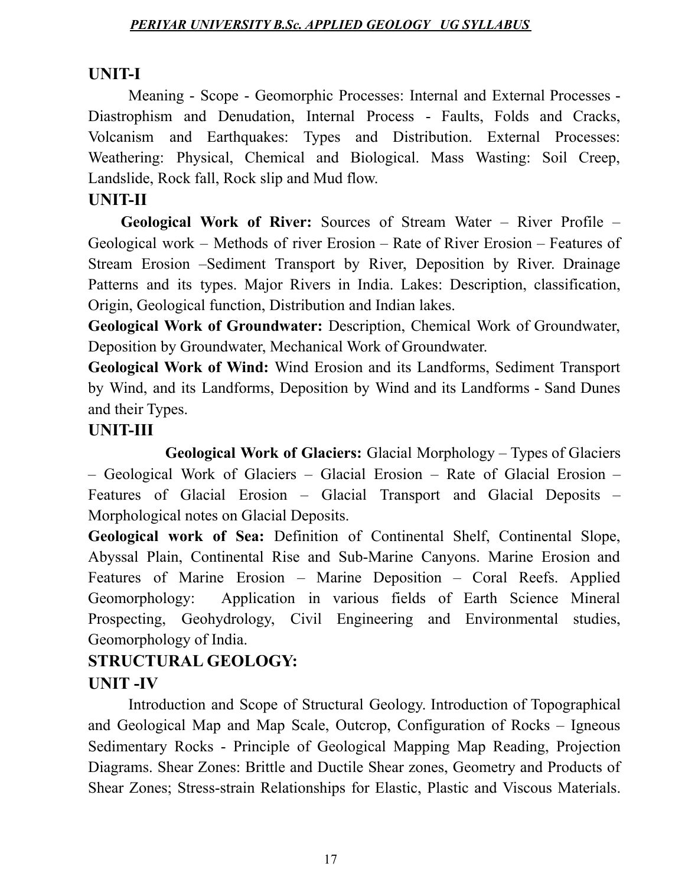## UNIT-I

Meaning - Scope - Geomorphic Processes: Internal and External Processes - Diastrophism and Denudation, Internal Process - Faults, Folds and Cracks, Volcanism and Earthquakes: Types and Distribution. External Processes: Weathering: Physical, Chemical and Biological. Mass Wasting: Soil Creep, Landslide, Rock fall, Rock slip and Mud flow.

## UNIT-II

**Geological Work of River:** Sources of Stream Water – River Profile – Geological work – Methods of river Erosion – Rate of River Erosion – Features of Stream Erosion –Sediment Transport by River, Deposition by River. Drainage Patterns and its types. Major Rivers in India. Lakes: Description, classification, Origin, Geological function, Distribution and Indian lakes.

**Geological Work of Groundwater:** Description, Chemical Work of Groundwater, Deposition by Groundwater, Mechanical Work of Groundwater.

**Geological Work of Wind:** Wind Erosion and its Landforms, Sediment Transport by Wind, and its Landforms, Deposition by Wind and its Landforms - Sand Dunes and their Types.

## UNIT-III

**Geological Work of Glaciers:** Glacial Morphology – Types of Glaciers – Geological Work of Glaciers – Glacial Erosion – Rate of Glacial Erosion – Features of Glacial Erosion – Glacial Transport and Glacial Deposits – Morphological notes on Glacial Deposits.

**Geological work of Sea:** Definition of Continental Shelf, Continental Slope, Abyssal Plain, Continental Rise and Sub-Marine Canyons. Marine Erosion and Features of Marine Erosion – Marine Deposition – Coral Reefs. Applied Geomorphology: Application in various fields of Earth Science Mineral Prospecting, Geohydrology, Civil Engineering and Environmental studies, Geomorphology of India.

## STRUCTURAL GEOLOGY:

## UNIT -IV

Introduction and Scope of Structural Geology. Introduction of Topographical and Geological Map and Map Scale, Outcrop, Configuration of Rocks – Igneous Sedimentary Rocks - Principle of Geological Mapping Map Reading, Projection Diagrams. Shear Zones: Brittle and Ductile Shear zones, Geometry and Products of Shear Zones; Stress-strain Relationships for Elastic, Plastic and Viscous Materials.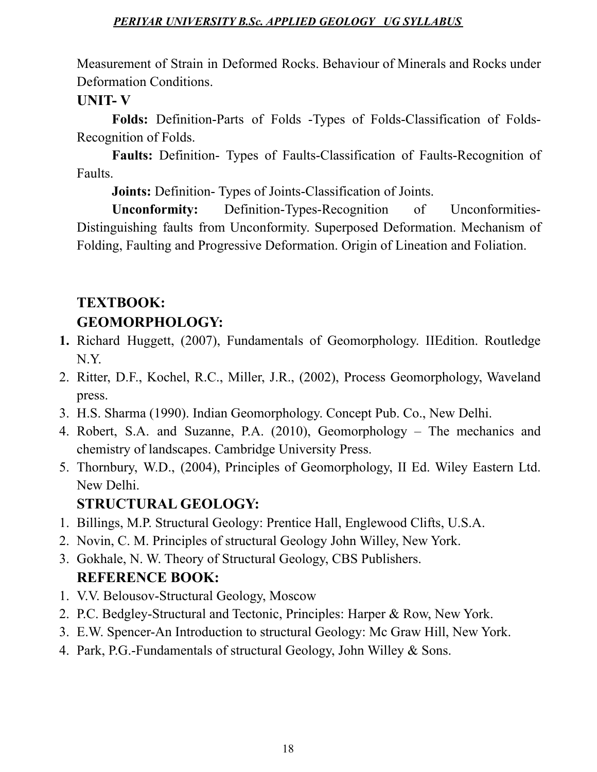Measurement of Strain in Deformed Rocks. Behaviour of Minerals and Rocks under Deformation Conditions.

**UNIT- V**

**Folds:** Definition-Parts of Folds -Types of Folds-Classification of Folds-Recognition of Folds.

**Faults:** Definition- Types of Faults-Classification of Faults-Recognition of Faults.

**Joints:** Definition- Types of Joints-Classification of Joints.

**Unconformity:** Definition-Types-Recognition of Unconformities-Distinguishing faults from Unconformity. Superposed Deformation. Mechanism of Folding, Faulting and Progressive Deformation. Origin of Lineation and Foliation.

**TEXTBOOK:**

**GEOMORPHOLOGY:**

1. Richard Huggett, (2007), Fundamentals of Geomorphology. IIEdition. Routledge N.Y.
2. Ritter, D.F., Kochel, R.C., Miller, J.R., (2002), Process Geomorphology, Waveland press.
3. H.S. Sharma (1990). Indian Geomorphology. Concept Pub. Co., New Delhi.
4. Robert, S.A. and Suzanne, P.A. (2010), Geomorphology – The mechanics and chemistry of landscapes. Cambridge University Press.
5. Thornbury, W.D., (2004), Principles of Geomorphology, II Ed. Wiley Eastern Ltd. New Delhi.

**STRUCTURAL GEOLOGY:**

1. Billings, M.P. Structural Geology: Prentice Hall, Englewood Clifts, U.S.A.
2. Novin, C. M. Principles of structural Geology John Willey, New York.
3. Gokhale, N. W. Theory of Structural Geology, CBS Publishers.

**REFERENCE BOOK:**

1. V.V. Belousov-Structural Geology, Moscow
2. P.C. Bedgley-Structural and Tectonic, Principles: Harper & Row, New York.
3. E.W. Spencer-An Introduction to structural Geology: Mc Graw Hill, New York.
4. Park, P.G.-Fundamentals of structural Geology, John Willey & Sons.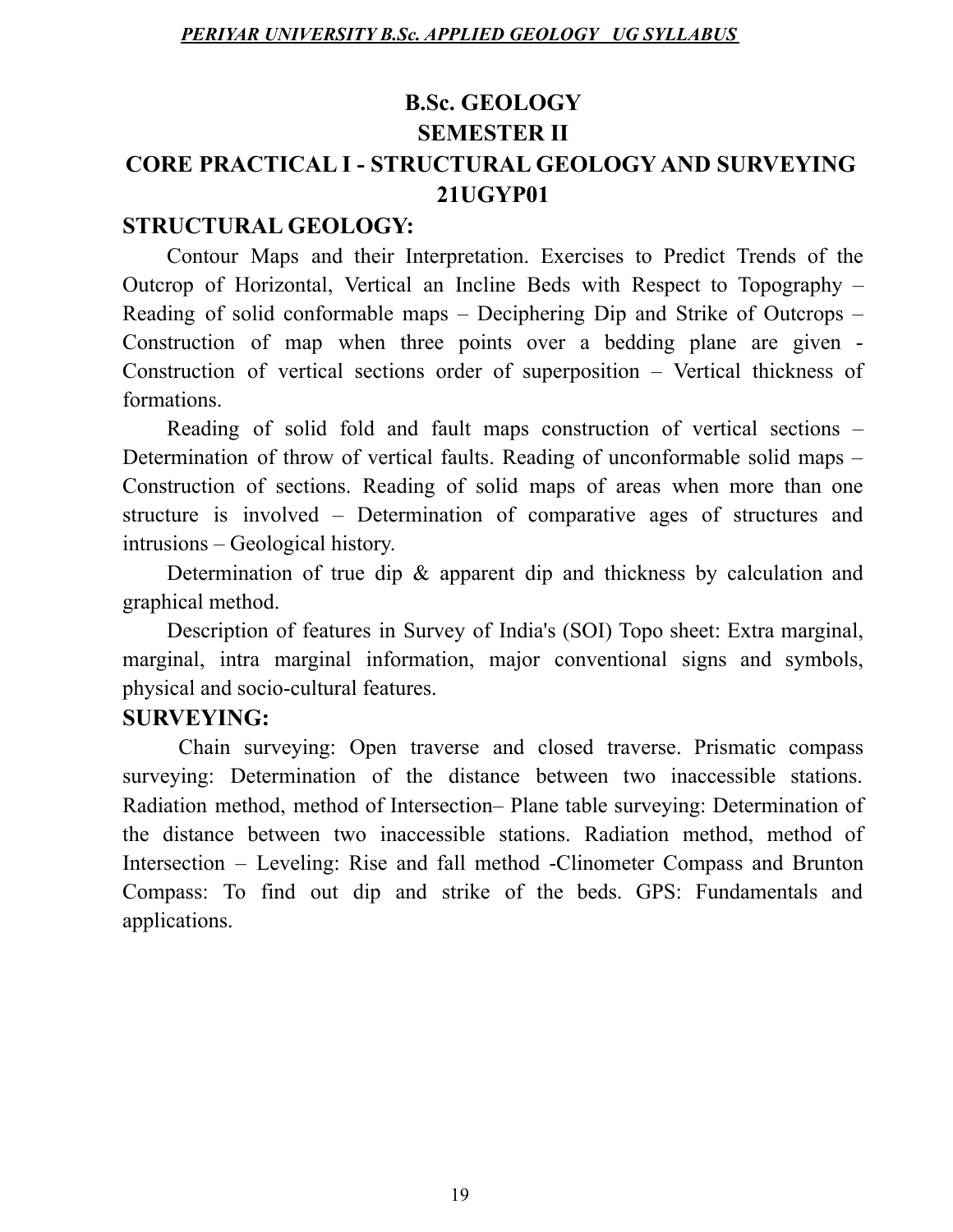# B.Sc. GEOLOGY

## SEMESTER II

## CORE PRACTICAL I - STRUCTURAL GEOLOGY AND SURVEYING

## 21UGYP01

### STRUCTURAL GEOLOGY:

Contour Maps and their Interpretation. Exercises to Predict Trends of the Outcrop of Horizontal, Vertical an Incline Beds with Respect to Topography – Reading of solid conformable maps – Deciphering Dip and Strike of Outcrops – Construction of map when three points over a bedding plane are given - Construction of vertical sections order of superposition – Vertical thickness of formations.

Reading of solid fold and fault maps construction of vertical sections – Determination of throw of vertical faults. Reading of unconformable solid maps – Construction of sections. Reading of solid maps of areas when more than one structure is involved – Determination of comparative ages of structures and intrusions – Geological history.

Determination of true dip & apparent dip and thickness by calculation and graphical method.

Description of features in Survey of India's (SOI) Topo sheet: Extra marginal, marginal, intra marginal information, major conventional signs and symbols, physical and socio-cultural features.

### SURVEYING:

Chain surveying: Open traverse and closed traverse. Prismatic compass surveying: Determination of the distance between two inaccessible stations. Radiation method, method of Intersection– Plane table surveying: Determination of the distance between two inaccessible stations. Radiation method, method of Intersection – Leveling: Rise and fall method -Clinometer Compass and Brunton Compass: To find out dip and strike of the beds. GPS: Fundamentals and applications.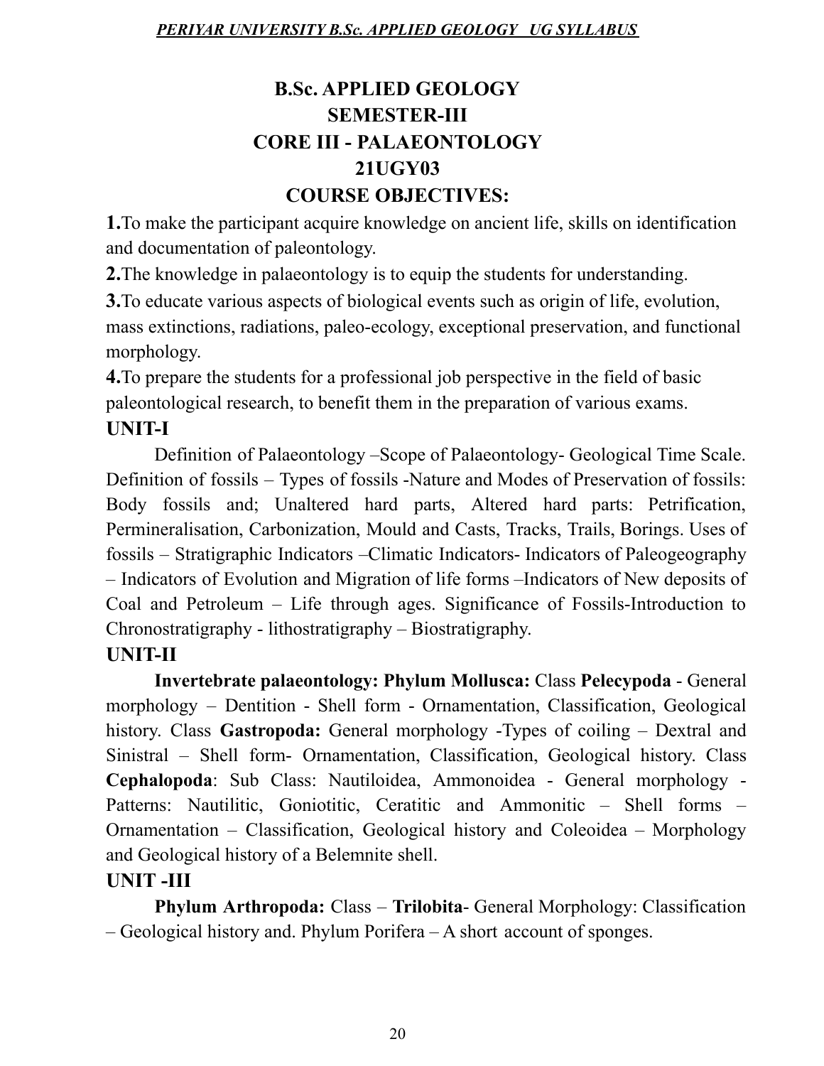# B.Sc. APPLIED GEOLOGY

## SEMESTER-III

## CORE III - PALAEONTOLOGY

## 21UGY03

## COURSE OBJECTIVES:

**1.**To make the participant acquire knowledge on ancient life, skills on identification and documentation of paleontology.

**2.**The knowledge in palaeontology is to equip the students for understanding.

**3.**To educate various aspects of biological events such as origin of life, evolution, mass extinctions, radiations, paleo-ecology, exceptional preservation, and functional morphology.

**4.**To prepare the students for a professional job perspective in the field of basic paleontological research, to benefit them in the preparation of various exams.

### UNIT-I

Definition of Palaeontology –Scope of Palaeontology- Geological Time Scale. Definition of fossils – Types of fossils -Nature and Modes of Preservation of fossils: Body fossils and; Unaltered hard parts, Altered hard parts: Petrification, Permineralisation, Carbonization, Mould and Casts, Tracks, Trails, Borings. Uses of fossils – Stratigraphic Indicators –Climatic Indicators- Indicators of Paleogeography – Indicators of Evolution and Migration of life forms –Indicators of New deposits of Coal and Petroleum – Life through ages. Significance of Fossils-Introduction to Chronostratigraphy - lithostratigraphy – Biostratigraphy.

### UNIT-II

**Invertebrate palaeontology: Phylum Mollusca:** Class **Pelecypoda** - General morphology – Dentition - Shell form - Ornamentation, Classification, Geological history. Class **Gastropoda:** General morphology -Types of coiling – Dextral and Sinistral – Shell form- Ornamentation, Classification, Geological history. Class **Cephalopoda**: Sub Class: Nautiloidea, Ammonoidea - General morphology - Patterns: Nautilitic, Goniotitic, Ceratitic and Ammonitic – Shell forms – Ornamentation – Classification, Geological history and Coleoidea – Morphology and Geological history of a Belemnite shell.

### UNIT -III

**Phylum Arthropoda:** Class – **Trilobita**- General Morphology: Classification – Geological history and. Phylum Porifera – A short account of sponges.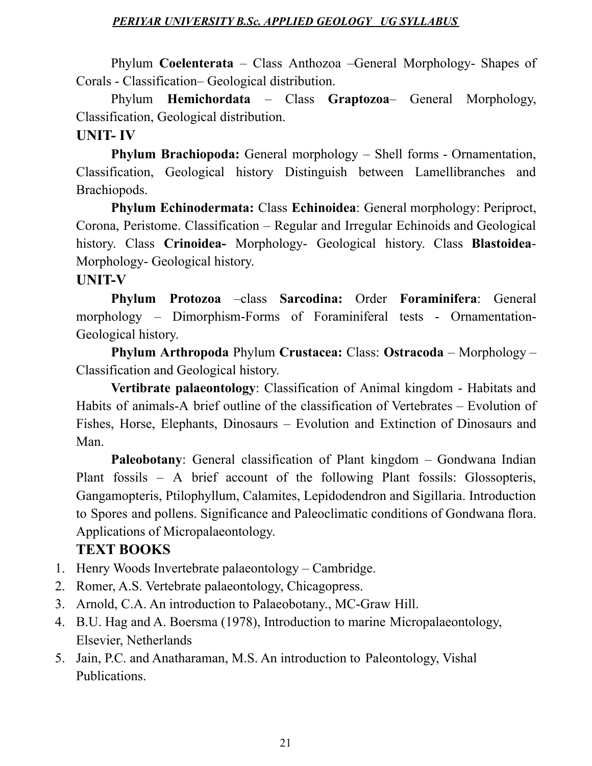Phylum **Coelenterata** – Class Anthozoa –General Morphology- Shapes of Corals - Classification– Geological distribution.

Phylum **Hemichordata** – Class **Graptozoa**– General Morphology, Classification, Geological distribution.

## UNIT- IV

**Phylum Brachiopoda:** General morphology – Shell forms - Ornamentation, Classification, Geological history Distinguish between Lamellibranches and Brachiopods.

**Phylum Echinodermata:** Class **Echinoidea**: General morphology: Periproct, Corona, Peristome. Classification – Regular and Irregular Echinoids and Geological history. Class **Crinoidea-** Morphology- Geological history. Class **Blastoidea**-Morphology- Geological history.

## UNIT-V

**Phylum Protozoa** –class **Sarcodina:** Order **Foraminifera**: General morphology – Dimorphism-Forms of Foraminiferal tests - Ornamentation-Geological history.

**Phylum Arthropoda** Phylum **Crustacea:** Class: **Ostracoda** – Morphology – Classification and Geological history.

**Vertibrate palaeontology**: Classification of Animal kingdom - Habitats and Habits of animals-A brief outline of the classification of Vertebrates – Evolution of Fishes, Horse, Elephants, Dinosaurs – Evolution and Extinction of Dinosaurs and Man.

**Paleobotany**: General classification of Plant kingdom – Gondwana Indian Plant fossils – A brief account of the following Plant fossils: Glossopteris, Gangamopteris, Ptilophyllum, Calamites, Lepidodendron and Sigillaria. Introduction to Spores and pollens. Significance and Paleoclimatic conditions of Gondwana flora. Applications of Micropalaeontology.

## TEXT BOOKS

1. Henry Woods Invertebrate palaeontology – Cambridge.
2. Romer, A.S. Vertebrate palaeontology, Chicagopress.
3. Arnold, C.A. An introduction to Palaeobotany., MC-Graw Hill.
4. B.U. Hag and A. Boersma (1978), Introduction to marine Micropalaeontology, Elsevier, Netherlands
5. Jain, P.C. and Anatharaman, M.S. An introduction to Paleontology, Vishal Publications.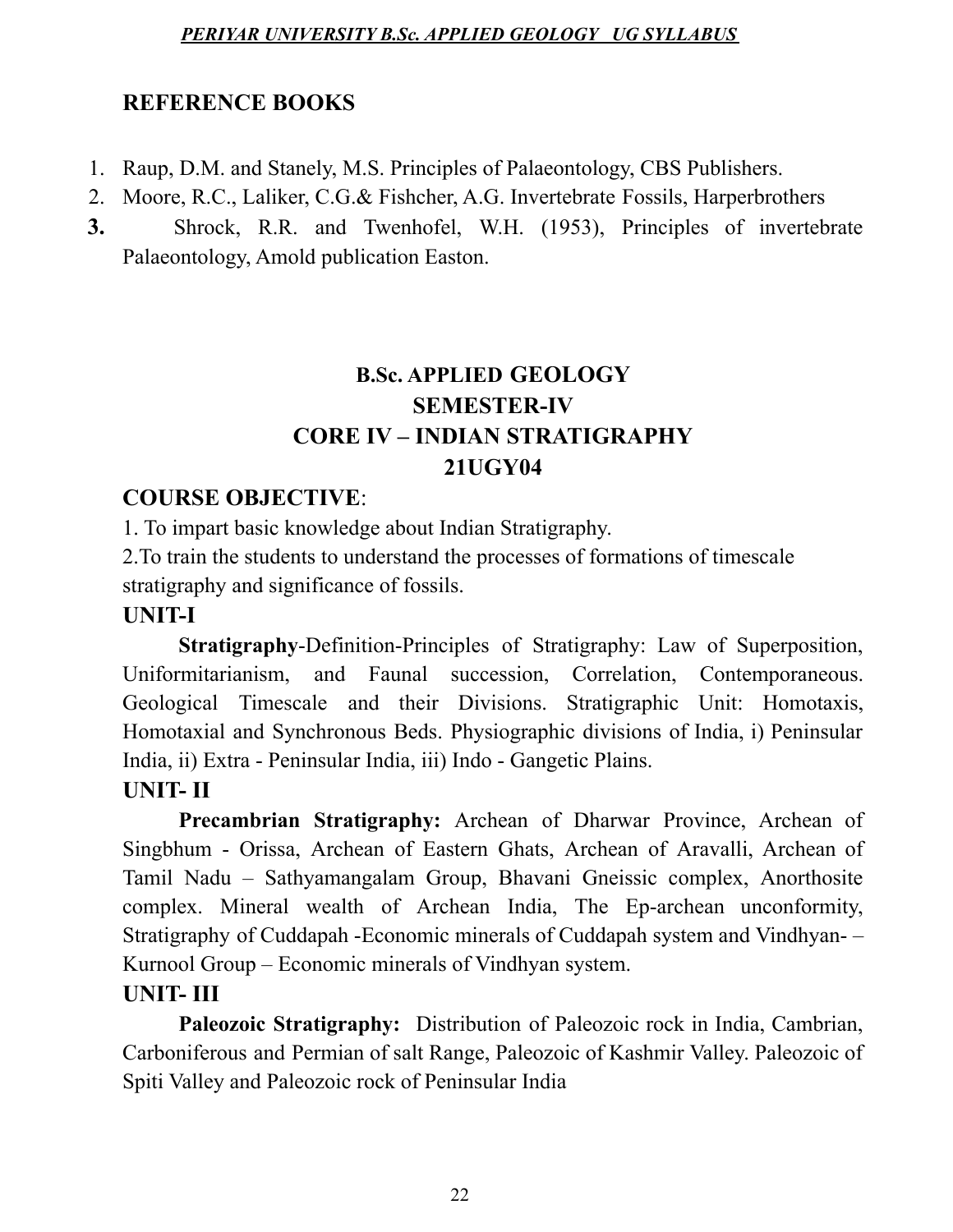## REFERENCE BOOKS

1. Raup, D.M. and Stanely, M.S. Principles of Palaeontology, CBS Publishers.
2. Moore, R.C., Laliker, C.G.& Fishcher, A.G. Invertebrate Fossils, Harperbrothers
3. Shrock, R.R. and Twenhofel, W.H. (1953), Principles of invertebrate Palaeontology, Amold publication Easton.

# B.Sc. APPLIED GEOLOGY
# SEMESTER-IV
# CORE IV – INDIAN STRATIGRAPHY
# 21UGY04

## COURSE OBJECTIVE:

1. To impart basic knowledge about Indian Stratigraphy.
2.To train the students to understand the processes of formations of timescale stratigraphy and significance of fossils.

### UNIT-I

**Stratigraphy**-Definition-Principles of Stratigraphy: Law of Superposition, Uniformitarianism, and Faunal succession, Correlation, Contemporaneous. Geological Timescale and their Divisions. Stratigraphic Unit: Homotaxis, Homotaxial and Synchronous Beds. Physiographic divisions of India, i) Peninsular India, ii) Extra - Peninsular India, iii) Indo - Gangetic Plains.

### UNIT- II

**Precambrian Stratigraphy:** Archean of Dharwar Province, Archean of Singbhum - Orissa, Archean of Eastern Ghats, Archean of Aravalli, Archean of Tamil Nadu – Sathyamangalam Group, Bhavani Gneissic complex, Anorthosite complex. Mineral wealth of Archean India, The Ep-archean unconformity, Stratigraphy of Cuddapah -Economic minerals of Cuddapah system and Vindhyan- – Kurnool Group – Economic minerals of Vindhyan system.

### UNIT- III

**Paleozoic Stratigraphy:** Distribution of Paleozoic rock in India, Cambrian, Carboniferous and Permian of salt Range, Paleozoic of Kashmir Valley. Paleozoic of Spiti Valley and Paleozoic rock of Peninsular India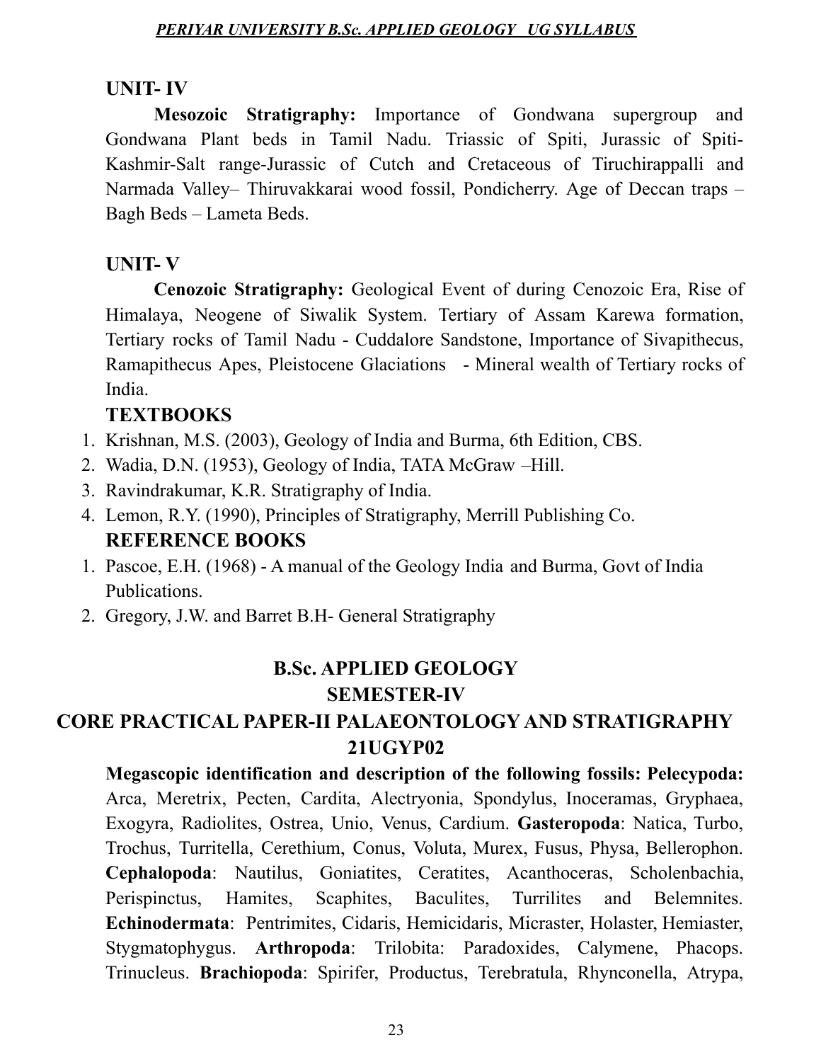## UNIT- IV

**Mesozoic Stratigraphy:** Importance of Gondwana supergroup and Gondwana Plant beds in Tamil Nadu. Triassic of Spiti, Jurassic of Spiti-Kashmir-Salt range-Jurassic of Cutch and Cretaceous of Tiruchirappalli and Narmada Valley– Thiruvakkarai wood fossil, Pondicherry. Age of Deccan traps – Bagh Beds – Lameta Beds.

## UNIT- V

**Cenozoic Stratigraphy:** Geological Event of during Cenozoic Era, Rise of Himalaya, Neogene of Siwalik System. Tertiary of Assam Karewa formation, Tertiary rocks of Tamil Nadu - Cuddalore Sandstone, Importance of Sivapithecus, Ramapithecus Apes, Pleistocene Glaciations - Mineral wealth of Tertiary rocks of India.

### TEXTBOOKS

1. Krishnan, M.S. (2003), Geology of India and Burma, 6th Edition, CBS.
2. Wadia, D.N. (1953), Geology of India, TATA McGraw –Hill.
3. Ravindrakumar, K.R. Stratigraphy of India.
4. Lemon, R.Y. (1990), Principles of Stratigraphy, Merrill Publishing Co.

### REFERENCE BOOKS

1. Pascoe, E.H. (1968) - A manual of the Geology India and Burma, Govt of India Publications.
2. Gregory, J.W. and Barret B.H- General Stratigraphy

## B.Sc. APPLIED GEOLOGY
## SEMESTER-IV
## CORE PRACTICAL PAPER-II PALAEONTOLOGY AND STRATIGRAPHY
## 21UGYP02

**Megascopic identification and description of the following fossils: Pelecypoda:** Arca, Meretrix, Pecten, Cardita, Alectryonia, Spondylus, Inoceramas, Gryphaea, Exogyra, Radiolites, Ostrea, Unio, Venus, Cardium. **Gasteropoda**: Natica, Turbo, Trochus, Turritella, Cerethium, Conus, Voluta, Murex, Fusus, Physa, Bellerophon. **Cephalopoda**: Nautilus, Goniatites, Ceratites, Acanthoceras, Scholenbachia, Perispinctus, Hamites, Scaphites, Baculites, Turrilites and Belemnites. **Echinodermata**: Pentrimites, Cidaris, Hemicidaris, Micraster, Holaster, Hemiaster, Stygmatophygus. **Arthropoda**: Trilobita: Paradoxides, Calymene, Phacops. Trinucleus. **Brachiopoda**: Spirifer, Productus, Terebratula, Rhynconella, Atrypa,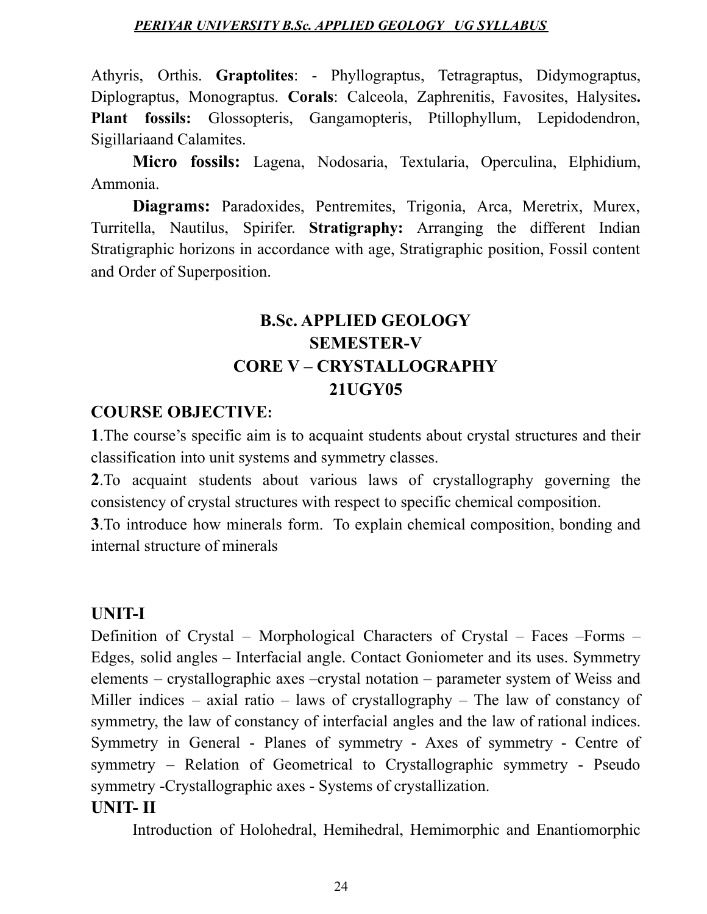Athyris, Orthis. **Graptolites**: - Phyllograptus, Tetragraptus, Didymograptus, Diplograptus, Monograptus. **Corals**: Calceola, Zaphrenitis, Favosites, Halysites. **Plant fossils:** Glossopteris, Gangamopteris, Ptillophyllum, Lepidodendron, Sigillariaand Calamites.

**Micro fossils:** Lagena, Nodosaria, Textularia, Operculina, Elphidium, Ammonia.

**Diagrams:** Paradoxides, Pentremites, Trigonia, Arca, Meretrix, Murex, Turritella, Nautilus, Spirifer. **Stratigraphy:** Arranging the different Indian Stratigraphic horizons in accordance with age, Stratigraphic position, Fossil content and Order of Superposition.

# B.Sc. APPLIED GEOLOGY
## SEMESTER-V
## CORE V – CRYSTALLOGRAPHY
## 21UGY05

### COURSE OBJECTIVE:

**1**.The course's specific aim is to acquaint students about crystal structures and their classification into unit systems and symmetry classes.

**2**.To acquaint students about various laws of crystallography governing the consistency of crystal structures with respect to specific chemical composition.

**3**.To introduce how minerals form. To explain chemical composition, bonding and internal structure of minerals

### UNIT-I

Definition of Crystal – Morphological Characters of Crystal – Faces –Forms – Edges, solid angles – Interfacial angle. Contact Goniometer and its uses. Symmetry elements – crystallographic axes –crystal notation – parameter system of Weiss and Miller indices – axial ratio – laws of crystallography – The law of constancy of symmetry, the law of constancy of interfacial angles and the law of rational indices. Symmetry in General - Planes of symmetry - Axes of symmetry - Centre of symmetry – Relation of Geometrical to Crystallographic symmetry - Pseudo symmetry -Crystallographic axes - Systems of crystallization.

### UNIT- II

Introduction of Holohedral, Hemihedral, Hemimorphic and Enantiomorphic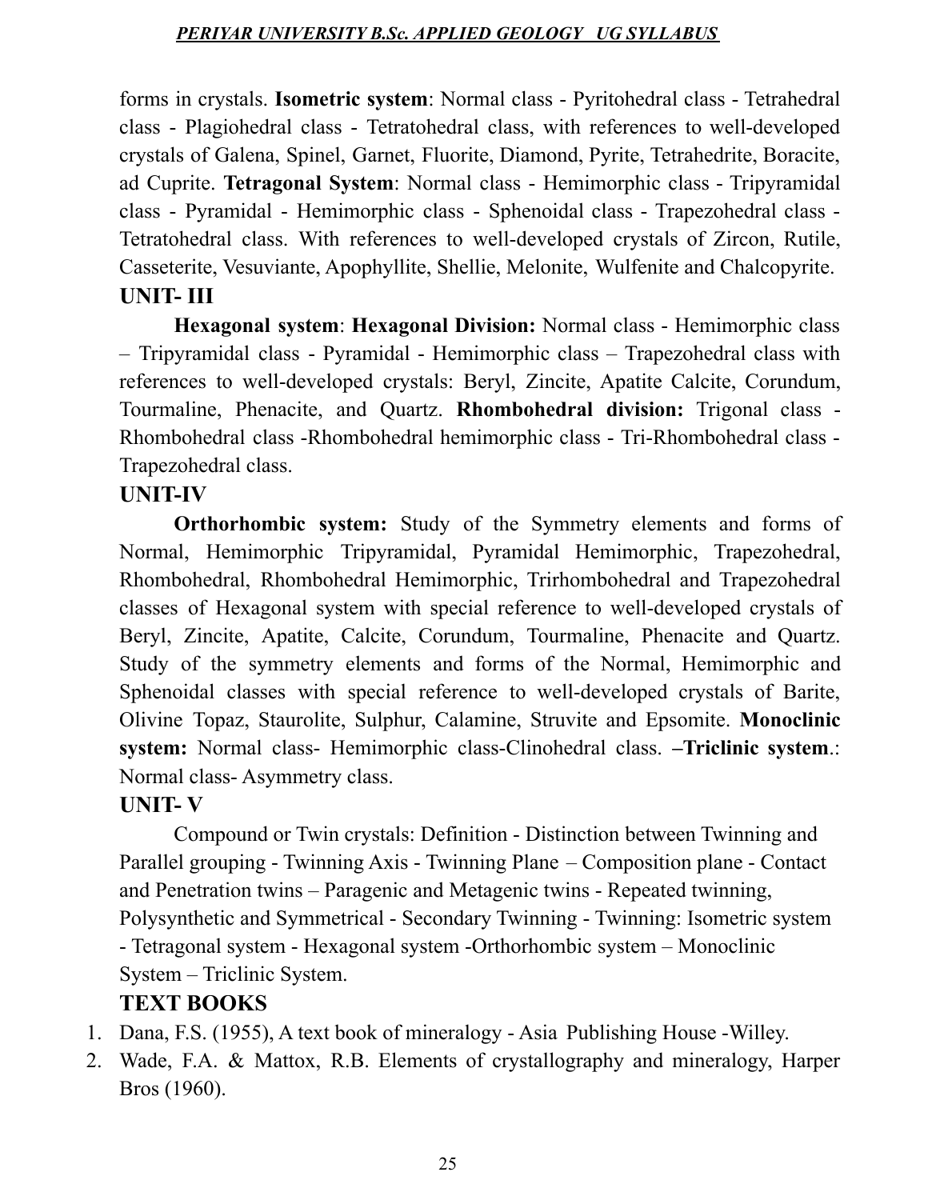forms in crystals. **Isometric system**: Normal class - Pyritohedral class - Tetrahedral class - Plagiohedral class - Tetratohedral class, with references to well-developed crystals of Galena, Spinel, Garnet, Fluorite, Diamond, Pyrite, Tetrahedrite, Boracite, ad Cuprite. **Tetragonal System**: Normal class - Hemimorphic class - Tripyramidal class - Pyramidal - Hemimorphic class - Sphenoidal class - Trapezohedral class - Tetratohedral class. With references to well-developed crystals of Zircon, Rutile, Casseterite, Vesuviante, Apophyllite, Shellie, Melonite, Wulfenite and Chalcopyrite.

## UNIT- III

**Hexagonal system**: **Hexagonal Division:** Normal class - Hemimorphic class – Tripyramidal class - Pyramidal - Hemimorphic class – Trapezohedral class with references to well-developed crystals: Beryl, Zincite, Apatite Calcite, Corundum, Tourmaline, Phenacite, and Quartz. **Rhombohedral division:** Trigonal class - Rhombohedral class -Rhombohedral hemimorphic class - Tri-Rhombohedral class - Trapezohedral class.

## UNIT-IV

**Orthorhombic system:** Study of the Symmetry elements and forms of Normal, Hemimorphic Tripyramidal, Pyramidal Hemimorphic, Trapezohedral, Rhombohedral, Rhombohedral Hemimorphic, Trirhombohedral and Trapezohedral classes of Hexagonal system with special reference to well-developed crystals of Beryl, Zincite, Apatite, Calcite, Corundum, Tourmaline, Phenacite and Quartz. Study of the symmetry elements and forms of the Normal, Hemimorphic and Sphenoidal classes with special reference to well-developed crystals of Barite, Olivine Topaz, Staurolite, Sulphur, Calamine, Struvite and Epsomite. **Monoclinic system:** Normal class- Hemimorphic class-Clinohedral class. **–Triclinic system**.: Normal class- Asymmetry class.

## UNIT- V

Compound or Twin crystals: Definition - Distinction between Twinning and Parallel grouping - Twinning Axis - Twinning Plane – Composition plane - Contact and Penetration twins – Paragenic and Metagenic twins - Repeated twinning, Polysynthetic and Symmetrical - Secondary Twinning - Twinning: Isometric system - Tetragonal system - Hexagonal system -Orthorhombic system – Monoclinic System – Triclinic System.

## TEXT BOOKS

1. Dana, F.S. (1955), A text book of mineralogy - Asia Publishing House -Willey.
2. Wade, F.A. & Mattox, R.B. Elements of crystallography and mineralogy, Harper Bros (1960).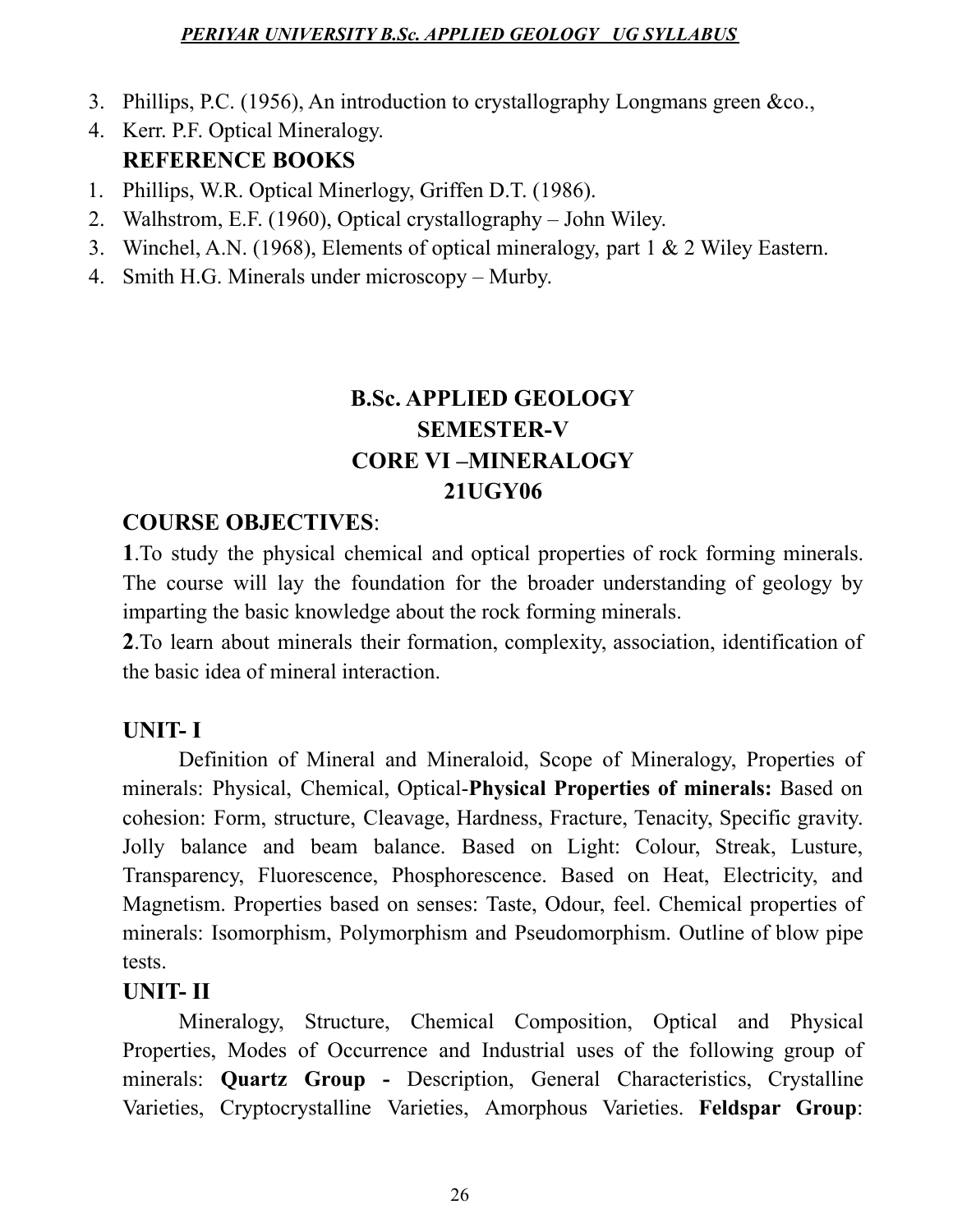3. Phillips, P.C. (1956), An introduction to crystallography Longmans green &co.,
4. Kerr. P.F. Optical Mineralogy.

**REFERENCE BOOKS**

1. Phillips, W.R. Optical Minerlogy, Griffen D.T. (1986).
2. Walhstrom, E.F. (1960), Optical crystallography – John Wiley.
3. Winchel, A.N. (1968), Elements of optical mineralogy, part 1 & 2 Wiley Eastern.
4. Smith H.G. Minerals under microscopy – Murby.

# B.Sc. APPLIED GEOLOGY
## SEMESTER-V
## CORE VI –MINERALOGY
## 21UGY06

**COURSE OBJECTIVES**:

**1**.To study the physical chemical and optical properties of rock forming minerals. The course will lay the foundation for the broader understanding of geology by imparting the basic knowledge about the rock forming minerals.

**2**.To learn about minerals their formation, complexity, association, identification of the basic idea of mineral interaction.

**UNIT- I**

Definition of Mineral and Mineraloid, Scope of Mineralogy, Properties of minerals: Physical, Chemical, Optical-**Physical Properties of minerals:** Based on cohesion: Form, structure, Cleavage, Hardness, Fracture, Tenacity, Specific gravity. Jolly balance and beam balance. Based on Light: Colour, Streak, Lusture, Transparency, Fluorescence, Phosphorescence. Based on Heat, Electricity, and Magnetism. Properties based on senses: Taste, Odour, feel. Chemical properties of minerals: Isomorphism, Polymorphism and Pseudomorphism. Outline of blow pipe tests.

**UNIT- II**

Mineralogy, Structure, Chemical Composition, Optical and Physical Properties, Modes of Occurrence and Industrial uses of the following group of minerals: **Quartz Group -** Description, General Characteristics, Crystalline Varieties, Cryptocrystalline Varieties, Amorphous Varieties. **Feldspar Group**: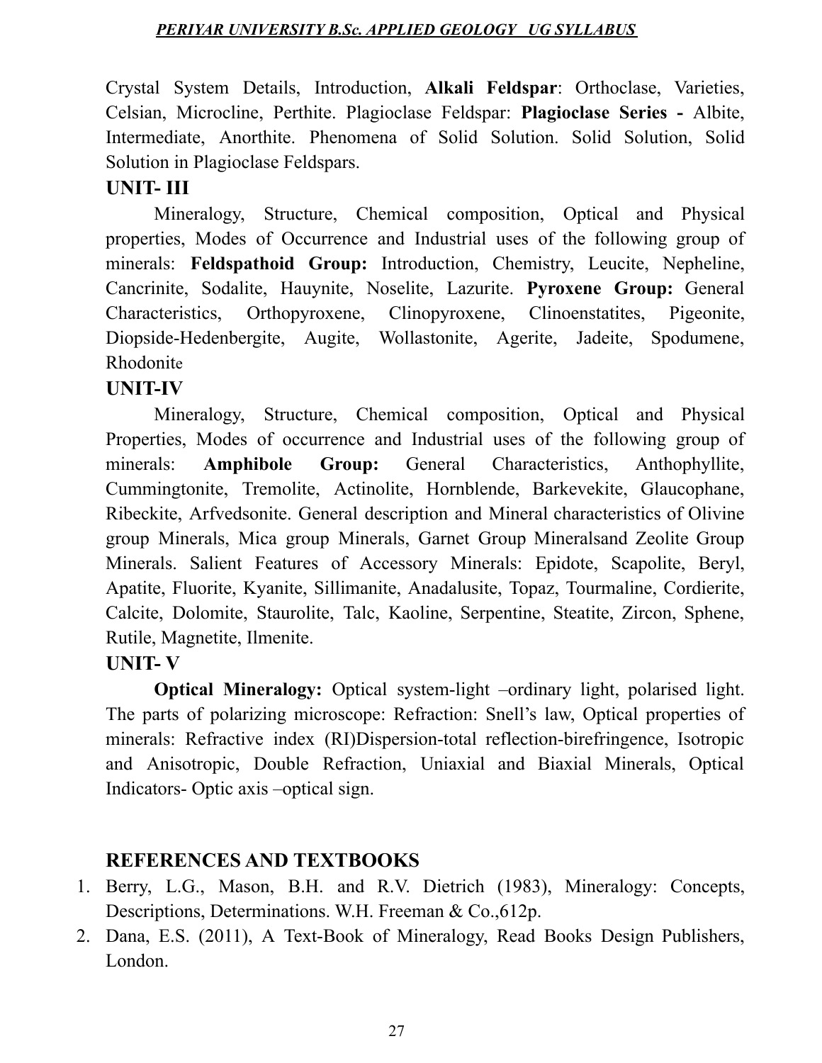Crystal System Details, Introduction, **Alkali Feldspar**: Orthoclase, Varieties, Celsian, Microcline, Perthite. Plagioclase Feldspar: **Plagioclase Series -** Albite, Intermediate, Anorthite. Phenomena of Solid Solution. Solid Solution, Solid Solution in Plagioclase Feldspars.

## UNIT- III

Mineralogy, Structure, Chemical composition, Optical and Physical properties, Modes of Occurrence and Industrial uses of the following group of minerals: **Feldspathoid Group:** Introduction, Chemistry, Leucite, Nepheline, Cancrinite, Sodalite, Hauynite, Noselite, Lazurite. **Pyroxene Group:** General Characteristics, Orthopyroxene, Clinopyroxene, Clinoenstatites, Pigeonite, Diopside-Hedenbergite, Augite, Wollastonite, Agerite, Jadeite, Spodumene, Rhodonite

## UNIT-IV

Mineralogy, Structure, Chemical composition, Optical and Physical Properties, Modes of occurrence and Industrial uses of the following group of minerals: **Amphibole Group:** General Characteristics, Anthophyllite, Cummingtonite, Tremolite, Actinolite, Hornblende, Barkevekite, Glaucophane, Ribeckite, Arfvedsonite. General description and Mineral characteristics of Olivine group Minerals, Mica group Minerals, Garnet Group Mineralsand Zeolite Group Minerals. Salient Features of Accessory Minerals: Epidote, Scapolite, Beryl, Apatite, Fluorite, Kyanite, Sillimanite, Anadalusite, Topaz, Tourmaline, Cordierite, Calcite, Dolomite, Staurolite, Talc, Kaoline, Serpentine, Steatite, Zircon, Sphene, Rutile, Magnetite, Ilmenite.

## UNIT- V

**Optical Mineralogy:** Optical system-light –ordinary light, polarised light. The parts of polarizing microscope: Refraction: Snell's law, Optical properties of minerals: Refractive index (RI)Dispersion-total reflection-birefringence, Isotropic and Anisotropic, Double Refraction, Uniaxial and Biaxial Minerals, Optical Indicators- Optic axis –optical sign.

## REFERENCES AND TEXTBOOKS

1. Berry, L.G., Mason, B.H. and R.V. Dietrich (1983), Mineralogy: Concepts, Descriptions, Determinations. W.H. Freeman & Co.,612p.
2. Dana, E.S. (2011), A Text-Book of Mineralogy, Read Books Design Publishers, London.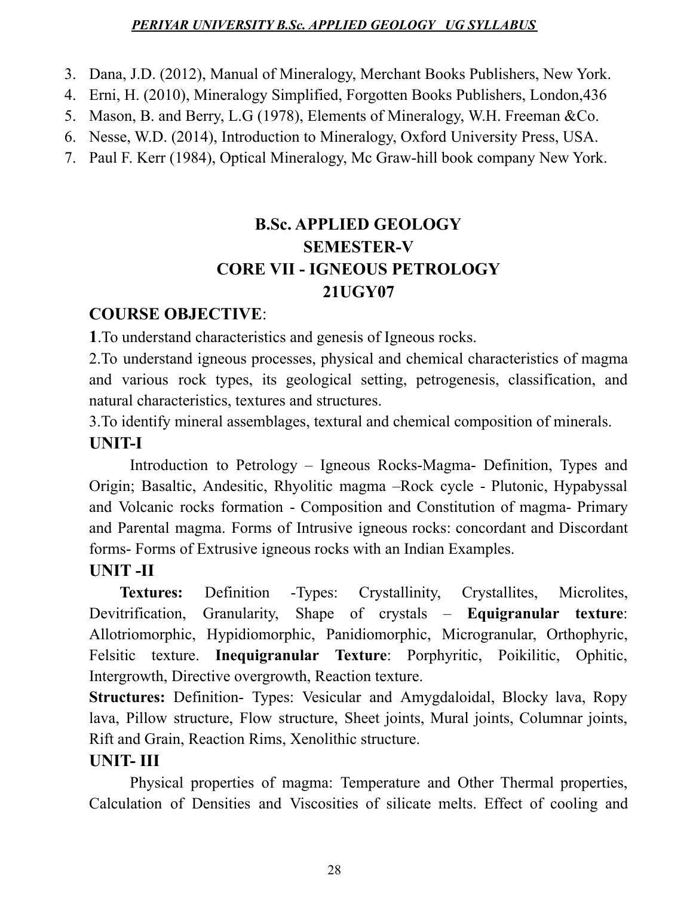3. Dana, J.D. (2012), Manual of Mineralogy, Merchant Books Publishers, New York.
4. Erni, H. (2010), Mineralogy Simplified, Forgotten Books Publishers, London,436
5. Mason, B. and Berry, L.G (1978), Elements of Mineralogy, W.H. Freeman &Co.
6. Nesse, W.D. (2014), Introduction to Mineralogy, Oxford University Press, USA.
7. Paul F. Kerr (1984), Optical Mineralogy, Mc Graw-hill book company New York.

# B.Sc. APPLIED GEOLOGY
## SEMESTER-V
## CORE VII - IGNEOUS PETROLOGY
## 21UGY07

### COURSE OBJECTIVE:

**1**.To understand characteristics and genesis of Igneous rocks.

2.To understand igneous processes, physical and chemical characteristics of magma and various rock types, its geological setting, petrogenesis, classification, and natural characteristics, textures and structures.

3.To identify mineral assemblages, textural and chemical composition of minerals.

### UNIT-I

Introduction to Petrology – Igneous Rocks-Magma- Definition, Types and Origin; Basaltic, Andesitic, Rhyolitic magma –Rock cycle - Plutonic, Hypabyssal and Volcanic rocks formation - Composition and Constitution of magma- Primary and Parental magma. Forms of Intrusive igneous rocks: concordant and Discordant forms- Forms of Extrusive igneous rocks with an Indian Examples.

### UNIT -II

**Textures:** Definition -Types: Crystallinity, Crystallites, Microlites, Devitrification, Granularity, Shape of crystals – **Equigranular texture**: Allotriomorphic, Hypidiomorphic, Panidiomorphic, Microgranular, Orthophyric, Felsitic texture. **Inequigranular Texture**: Porphyritic, Poikilitic, Ophitic, Intergrowth, Directive overgrowth, Reaction texture.

**Structures:** Definition- Types: Vesicular and Amygdaloidal, Blocky lava, Ropy lava, Pillow structure, Flow structure, Sheet joints, Mural joints, Columnar joints, Rift and Grain, Reaction Rims, Xenolithic structure.

### UNIT- III

Physical properties of magma: Temperature and Other Thermal properties, Calculation of Densities and Viscosities of silicate melts. Effect of cooling and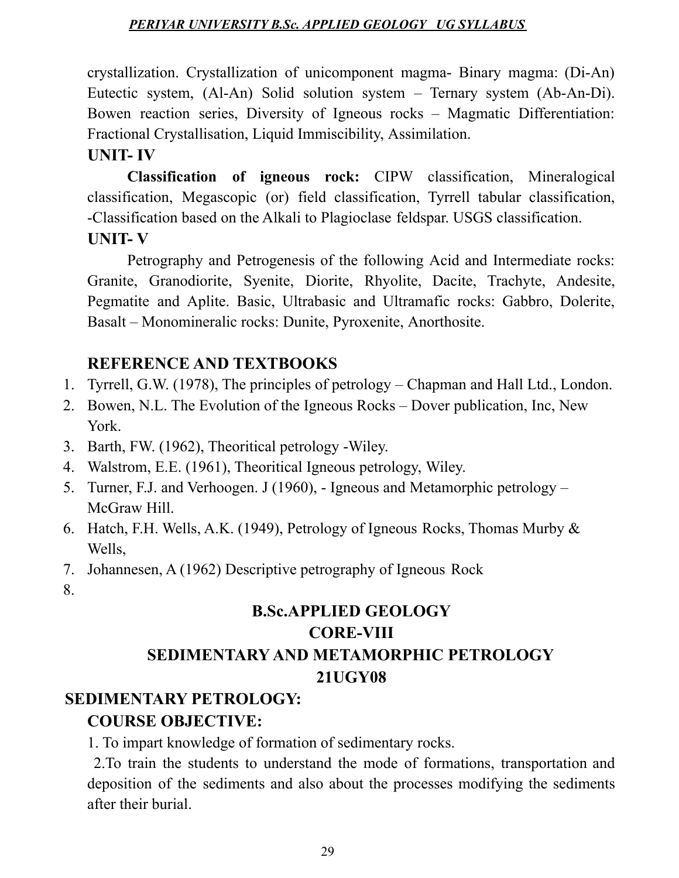crystallization. Crystallization of unicomponent magma- Binary magma: (Di-An) Eutectic system, (Al-An) Solid solution system – Ternary system (Ab-An-Di). Bowen reaction series, Diversity of Igneous rocks – Magmatic Differentiation: Fractional Crystallisation, Liquid Immiscibility, Assimilation.

**UNIT- IV**

**Classification of igneous rock:** CIPW classification, Mineralogical classification, Megascopic (or) field classification, Tyrrell tabular classification, -Classification based on the Alkali to Plagioclase feldspar. USGS classification.

**UNIT- V**

Petrography and Petrogenesis of the following Acid and Intermediate rocks: Granite, Granodiorite, Syenite, Diorite, Rhyolite, Dacite, Trachyte, Andesite, Pegmatite and Aplite. Basic, Ultrabasic and Ultramafic rocks: Gabbro, Dolerite, Basalt – Monomineralic rocks: Dunite, Pyroxenite, Anorthosite.

**REFERENCE AND TEXTBOOKS**

1. Tyrrell, G.W. (1978), The principles of petrology – Chapman and Hall Ltd., London.
2. Bowen, N.L. The Evolution of the Igneous Rocks – Dover publication, Inc, New York.
3. Barth, FW. (1962), Theoritical petrology -Wiley.
4. Walstrom, E.E. (1961), Theoritical Igneous petrology, Wiley.
5. Turner, F.J. and Verhoogen. J (1960), - Igneous and Metamorphic petrology – McGraw Hill.
6. Hatch, F.H. Wells, A.K. (1949), Petrology of Igneous Rocks, Thomas Murby & Wells,
7. Johannesen, A (1962) Descriptive petrography of Igneous Rock
8.

## B.Sc.APPLIED GEOLOGY
## CORE-VIII
## SEDIMENTARY AND METAMORPHIC PETROLOGY
## 21UGY08

**SEDIMENTARY PETROLOGY:**

**COURSE OBJECTIVE:**

1. To impart knowledge of formation of sedimentary rocks.

2.To train the students to understand the mode of formations, transportation and deposition of the sediments and also about the processes modifying the sediments after their burial.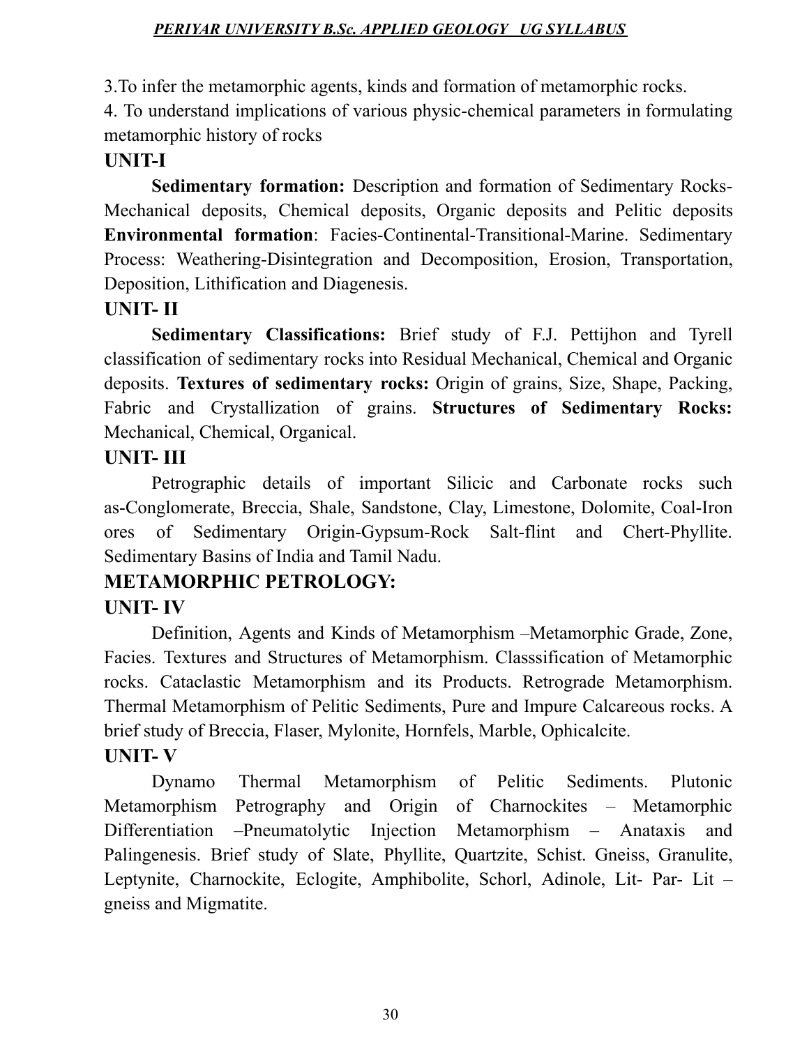3.To infer the metamorphic agents, kinds and formation of metamorphic rocks.

4. To understand implications of various physic-chemical parameters in formulating metamorphic history of rocks

## UNIT-I

**Sedimentary formation:** Description and formation of Sedimentary Rocks-Mechanical deposits, Chemical deposits, Organic deposits and Pelitic deposits **Environmental formation**: Facies-Continental-Transitional-Marine. Sedimentary Process: Weathering-Disintegration and Decomposition, Erosion, Transportation, Deposition, Lithification and Diagenesis.

## UNIT- II

**Sedimentary Classifications:** Brief study of F.J. Pettijhon and Tyrell classification of sedimentary rocks into Residual Mechanical, Chemical and Organic deposits. **Textures of sedimentary rocks:** Origin of grains, Size, Shape, Packing, Fabric and Crystallization of grains. **Structures of Sedimentary Rocks:** Mechanical, Chemical, Organical.

## UNIT- III

Petrographic details of important Silicic and Carbonate rocks such as-Conglomerate, Breccia, Shale, Sandstone, Clay, Limestone, Dolomite, Coal-Iron ores of Sedimentary Origin-Gypsum-Rock Salt-flint and Chert-Phyllite. Sedimentary Basins of India and Tamil Nadu.

# METAMORPHIC PETROLOGY:

## UNIT- IV

Definition, Agents and Kinds of Metamorphism –Metamorphic Grade, Zone, Facies. Textures and Structures of Metamorphism. Classsification of Metamorphic rocks. Cataclastic Metamorphism and its Products. Retrograde Metamorphism. Thermal Metamorphism of Pelitic Sediments, Pure and Impure Calcareous rocks. A brief study of Breccia, Flaser, Mylonite, Hornfels, Marble, Ophicalcite.

## UNIT- V

Dynamo Thermal Metamorphism of Pelitic Sediments. Plutonic Metamorphism Petrography and Origin of Charnockites – Metamorphic Differentiation –Pneumatolytic Injection Metamorphism – Anataxis and Palingenesis. Brief study of Slate, Phyllite, Quartzite, Schist. Gneiss, Granulite, Leptynite, Charnockite, Eclogite, Amphibolite, Schorl, Adinole, Lit- Par- Lit – gneiss and Migmatite.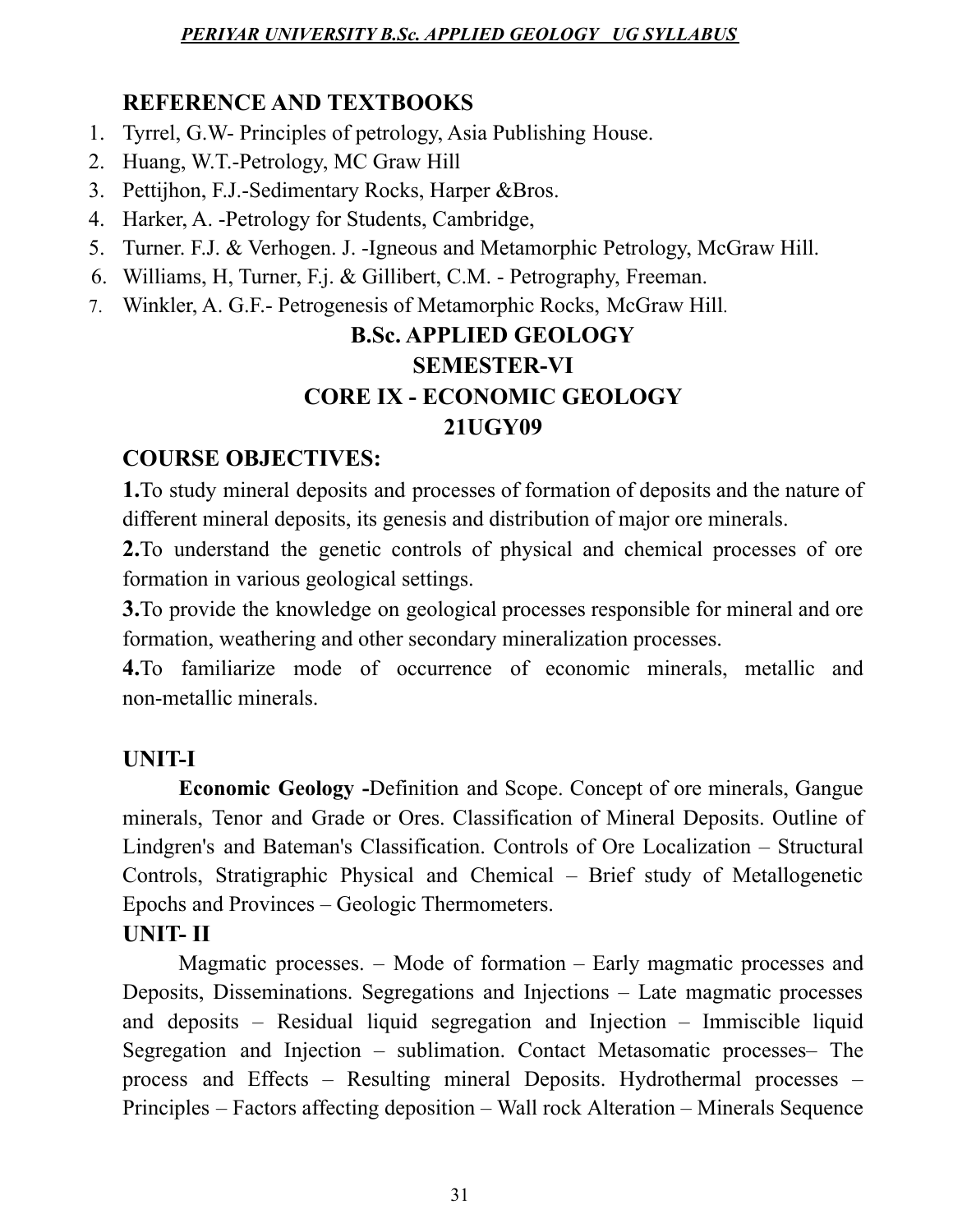### REFERENCE AND TEXTBOOKS

1. Tyrrel, G.W- Principles of petrology, Asia Publishing House.
2. Huang, W.T.-Petrology, MC Graw Hill
3. Pettijhon, F.J.-Sedimentary Rocks, Harper &Bros.
4. Harker, A. -Petrology for Students, Cambridge,
5. Turner. F.J. & Verhogen. J. -Igneous and Metamorphic Petrology, McGraw Hill.
6. Williams, H, Turner, F.j. & Gillibert, C.M. - Petrography, Freeman.
7. Winkler, A. G.F.- Petrogenesis of Metamorphic Rocks, McGraw Hill.

## B.Sc. APPLIED GEOLOGY
## SEMESTER-VI
## CORE IX - ECONOMIC GEOLOGY
## 21UGY09

### COURSE OBJECTIVES:

**1.**To study mineral deposits and processes of formation of deposits and the nature of different mineral deposits, its genesis and distribution of major ore minerals.

**2.**To understand the genetic controls of physical and chemical processes of ore formation in various geological settings.

**3.**To provide the knowledge on geological processes responsible for mineral and ore formation, weathering and other secondary mineralization processes.

**4.**To familiarize mode of occurrence of economic minerals, metallic and non-metallic minerals.

### UNIT-I

**Economic Geology -**Definition and Scope. Concept of ore minerals, Gangue minerals, Tenor and Grade or Ores. Classification of Mineral Deposits. Outline of Lindgren's and Bateman's Classification. Controls of Ore Localization – Structural Controls, Stratigraphic Physical and Chemical – Brief study of Metallogenetic Epochs and Provinces – Geologic Thermometers.

### UNIT- II

Magmatic processes. – Mode of formation – Early magmatic processes and Deposits, Disseminations. Segregations and Injections – Late magmatic processes and deposits – Residual liquid segregation and Injection – Immiscible liquid Segregation and Injection – sublimation. Contact Metasomatic processes– The process and Effects – Resulting mineral Deposits. Hydrothermal processes – Principles – Factors affecting deposition – Wall rock Alteration – Minerals Sequence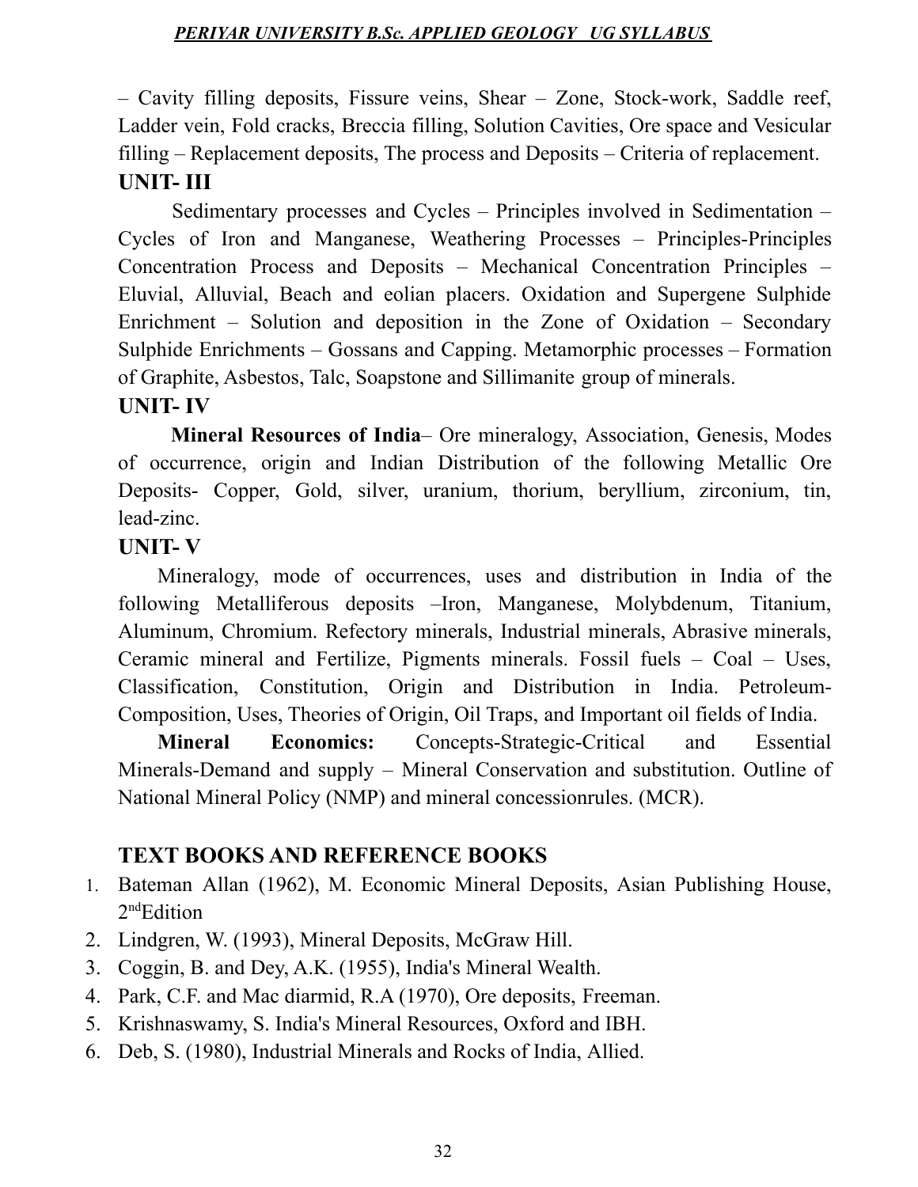– Cavity filling deposits, Fissure veins, Shear – Zone, Stock-work, Saddle reef, Ladder vein, Fold cracks, Breccia filling, Solution Cavities, Ore space and Vesicular filling – Replacement deposits, The process and Deposits – Criteria of replacement.

## UNIT- III

Sedimentary processes and Cycles – Principles involved in Sedimentation – Cycles of Iron and Manganese, Weathering Processes – Principles-Principles Concentration Process and Deposits – Mechanical Concentration Principles – Eluvial, Alluvial, Beach and eolian placers. Oxidation and Supergene Sulphide Enrichment – Solution and deposition in the Zone of Oxidation – Secondary Sulphide Enrichments – Gossans and Capping. Metamorphic processes – Formation of Graphite, Asbestos, Talc, Soapstone and Sillimanite group of minerals.

## UNIT- IV

**Mineral Resources of India**– Ore mineralogy, Association, Genesis, Modes of occurrence, origin and Indian Distribution of the following Metallic Ore Deposits- Copper, Gold, silver, uranium, thorium, beryllium, zirconium, tin, lead-zinc.

## UNIT- V

Mineralogy, mode of occurrences, uses and distribution in India of the following Metalliferous deposits –Iron, Manganese, Molybdenum, Titanium, Aluminum, Chromium. Refectory minerals, Industrial minerals, Abrasive minerals, Ceramic mineral and Fertilize, Pigments minerals. Fossil fuels – Coal – Uses, Classification, Constitution, Origin and Distribution in India. Petroleum-Composition, Uses, Theories of Origin, Oil Traps, and Important oil fields of India.

**Mineral Economics:** Concepts-Strategic-Critical and Essential Minerals-Demand and supply – Mineral Conservation and substitution. Outline of National Mineral Policy (NMP) and mineral concessionrules. (MCR).

## TEXT BOOKS AND REFERENCE BOOKS

1. Bateman Allan (1962), M. Economic Mineral Deposits, Asian Publishing House, 2nd Edition
2. Lindgren, W. (1993), Mineral Deposits, McGraw Hill.
3. Coggin, B. and Dey, A.K. (1955), India's Mineral Wealth.
4. Park, C.F. and Mac diarmid, R.A (1970), Ore deposits, Freeman.
5. Krishnaswamy, S. India's Mineral Resources, Oxford and IBH.
6. Deb, S. (1980), Industrial Minerals and Rocks of India, Allied.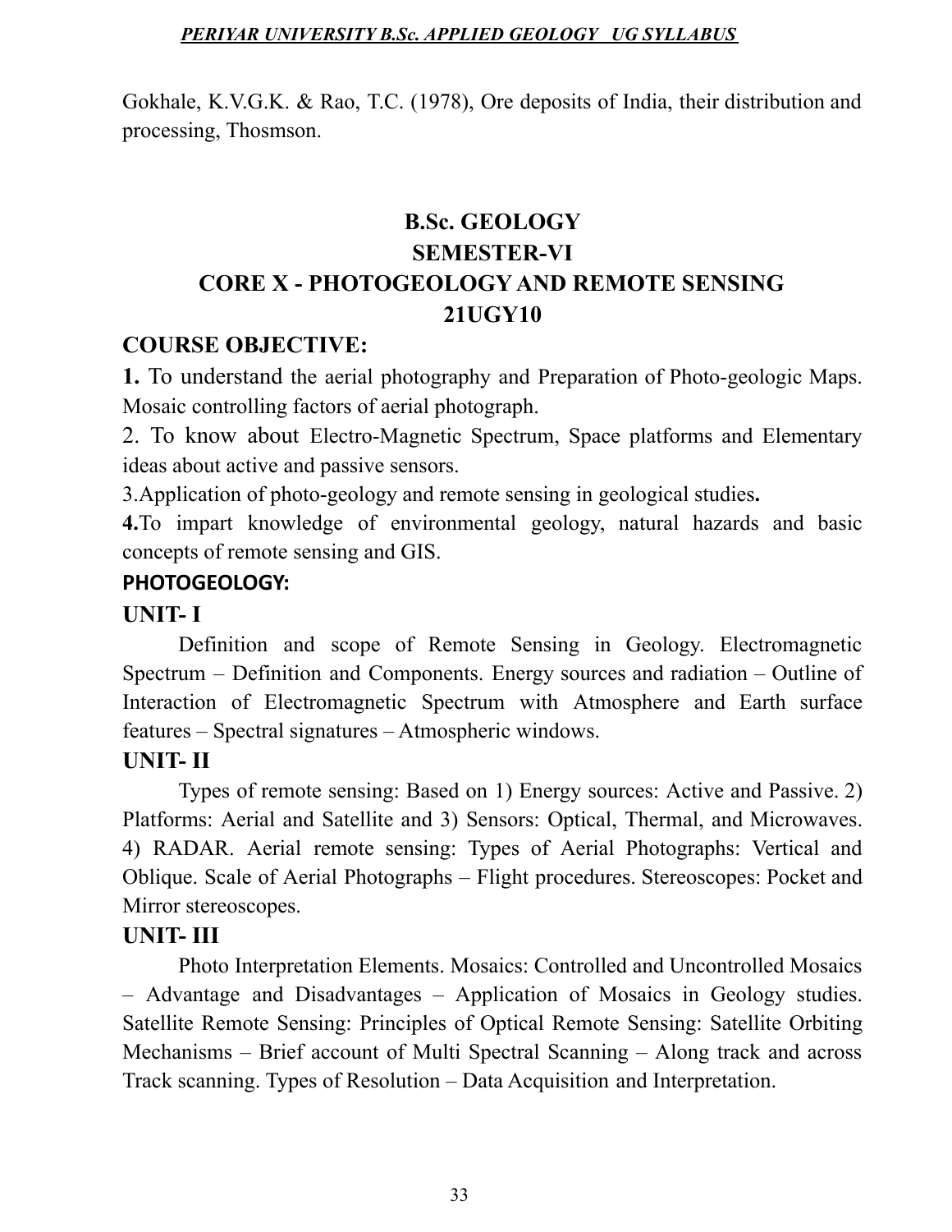Gokhale, K.V.G.K. & Rao, T.C. (1978), Ore deposits of India, their distribution and processing, Thosmson.

# B.Sc. GEOLOGY

## SEMESTER-VI

## CORE X - PHOTOGEOLOGY AND REMOTE SENSING

## 21UGY10

### COURSE OBJECTIVE:

**1.** To understand the aerial photography and Preparation of Photo-geologic Maps. Mosaic controlling factors of aerial photograph.

2. To know about Electro-Magnetic Spectrum, Space platforms and Elementary ideas about active and passive sensors.

3.Application of photo-geology and remote sensing in geological studies**.**

**4.**To impart knowledge of environmental geology, natural hazards and basic concepts of remote sensing and GIS.

### PHOTOGEOLOGY:

### UNIT- I

Definition and scope of Remote Sensing in Geology. Electromagnetic Spectrum – Definition and Components. Energy sources and radiation – Outline of Interaction of Electromagnetic Spectrum with Atmosphere and Earth surface features – Spectral signatures – Atmospheric windows.

### UNIT- II

Types of remote sensing: Based on 1) Energy sources: Active and Passive. 2) Platforms: Aerial and Satellite and 3) Sensors: Optical, Thermal, and Microwaves. 4) RADAR. Aerial remote sensing: Types of Aerial Photographs: Vertical and Oblique. Scale of Aerial Photographs – Flight procedures. Stereoscopes: Pocket and Mirror stereoscopes.

### UNIT- III

Photo Interpretation Elements. Mosaics: Controlled and Uncontrolled Mosaics – Advantage and Disadvantages – Application of Mosaics in Geology studies. Satellite Remote Sensing: Principles of Optical Remote Sensing: Satellite Orbiting Mechanisms – Brief account of Multi Spectral Scanning – Along track and across Track scanning. Types of Resolution – Data Acquisition and Interpretation.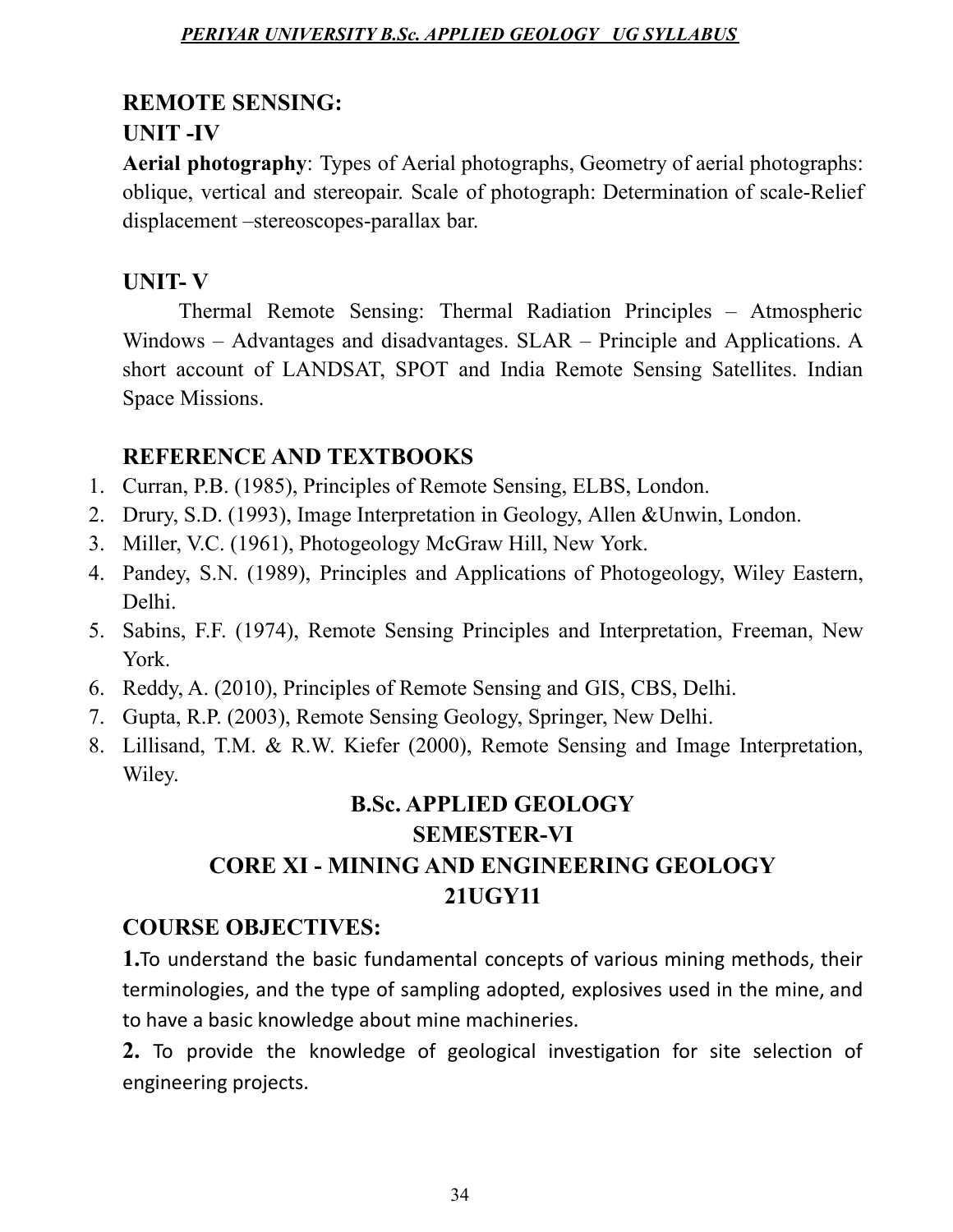## REMOTE SENSING:

### UNIT -IV

**Aerial photography**: Types of Aerial photographs, Geometry of aerial photographs: oblique, vertical and stereopair. Scale of photograph: Determination of scale-Relief displacement –stereoscopes-parallax bar.

### UNIT- V

Thermal Remote Sensing: Thermal Radiation Principles – Atmospheric Windows – Advantages and disadvantages. SLAR – Principle and Applications. A short account of LANDSAT, SPOT and India Remote Sensing Satellites. Indian Space Missions.

### REFERENCE AND TEXTBOOKS

1. Curran, P.B. (1985), Principles of Remote Sensing, ELBS, London.
2. Drury, S.D. (1993), Image Interpretation in Geology, Allen &Unwin, London.
3. Miller, V.C. (1961), Photogeology McGraw Hill, New York.
4. Pandey, S.N. (1989), Principles and Applications of Photogeology, Wiley Eastern, Delhi.
5. Sabins, F.F. (1974), Remote Sensing Principles and Interpretation, Freeman, New York.
6. Reddy, A. (2010), Principles of Remote Sensing and GIS, CBS, Delhi.
7. Gupta, R.P. (2003), Remote Sensing Geology, Springer, New Delhi.
8. Lillisand, T.M. & R.W. Kiefer (2000), Remote Sensing and Image Interpretation, Wiley.

## B.Sc. APPLIED GEOLOGY
## SEMESTER-VI
## CORE XI - MINING AND ENGINEERING GEOLOGY
## 21UGY11

### COURSE OBJECTIVES:

**1.**To understand the basic fundamental concepts of various mining methods, their terminologies, and the type of sampling adopted, explosives used in the mine, and to have a basic knowledge about mine machineries.

**2.** To provide the knowledge of geological investigation for site selection of engineering projects.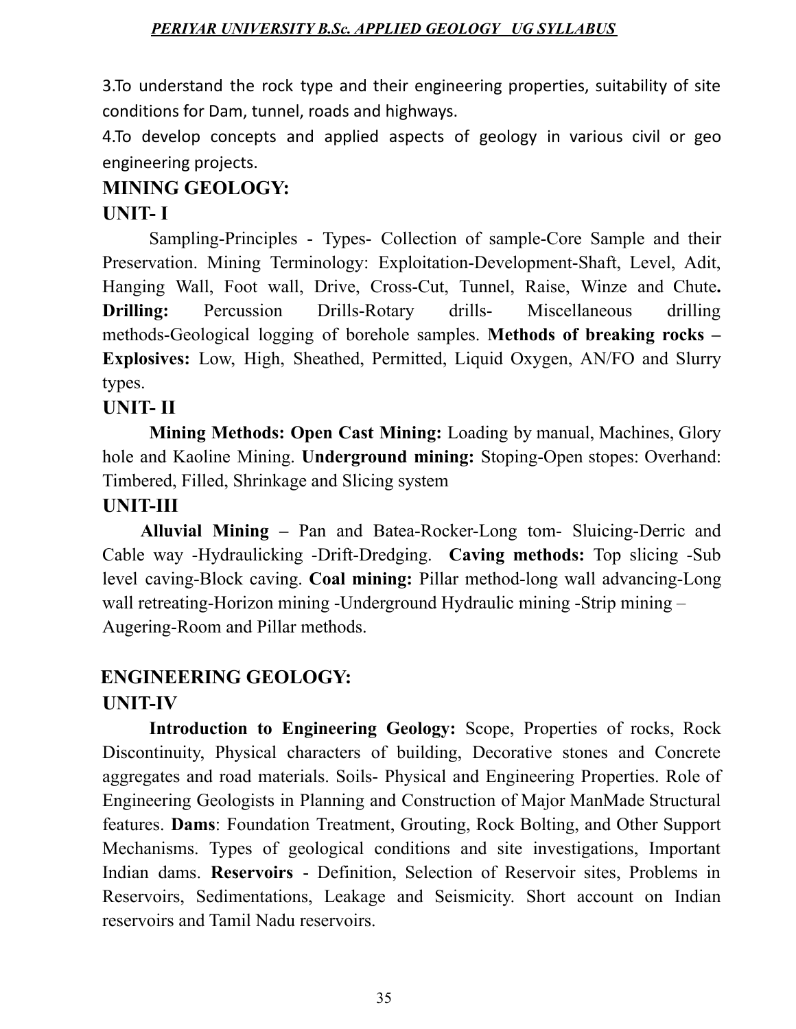3.To understand the rock type and their engineering properties, suitability of site conditions for Dam, tunnel, roads and highways.

4.To develop concepts and applied aspects of geology in various civil or geo engineering projects.

## MINING GEOLOGY:

### UNIT- I

Sampling-Principles - Types- Collection of sample-Core Sample and their Preservation. Mining Terminology: Exploitation-Development-Shaft, Level, Adit, Hanging Wall, Foot wall, Drive, Cross-Cut, Tunnel, Raise, Winze and Chute**.** **Drilling:** Percussion Drills-Rotary drills- Miscellaneous drilling methods-Geological logging of borehole samples. **Methods of breaking rocks – Explosives:** Low, High, Sheathed, Permitted, Liquid Oxygen, AN/FO and Slurry types.

### UNIT- II

**Mining Methods: Open Cast Mining:** Loading by manual, Machines, Glory hole and Kaoline Mining. **Underground mining:** Stoping-Open stopes: Overhand: Timbered, Filled, Shrinkage and Slicing system

### UNIT-III

**Alluvial Mining –** Pan and Batea-Rocker-Long tom- Sluicing-Derric and Cable way -Hydraulicking -Drift-Dredging. **Caving methods:** Top slicing -Sub level caving-Block caving. **Coal mining:** Pillar method-long wall advancing-Long wall retreating-Horizon mining -Underground Hydraulic mining -Strip mining – Augering-Room and Pillar methods.

## ENGINEERING GEOLOGY:

### UNIT-IV

**Introduction to Engineering Geology:** Scope, Properties of rocks, Rock Discontinuity, Physical characters of building, Decorative stones and Concrete aggregates and road materials. Soils- Physical and Engineering Properties. Role of Engineering Geologists in Planning and Construction of Major ManMade Structural features. **Dams**: Foundation Treatment, Grouting, Rock Bolting, and Other Support Mechanisms. Types of geological conditions and site investigations, Important Indian dams. **Reservoirs** - Definition, Selection of Reservoir sites, Problems in Reservoirs, Sedimentations, Leakage and Seismicity. Short account on Indian reservoirs and Tamil Nadu reservoirs.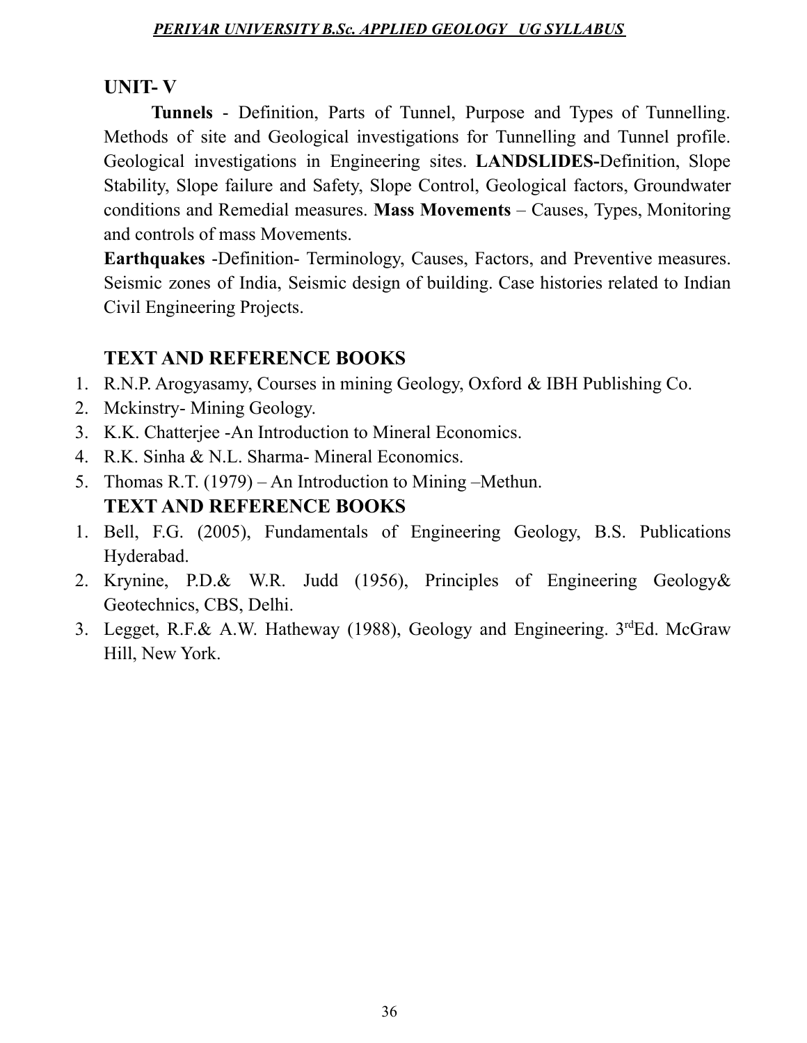## UNIT- V

**Tunnels** - Definition, Parts of Tunnel, Purpose and Types of Tunnelling. Methods of site and Geological investigations for Tunnelling and Tunnel profile. Geological investigations in Engineering sites. **LANDSLIDES-**Definition, Slope Stability, Slope failure and Safety, Slope Control, Geological factors, Groundwater conditions and Remedial measures. **Mass Movements** – Causes, Types, Monitoring and controls of mass Movements.

**Earthquakes** -Definition- Terminology, Causes, Factors, and Preventive measures. Seismic zones of India, Seismic design of building. Case histories related to Indian Civil Engineering Projects.

## TEXT AND REFERENCE BOOKS

1. R.N.P. Arogyasamy, Courses in mining Geology, Oxford & IBH Publishing Co.
2. Mckinstry- Mining Geology.
3. K.K. Chatterjee -An Introduction to Mineral Economics.
4. R.K. Sinha & N.L. Sharma- Mineral Economics.
5. Thomas R.T. (1979) – An Introduction to Mining –Methun.

## TEXT AND REFERENCE BOOKS

1. Bell, F.G. (2005), Fundamentals of Engineering Geology, B.S. Publications Hyderabad.
2. Krynine, P.D.& W.R. Judd (1956), Principles of Engineering Geology& Geotechnics, CBS, Delhi.
3. Legget, R.F.& A.W. Hatheway (1988), Geology and Engineering. 3rd Ed. McGraw Hill, New York.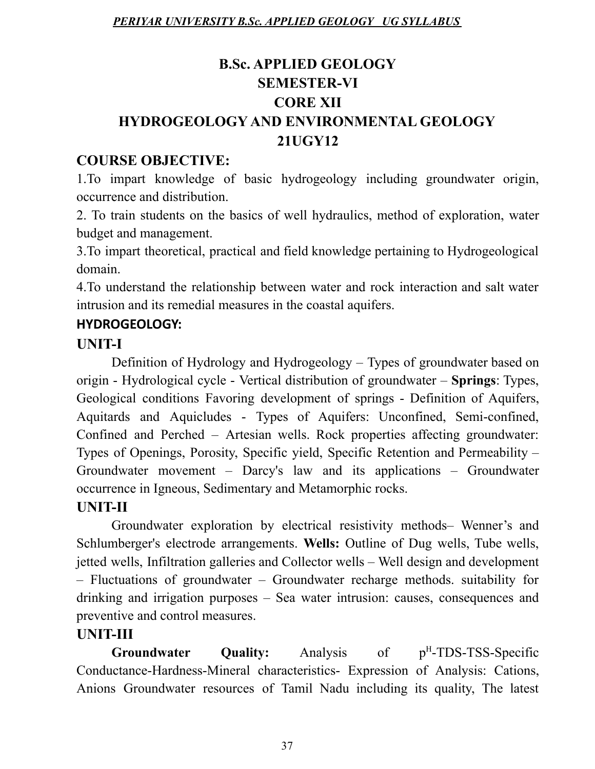# B.Sc. APPLIED GEOLOGY

## SEMESTER-VI

## CORE XII

## HYDROGEOLOGY AND ENVIRONMENTAL GEOLOGY

## 21UGY12

## COURSE OBJECTIVE:

1.To impart knowledge of basic hydrogeology including groundwater origin, occurrence and distribution.

2. To train students on the basics of well hydraulics, method of exploration, water budget and management.

3.To impart theoretical, practical and field knowledge pertaining to Hydrogeological domain.

4.To understand the relationship between water and rock interaction and salt water intrusion and its remedial measures in the coastal aquifers.

### HYDROGEOLOGY:

### UNIT-I

Definition of Hydrology and Hydrogeology – Types of groundwater based on origin - Hydrological cycle - Vertical distribution of groundwater – **Springs**: Types, Geological conditions Favoring development of springs - Definition of Aquifers, Aquitards and Aquicludes - Types of Aquifers: Unconfined, Semi-confined, Confined and Perched – Artesian wells. Rock properties affecting groundwater: Types of Openings, Porosity, Specific yield, Specific Retention and Permeability – Groundwater movement – Darcy's law and its applications – Groundwater occurrence in Igneous, Sedimentary and Metamorphic rocks.

### UNIT-II

Groundwater exploration by electrical resistivity methods– Wenner's and Schlumberger's electrode arrangements. **Wells:** Outline of Dug wells, Tube wells, jetted wells, Infiltration galleries and Collector wells – Well design and development – Fluctuations of groundwater – Groundwater recharge methods. suitability for drinking and irrigation purposes – Sea water intrusion: causes, consequences and preventive and control measures.

### UNIT-III

**Groundwater Quality:** Analysis of $p^H$-TDS-TSS-Specific Conductance-Hardness-Mineral characteristics- Expression of Analysis: Cations, Anions Groundwater resources of Tamil Nadu including its quality, The latest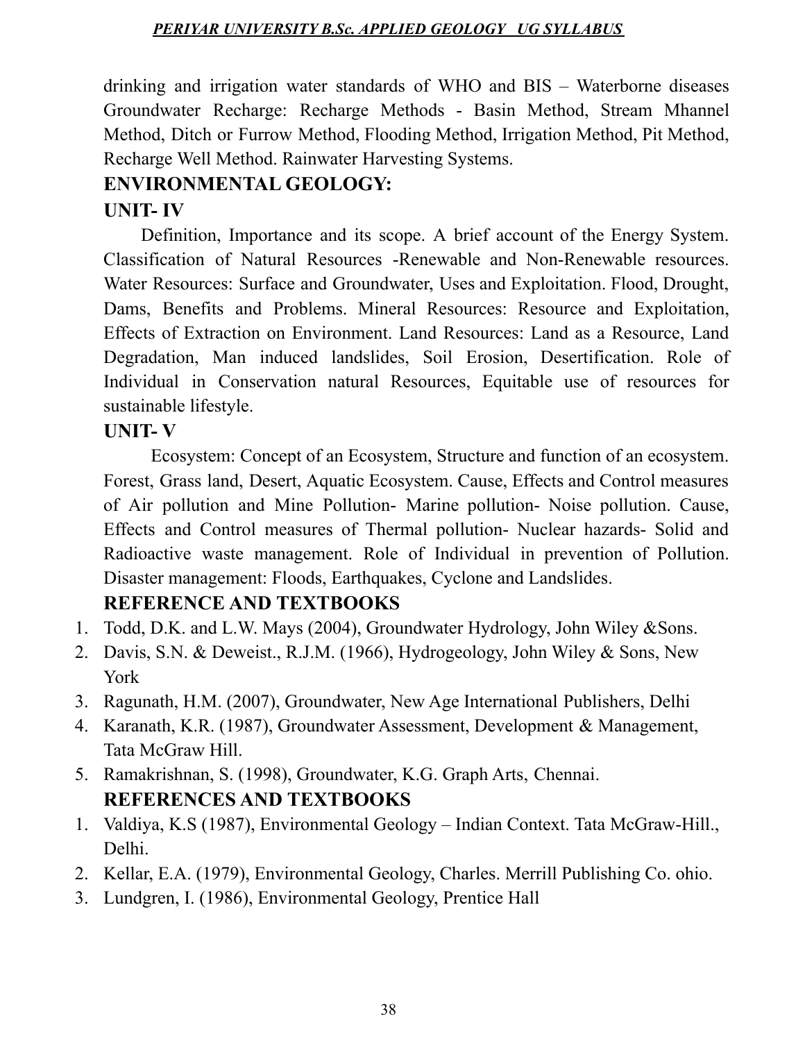drinking and irrigation water standards of WHO and BIS – Waterborne diseases Groundwater Recharge: Recharge Methods - Basin Method, Stream Mhannel Method, Ditch or Furrow Method, Flooding Method, Irrigation Method, Pit Method, Recharge Well Method. Rainwater Harvesting Systems.

## ENVIRONMENTAL GEOLOGY:

### UNIT- IV

Definition, Importance and its scope. A brief account of the Energy System. Classification of Natural Resources -Renewable and Non-Renewable resources. Water Resources: Surface and Groundwater, Uses and Exploitation. Flood, Drought, Dams, Benefits and Problems. Mineral Resources: Resource and Exploitation, Effects of Extraction on Environment. Land Resources: Land as a Resource, Land Degradation, Man induced landslides, Soil Erosion, Desertification. Role of Individual in Conservation natural Resources, Equitable use of resources for sustainable lifestyle.

### UNIT- V

Ecosystem: Concept of an Ecosystem, Structure and function of an ecosystem. Forest, Grass land, Desert, Aquatic Ecosystem. Cause, Effects and Control measures of Air pollution and Mine Pollution- Marine pollution- Noise pollution. Cause, Effects and Control measures of Thermal pollution- Nuclear hazards- Solid and Radioactive waste management. Role of Individual in prevention of Pollution. Disaster management: Floods, Earthquakes, Cyclone and Landslides.

### REFERENCE AND TEXTBOOKS

1. Todd, D.K. and L.W. Mays (2004), Groundwater Hydrology, John Wiley &Sons.
2. Davis, S.N. & Deweist., R.J.M. (1966), Hydrogeology, John Wiley & Sons, New York
3. Ragunath, H.M. (2007), Groundwater, New Age International Publishers, Delhi
4. Karanath, K.R. (1987), Groundwater Assessment, Development & Management, Tata McGraw Hill.
5. Ramakrishnan, S. (1998), Groundwater, K.G. Graph Arts, Chennai.

### REFERENCES AND TEXTBOOKS

1. Valdiya, K.S (1987), Environmental Geology – Indian Context. Tata McGraw-Hill., Delhi.
2. Kellar, E.A. (1979), Environmental Geology, Charles. Merrill Publishing Co. ohio.
3. Lundgren, I. (1986), Environmental Geology, Prentice Hall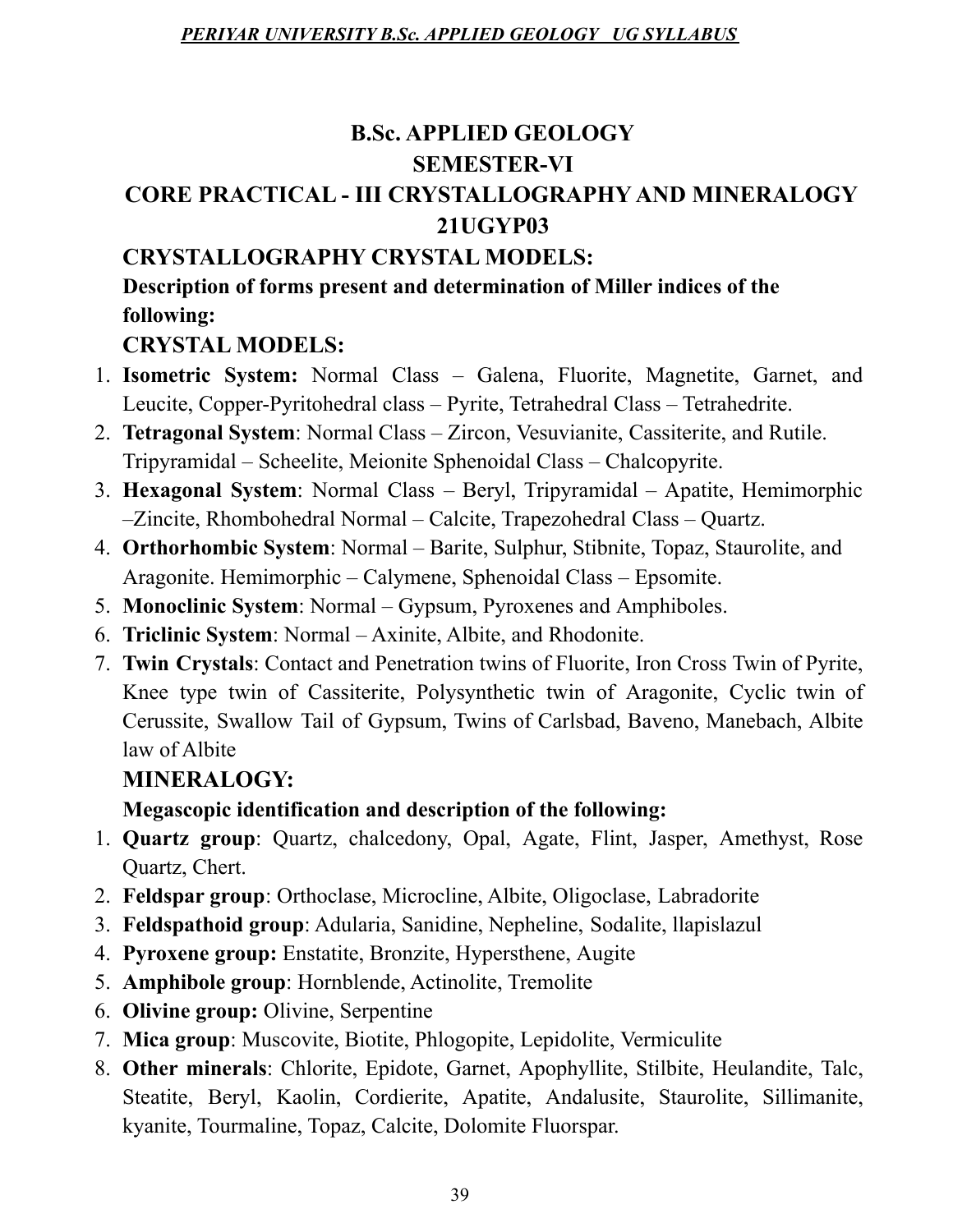# B.Sc. APPLIED GEOLOGY

## SEMESTER-VI

## CORE PRACTICAL - III CRYSTALLOGRAPHY AND MINERALOGY

## 21UGYP03

### CRYSTALLOGRAPHY CRYSTAL MODELS:

**Description of forms present and determination of Miller indices of the following:**

### CRYSTAL MODELS:

1. **Isometric System:** Normal Class – Galena, Fluorite, Magnetite, Garnet, and Leucite, Copper-Pyritohedral class – Pyrite, Tetrahedral Class – Tetrahedrite.
2. **Tetragonal System**: Normal Class – Zircon, Vesuvianite, Cassiterite, and Rutile. Tripyramidal – Scheelite, Meionite Sphenoidal Class – Chalcopyrite.
3. **Hexagonal System**: Normal Class – Beryl, Tripyramidal – Apatite, Hemimorphic –Zincite, Rhombohedral Normal – Calcite, Trapezohedral Class – Quartz.
4. **Orthorhombic System**: Normal – Barite, Sulphur, Stibnite, Topaz, Staurolite, and Aragonite. Hemimorphic – Calymene, Sphenoidal Class – Epsomite.
5. **Monoclinic System**: Normal – Gypsum, Pyroxenes and Amphiboles.
6. **Triclinic System**: Normal – Axinite, Albite, and Rhodonite.
7. **Twin Crystals**: Contact and Penetration twins of Fluorite, Iron Cross Twin of Pyrite, Knee type twin of Cassiterite, Polysynthetic twin of Aragonite, Cyclic twin of Cerussite, Swallow Tail of Gypsum, Twins of Carlsbad, Baveno, Manebach, Albite law of Albite

### MINERALOGY:

**Megascopic identification and description of the following:**

1. **Quartz group**: Quartz, chalcedony, Opal, Agate, Flint, Jasper, Amethyst, Rose Quartz, Chert.
2. **Feldspar group**: Orthoclase, Microcline, Albite, Oligoclase, Labradorite
3. **Feldspathoid group**: Adularia, Sanidine, Nepheline, Sodalite, llapislazul
4. **Pyroxene group:** Enstatite, Bronzite, Hypersthene, Augite
5. **Amphibole group**: Hornblende, Actinolite, Tremolite
6. **Olivine group:** Olivine, Serpentine
7. **Mica group**: Muscovite, Biotite, Phlogopite, Lepidolite, Vermiculite
8. **Other minerals**: Chlorite, Epidote, Garnet, Apophyllite, Stilbite, Heulandite, Talc, Steatite, Beryl, Kaolin, Cordierite, Apatite, Andalusite, Staurolite, Sillimanite, kyanite, Tourmaline, Topaz, Calcite, Dolomite Fluorspar.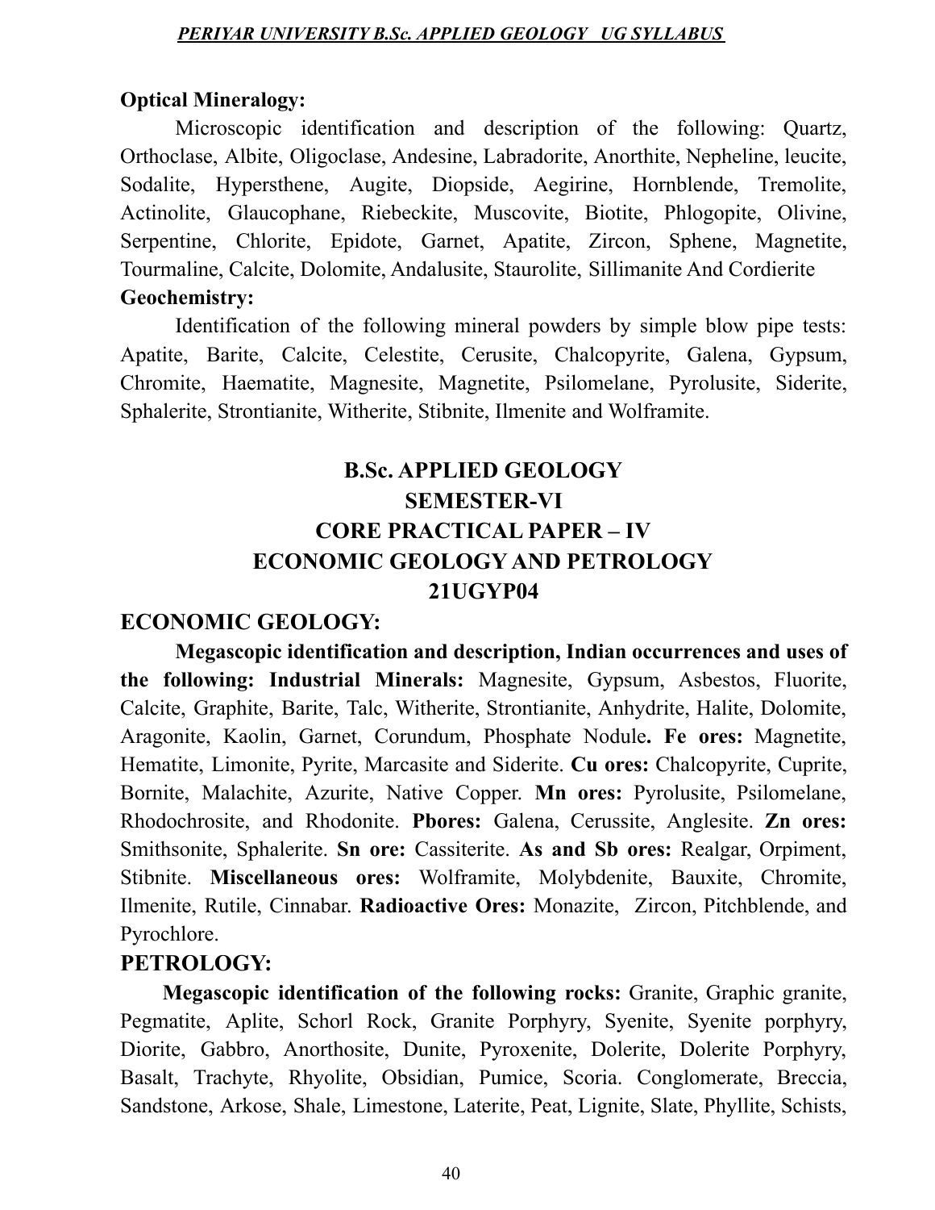**Optical Mineralogy:**

Microscopic identification and description of the following: Quartz, Orthoclase, Albite, Oligoclase, Andesine, Labradorite, Anorthite, Nepheline, leucite, Sodalite, Hypersthene, Augite, Diopside, Aegirine, Hornblende, Tremolite, Actinolite, Glaucophane, Riebeckite, Muscovite, Biotite, Phlogopite, Olivine, Serpentine, Chlorite, Epidote, Garnet, Apatite, Zircon, Sphene, Magnetite, Tourmaline, Calcite, Dolomite, Andalusite, Staurolite, Sillimanite And Cordierite

**Geochemistry:**

Identification of the following mineral powders by simple blow pipe tests: Apatite, Barite, Calcite, Celestite, Cerusite, Chalcopyrite, Galena, Gypsum, Chromite, Haematite, Magnesite, Magnetite, Psilomelane, Pyrolusite, Siderite, Sphalerite, Strontianite, Witherite, Stibnite, Ilmenite and Wolframite.

## B.Sc. APPLIED GEOLOGY
## SEMESTER-VI
## CORE PRACTICAL PAPER – IV
## ECONOMIC GEOLOGY AND PETROLOGY
## 21UGYP04

### ECONOMIC GEOLOGY:

**Megascopic identification and description, Indian occurrences and uses of the following: Industrial Minerals:** Magnesite, Gypsum, Asbestos, Fluorite, Calcite, Graphite, Barite, Talc, Witherite, Strontianite, Anhydrite, Halite, Dolomite, Aragonite, Kaolin, Garnet, Corundum, Phosphate Nodule**. Fe ores:** Magnetite, Hematite, Limonite, Pyrite, Marcasite and Siderite. **Cu ores:** Chalcopyrite, Cuprite, Bornite, Malachite, Azurite, Native Copper. **Mn ores:** Pyrolusite, Psilomelane, Rhodochrosite, and Rhodonite. **Pbores:** Galena, Cerussite, Anglesite. **Zn ores:** Smithsonite, Sphalerite. **Sn ore:** Cassiterite. **As and Sb ores:** Realgar, Orpiment, Stibnite. **Miscellaneous ores:** Wolframite, Molybdenite, Bauxite, Chromite, Ilmenite, Rutile, Cinnabar. **Radioactive Ores:** Monazite, Zircon, Pitchblende, and Pyrochlore.

### PETROLOGY:

**Megascopic identification of the following rocks:** Granite, Graphic granite, Pegmatite, Aplite, Schorl Rock, Granite Porphyry, Syenite, Syenite porphyry, Diorite, Gabbro, Anorthosite, Dunite, Pyroxenite, Dolerite, Dolerite Porphyry, Basalt, Trachyte, Rhyolite, Obsidian, Pumice, Scoria. Conglomerate, Breccia, Sandstone, Arkose, Shale, Limestone, Laterite, Peat, Lignite, Slate, Phyllite, Schists,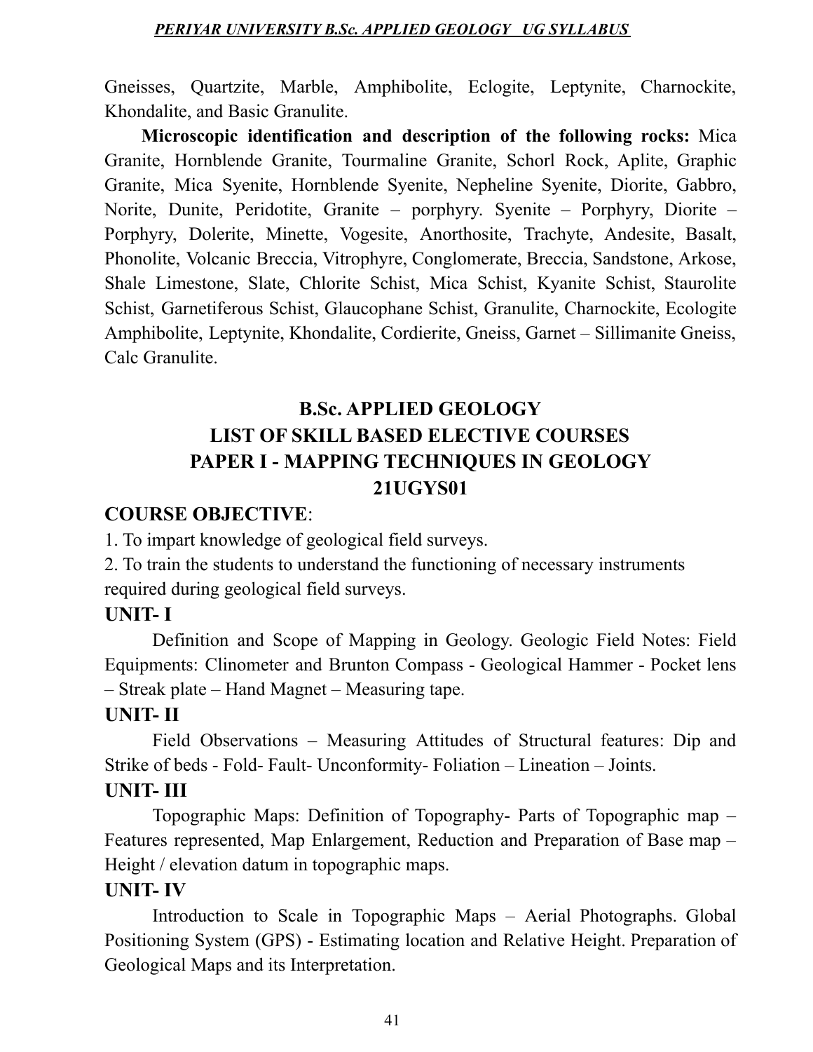Gneisses, Quartzite, Marble, Amphibolite, Eclogite, Leptynite, Charnockite, Khondalite, and Basic Granulite.

**Microscopic identification and description of the following rocks:** Mica Granite, Hornblende Granite, Tourmaline Granite, Schorl Rock, Aplite, Graphic Granite, Mica Syenite, Hornblende Syenite, Nepheline Syenite, Diorite, Gabbro, Norite, Dunite, Peridotite, Granite – porphyry. Syenite – Porphyry, Diorite – Porphyry, Dolerite, Minette, Vogesite, Anorthosite, Trachyte, Andesite, Basalt, Phonolite, Volcanic Breccia, Vitrophyre, Conglomerate, Breccia, Sandstone, Arkose, Shale Limestone, Slate, Chlorite Schist, Mica Schist, Kyanite Schist, Staurolite Schist, Garnetiferous Schist, Glaucophane Schist, Granulite, Charnockite, Ecologite Amphibolite, Leptynite, Khondalite, Cordierite, Gneiss, Garnet – Sillimanite Gneiss, Calc Granulite.

## B.Sc. APPLIED GEOLOGY
## LIST OF SKILL BASED ELECTIVE COURSES
## PAPER I - MAPPING TECHNIQUES IN GEOLOGY
## 21UGYS01

### COURSE OBJECTIVE:

1. To impart knowledge of geological field surveys.
2. To train the students to understand the functioning of necessary instruments required during geological field surveys.

### UNIT- I

Definition and Scope of Mapping in Geology. Geologic Field Notes: Field Equipments: Clinometer and Brunton Compass - Geological Hammer - Pocket lens – Streak plate – Hand Magnet – Measuring tape.

### UNIT- II

Field Observations – Measuring Attitudes of Structural features: Dip and Strike of beds - Fold- Fault- Unconformity- Foliation – Lineation – Joints.

### UNIT- III

Topographic Maps: Definition of Topography- Parts of Topographic map – Features represented, Map Enlargement, Reduction and Preparation of Base map – Height / elevation datum in topographic maps.

### UNIT- IV

Introduction to Scale in Topographic Maps – Aerial Photographs. Global Positioning System (GPS) - Estimating location and Relative Height. Preparation of Geological Maps and its Interpretation.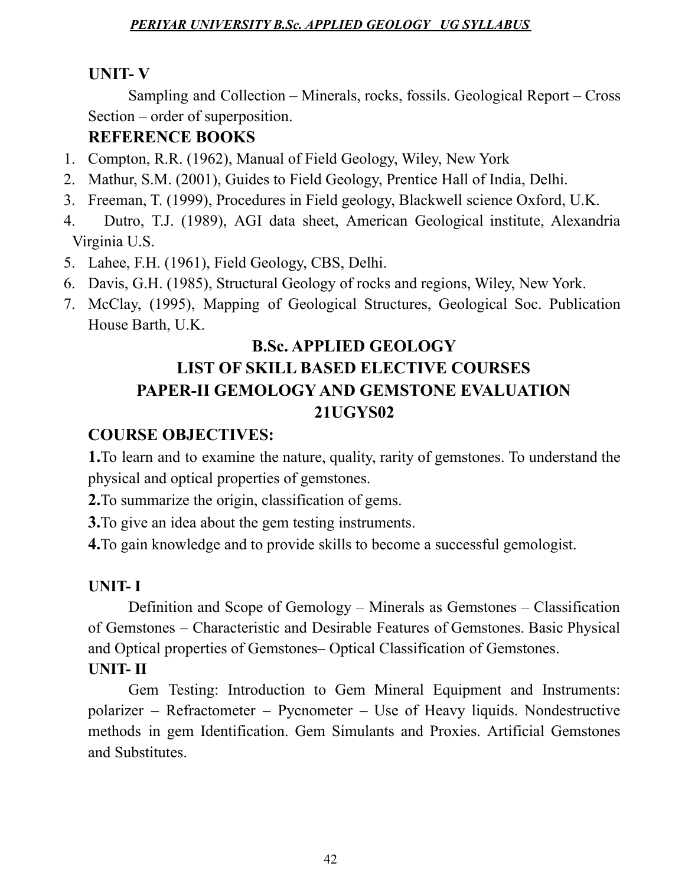## UNIT- V

Sampling and Collection – Minerals, rocks, fossils. Geological Report – Cross Section – order of superposition.

## REFERENCE BOOKS

1. Compton, R.R. (1962), Manual of Field Geology, Wiley, New York
2. Mathur, S.M. (2001), Guides to Field Geology, Prentice Hall of India, Delhi.
3. Freeman, T. (1999), Procedures in Field geology, Blackwell science Oxford, U.K.
4. Dutro, T.J. (1989), AGI data sheet, American Geological institute, Alexandria Virginia U.S.
5. Lahee, F.H. (1961), Field Geology, CBS, Delhi.
6. Davis, G.H. (1985), Structural Geology of rocks and regions, Wiley, New York.
7. McClay, (1995), Mapping of Geological Structures, Geological Soc. Publication House Barth, U.K.

# B.Sc. APPLIED GEOLOGY
# LIST OF SKILL BASED ELECTIVE COURSES
# PAPER-II GEMOLOGY AND GEMSTONE EVALUATION
# 21UGYS02

## COURSE OBJECTIVES:

**1.**To learn and to examine the nature, quality, rarity of gemstones. To understand the physical and optical properties of gemstones.

**2.**To summarize the origin, classification of gems.

**3.**To give an idea about the gem testing instruments.

**4.**To gain knowledge and to provide skills to become a successful gemologist.

## UNIT- I

Definition and Scope of Gemology – Minerals as Gemstones – Classification of Gemstones – Characteristic and Desirable Features of Gemstones. Basic Physical and Optical properties of Gemstones– Optical Classification of Gemstones.

## UNIT- II

Gem Testing: Introduction to Gem Mineral Equipment and Instruments: polarizer – Refractometer – Pycnometer – Use of Heavy liquids. Nondestructive methods in gem Identification. Gem Simulants and Proxies. Artificial Gemstones and Substitutes.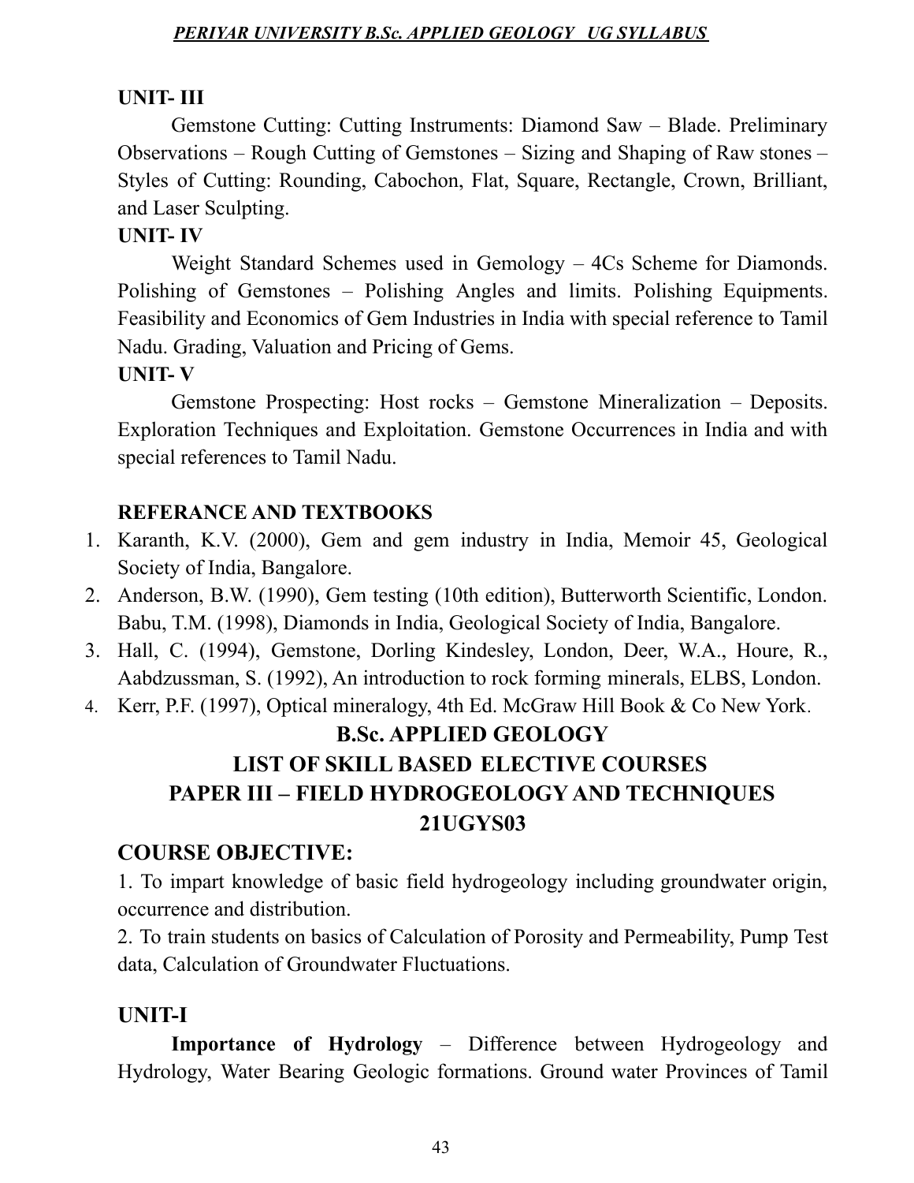**UNIT- III**

Gemstone Cutting: Cutting Instruments: Diamond Saw – Blade. Preliminary Observations – Rough Cutting of Gemstones – Sizing and Shaping of Raw stones – Styles of Cutting: Rounding, Cabochon, Flat, Square, Rectangle, Crown, Brilliant, and Laser Sculpting.

**UNIT- IV**

Weight Standard Schemes used in Gemology – 4Cs Scheme for Diamonds. Polishing of Gemstones – Polishing Angles and limits. Polishing Equipments. Feasibility and Economics of Gem Industries in India with special reference to Tamil Nadu. Grading, Valuation and Pricing of Gems.

**UNIT- V**

Gemstone Prospecting: Host rocks – Gemstone Mineralization – Deposits. Exploration Techniques and Exploitation. Gemstone Occurrences in India and with special references to Tamil Nadu.

**REFERANCE AND TEXTBOOKS**

1. Karanth, K.V. (2000), Gem and gem industry in India, Memoir 45, Geological Society of India, Bangalore.
2. Anderson, B.W. (1990), Gem testing (10th edition), Butterworth Scientific, London. Babu, T.M. (1998), Diamonds in India, Geological Society of India, Bangalore.
3. Hall, C. (1994), Gemstone, Dorling Kindesley, London, Deer, W.A., Houre, R., Aabdzussman, S. (1992), An introduction to rock forming minerals, ELBS, London.
4. Kerr, P.F. (1997), Optical mineralogy, 4th Ed. McGraw Hill Book & Co New York.

## B.Sc. APPLIED GEOLOGY
## LIST OF SKILL BASED ELECTIVE COURSES
## PAPER III – FIELD HYDROGEOLOGY AND TECHNIQUES
## 21UGYS03

### COURSE OBJECTIVE:

1. To impart knowledge of basic field hydrogeology including groundwater origin, occurrence and distribution.
2. To train students on basics of Calculation of Porosity and Permeability, Pump Test data, Calculation of Groundwater Fluctuations.

### UNIT-I

**Importance of Hydrology** – Difference between Hydrogeology and Hydrology, Water Bearing Geologic formations. Ground water Provinces of Tamil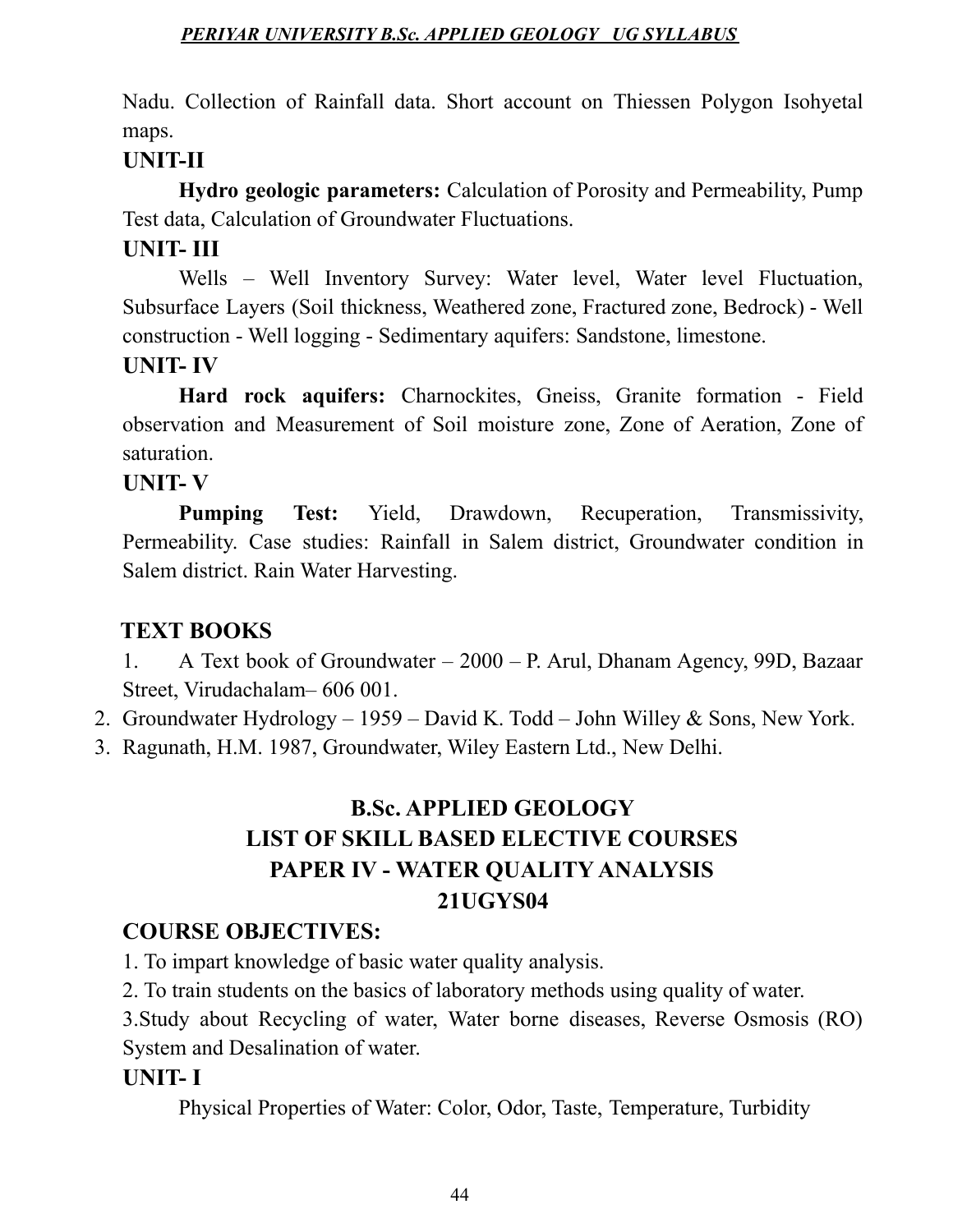Nadu. Collection of Rainfall data. Short account on Thiessen Polygon Isohyetal maps.

### UNIT-II

**Hydro geologic parameters:** Calculation of Porosity and Permeability, Pump Test data, Calculation of Groundwater Fluctuations.

### UNIT- III

Wells – Well Inventory Survey: Water level, Water level Fluctuation, Subsurface Layers (Soil thickness, Weathered zone, Fractured zone, Bedrock) - Well construction - Well logging - Sedimentary aquifers: Sandstone, limestone.

### UNIT- IV

**Hard rock aquifers:** Charnockites, Gneiss, Granite formation - Field observation and Measurement of Soil moisture zone, Zone of Aeration, Zone of saturation.

### UNIT- V

**Pumping Test:** Yield, Drawdown, Recuperation, Transmissivity, Permeability. Case studies: Rainfall in Salem district, Groundwater condition in Salem district. Rain Water Harvesting.

### TEXT BOOKS

1. A Text book of Groundwater – 2000 – P. Arul, Dhanam Agency, 99D, Bazaar Street, Virudachalam– 606 001.
2. Groundwater Hydrology – 1959 – David K. Todd – John Willey & Sons, New York.
3. Ragunath, H.M. 1987, Groundwater, Wiley Eastern Ltd., New Delhi.

## B.Sc. APPLIED GEOLOGY
## LIST OF SKILL BASED ELECTIVE COURSES
## PAPER IV - WATER QUALITY ANALYSIS
## 21UGYS04

### COURSE OBJECTIVES:

1. To impart knowledge of basic water quality analysis.
2. To train students on the basics of laboratory methods using quality of water.
3. Study about Recycling of water, Water borne diseases, Reverse Osmosis (RO) System and Desalination of water.

### UNIT- I

Physical Properties of Water: Color, Odor, Taste, Temperature, Turbidity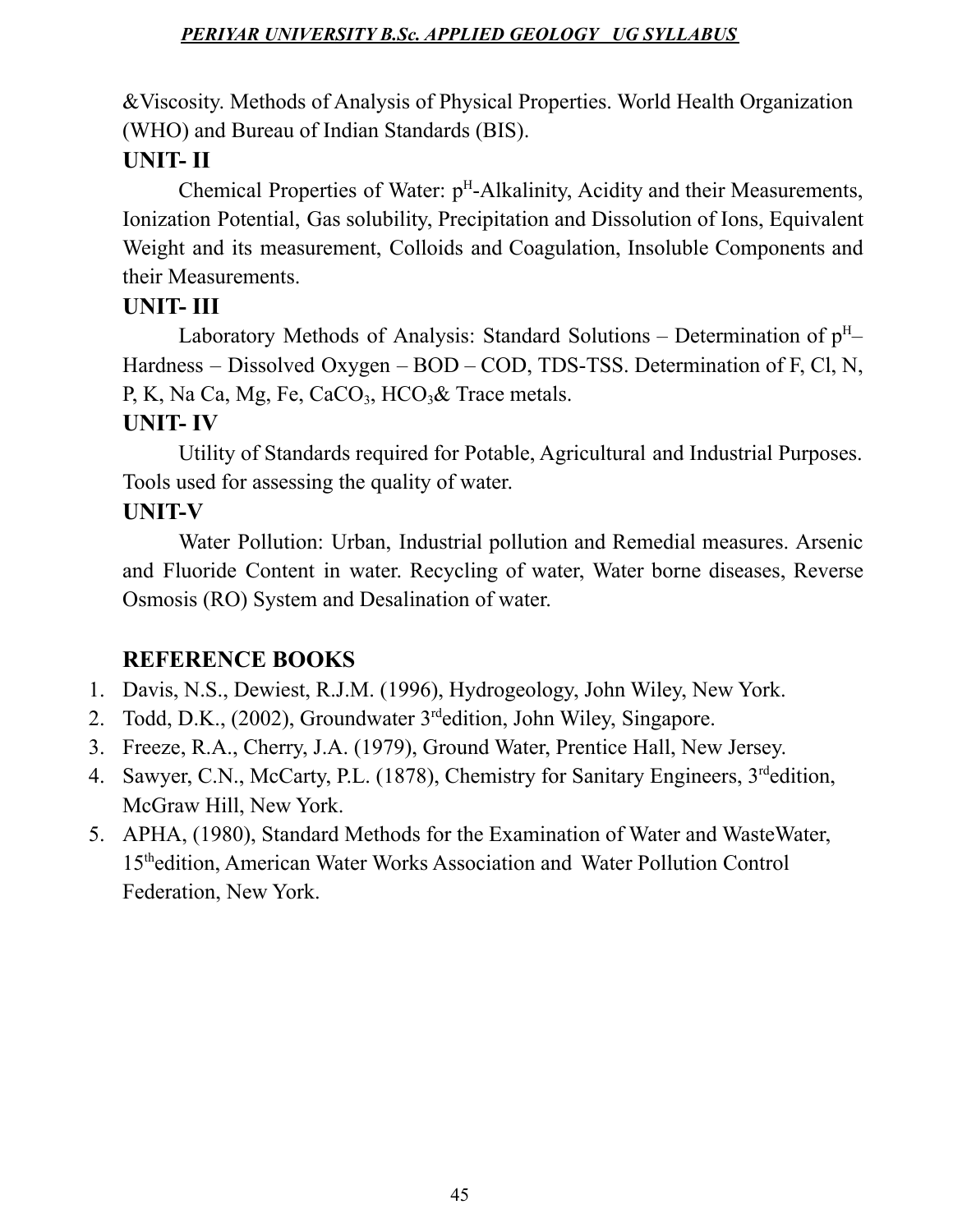&Viscosity. Methods of Analysis of Physical Properties. World Health Organization (WHO) and Bureau of Indian Standards (BIS).

### UNIT- II

Chemical Properties of Water: $p^H$-Alkalinity, Acidity and their Measurements, Ionization Potential, Gas solubility, Precipitation and Dissolution of Ions, Equivalent Weight and its measurement, Colloids and Coagulation, Insoluble Components and their Measurements.

### UNIT- III

Laboratory Methods of Analysis: Standard Solutions – Determination of $p^H$– Hardness – Dissolved Oxygen – BOD – COD, TDS-TSS. Determination of F, Cl, N, P, K, Na Ca, Mg, Fe, $CaCO_3$, $HCO_3$& Trace metals.

### UNIT- IV

Utility of Standards required for Potable, Agricultural and Industrial Purposes. Tools used for assessing the quality of water.

### UNIT-V

Water Pollution: Urban, Industrial pollution and Remedial measures. Arsenic and Fluoride Content in water. Recycling of water, Water borne diseases, Reverse Osmosis (RO) System and Desalination of water.

## REFERENCE BOOKS

1. Davis, N.S., Dewiest, R.J.M. (1996), Hydrogeology, John Wiley, New York.
2. Todd, D.K., (2002), Groundwater 3rdedition, John Wiley, Singapore.
3. Freeze, R.A., Cherry, J.A. (1979), Ground Water, Prentice Hall, New Jersey.
4. Sawyer, C.N., McCarty, P.L. (1878), Chemistry for Sanitary Engineers, 3rdedition, McGraw Hill, New York.
5. APHA, (1980), Standard Methods for the Examination of Water and WasteWater, 15thedition, American Water Works Association and Water Pollution Control Federation, New York.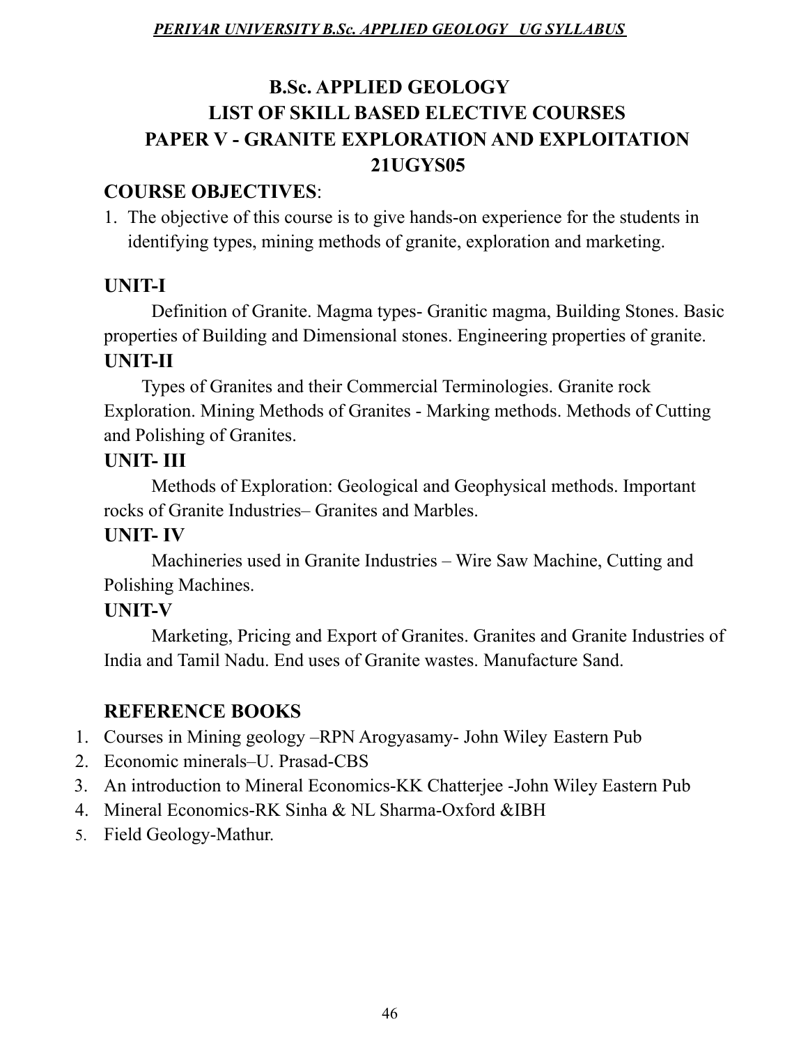# B.Sc. APPLIED GEOLOGY
## LIST OF SKILL BASED ELECTIVE COURSES
## PAPER V - GRANITE EXPLORATION AND EXPLOITATION
## 21UGYS05

**COURSE OBJECTIVES**:

1. The objective of this course is to give hands-on experience for the students in identifying types, mining methods of granite, exploration and marketing.

**UNIT-I**

Definition of Granite. Magma types- Granitic magma, Building Stones. Basic properties of Building and Dimensional stones. Engineering properties of granite.

**UNIT-II**

Types of Granites and their Commercial Terminologies. Granite rock Exploration. Mining Methods of Granites - Marking methods. Methods of Cutting and Polishing of Granites.

**UNIT- III**

Methods of Exploration: Geological and Geophysical methods. Important rocks of Granite Industries– Granites and Marbles.

**UNIT- IV**

Machineries used in Granite Industries – Wire Saw Machine, Cutting and Polishing Machines.

**UNIT-V**

Marketing, Pricing and Export of Granites. Granites and Granite Industries of India and Tamil Nadu. End uses of Granite wastes. Manufacture Sand.

**REFERENCE BOOKS**

1. Courses in Mining geology –RPN Arogyasamy- John Wiley Eastern Pub
2. Economic minerals–U. Prasad-CBS
3. An introduction to Mineral Economics-KK Chatterjee -John Wiley Eastern Pub
4. Mineral Economics-RK Sinha & NL Sharma-Oxford &IBH
5. Field Geology-Mathur.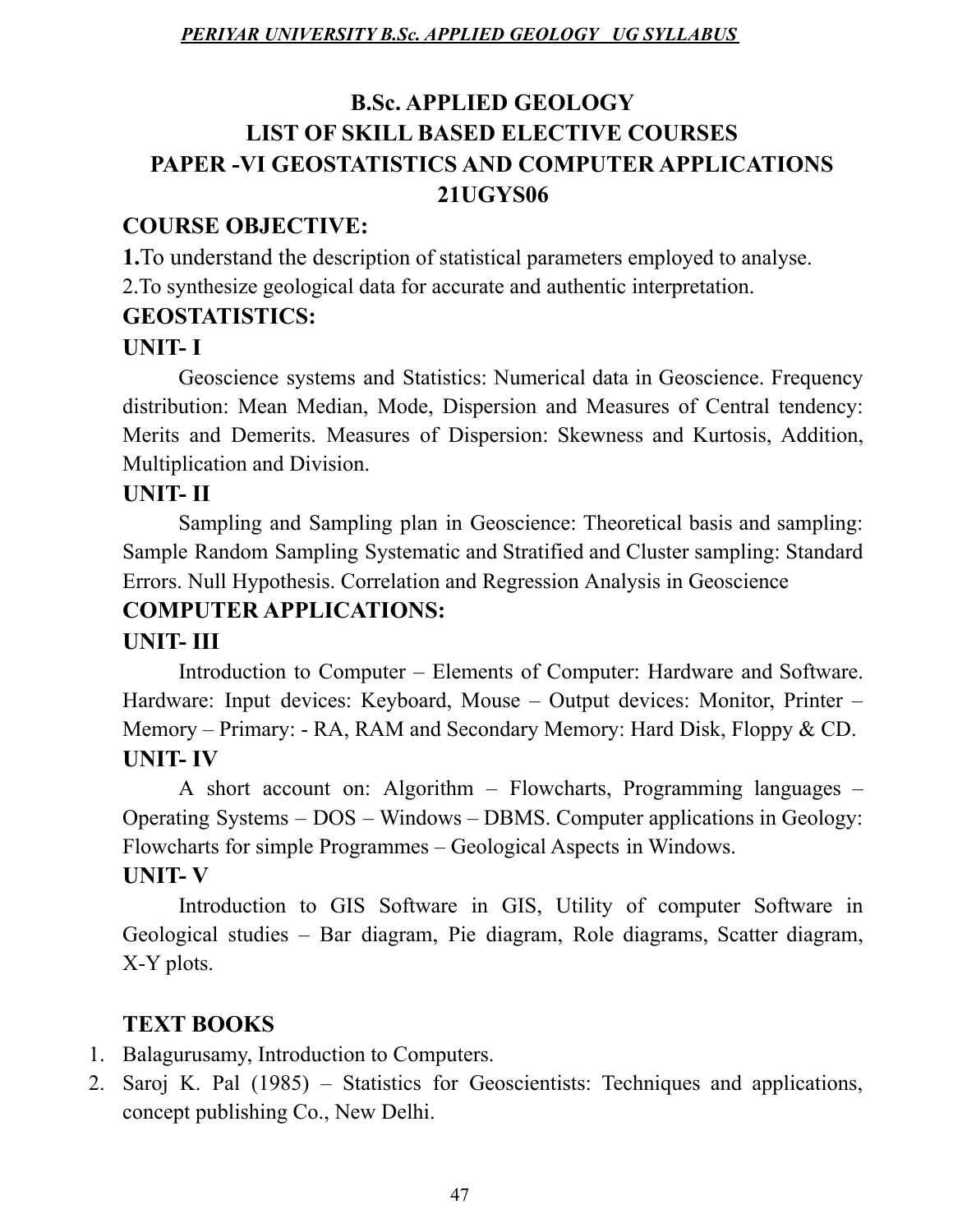# B.Sc. APPLIED GEOLOGY

## LIST OF SKILL BASED ELECTIVE COURSES

## PAPER -VI GEOSTATISTICS AND COMPUTER APPLICATIONS

## 21UGYS06

### COURSE OBJECTIVE:

**1.**To understand the description of statistical parameters employed to analyse.

2.To synthesize geological data for accurate and authentic interpretation.

### GEOSTATISTICS:

### UNIT- I

Geoscience systems and Statistics: Numerical data in Geoscience. Frequency distribution: Mean Median, Mode, Dispersion and Measures of Central tendency: Merits and Demerits. Measures of Dispersion: Skewness and Kurtosis, Addition, Multiplication and Division.

### UNIT- II

Sampling and Sampling plan in Geoscience: Theoretical basis and sampling: Sample Random Sampling Systematic and Stratified and Cluster sampling: Standard Errors. Null Hypothesis. Correlation and Regression Analysis in Geoscience

### COMPUTER APPLICATIONS:

### UNIT- III

Introduction to Computer – Elements of Computer: Hardware and Software. Hardware: Input devices: Keyboard, Mouse – Output devices: Monitor, Printer – Memory – Primary: - RA, RAM and Secondary Memory: Hard Disk, Floppy & CD.

### UNIT- IV

A short account on: Algorithm – Flowcharts, Programming languages – Operating Systems – DOS – Windows – DBMS. Computer applications in Geology: Flowcharts for simple Programmes – Geological Aspects in Windows.

### UNIT- V

Introduction to GIS Software in GIS, Utility of computer Software in Geological studies – Bar diagram, Pie diagram, Role diagrams, Scatter diagram, X-Y plots.

### TEXT BOOKS

1. Balagurusamy, Introduction to Computers.
2. Saroj K. Pal (1985) – Statistics for Geoscientists: Techniques and applications, concept publishing Co., New Delhi.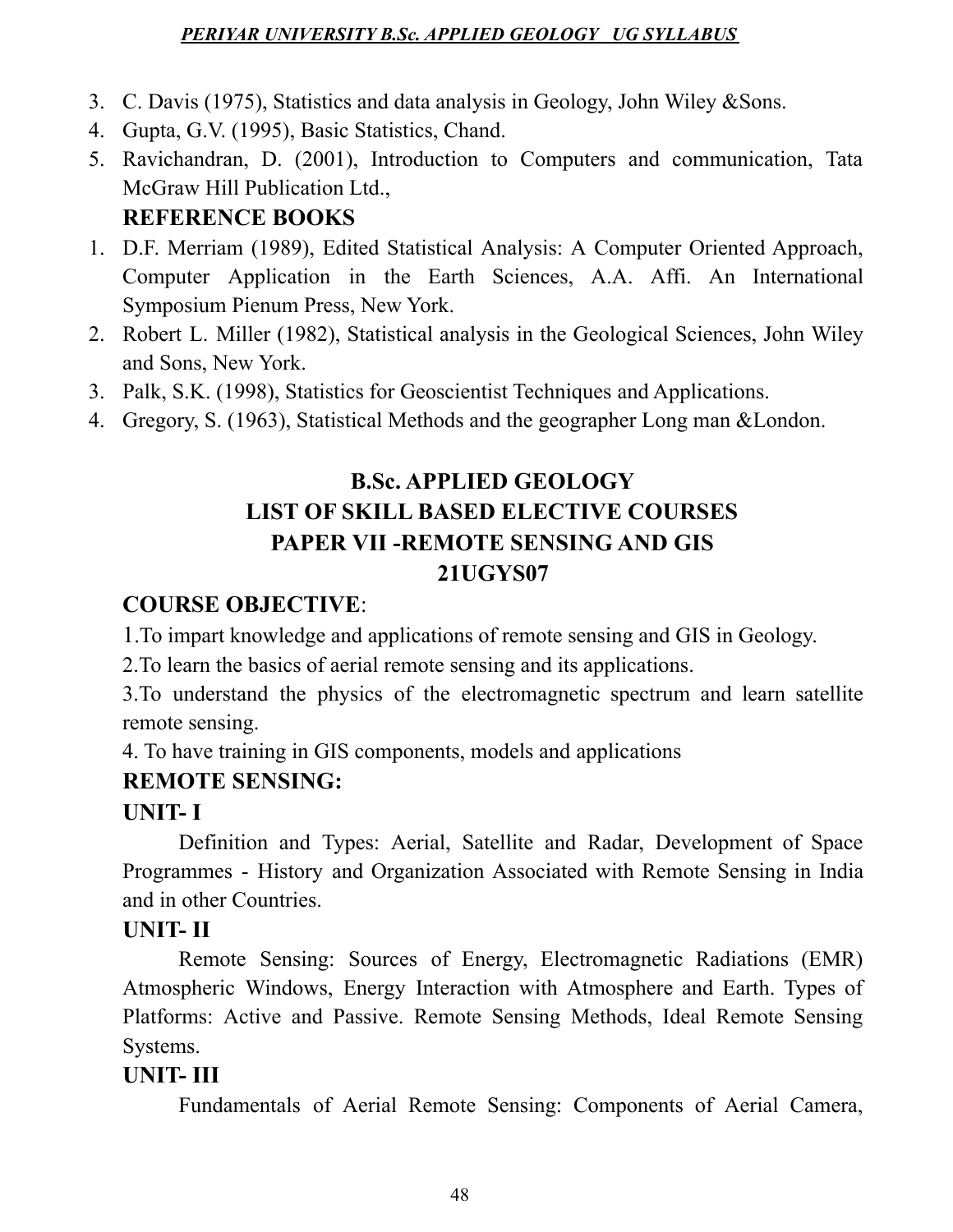3. C. Davis (1975), Statistics and data analysis in Geology, John Wiley &Sons.
4. Gupta, G.V. (1995), Basic Statistics, Chand.
5. Ravichandran, D. (2001), Introduction to Computers and communication, Tata McGraw Hill Publication Ltd.,

**REFERENCE BOOKS**

1. D.F. Merriam (1989), Edited Statistical Analysis: A Computer Oriented Approach, Computer Application in the Earth Sciences, A.A. Affi. An International Symposium Pienum Press, New York.
2. Robert L. Miller (1982), Statistical analysis in the Geological Sciences, John Wiley and Sons, New York.
3. Palk, S.K. (1998), Statistics for Geoscientist Techniques and Applications.
4. Gregory, S. (1963), Statistical Methods and the geographer Long man &London.

## B.Sc. APPLIED GEOLOGY
## LIST OF SKILL BASED ELECTIVE COURSES
## PAPER VII -REMOTE SENSING AND GIS
## 21UGYS07

**COURSE OBJECTIVE**:

1.To impart knowledge and applications of remote sensing and GIS in Geology.

2.To learn the basics of aerial remote sensing and its applications.

3.To understand the physics of the electromagnetic spectrum and learn satellite remote sensing.

4. To have training in GIS components, models and applications

### REMOTE SENSING:

### UNIT- I

Definition and Types: Aerial, Satellite and Radar, Development of Space Programmes - History and Organization Associated with Remote Sensing in India and in other Countries.

### UNIT- II

Remote Sensing: Sources of Energy, Electromagnetic Radiations (EMR) Atmospheric Windows, Energy Interaction with Atmosphere and Earth. Types of Platforms: Active and Passive. Remote Sensing Methods, Ideal Remote Sensing Systems.

### UNIT- III

Fundamentals of Aerial Remote Sensing: Components of Aerial Camera,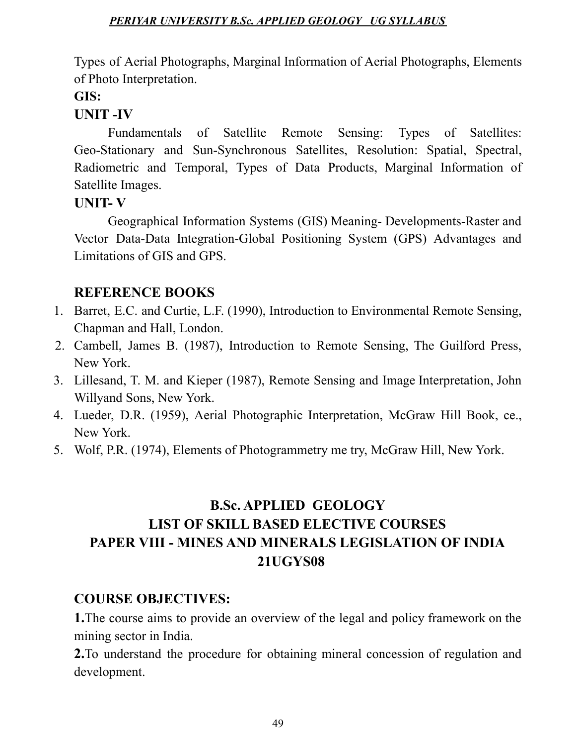Types of Aerial Photographs, Marginal Information of Aerial Photographs, Elements of Photo Interpretation.

**GIS:**

**UNIT -IV**

Fundamentals of Satellite Remote Sensing: Types of Satellites: Geo-Stationary and Sun-Synchronous Satellites, Resolution: Spatial, Spectral, Radiometric and Temporal, Types of Data Products, Marginal Information of Satellite Images.

**UNIT- V**

Geographical Information Systems (GIS) Meaning- Developments-Raster and Vector Data-Data Integration-Global Positioning System (GPS) Advantages and Limitations of GIS and GPS.

**REFERENCE BOOKS**

1. Barret, E.C. and Curtie, L.F. (1990), Introduction to Environmental Remote Sensing, Chapman and Hall, London.
2. Cambell, James B. (1987), Introduction to Remote Sensing, The Guilford Press, New York.
3. Lillesand, T. M. and Kieper (1987), Remote Sensing and Image Interpretation, John Willyand Sons, New York.
4. Lueder, D.R. (1959), Aerial Photographic Interpretation, McGraw Hill Book, ce., New York.
5. Wolf, P.R. (1974), Elements of Photogrammetry me try, McGraw Hill, New York.

## B.Sc. APPLIED GEOLOGY
## LIST OF SKILL BASED ELECTIVE COURSES
## PAPER VIII - MINES AND MINERALS LEGISLATION OF INDIA
## 21UGYS08

**COURSE OBJECTIVES:**

**1.**The course aims to provide an overview of the legal and policy framework on the mining sector in India.

**2.**To understand the procedure for obtaining mineral concession of regulation and development.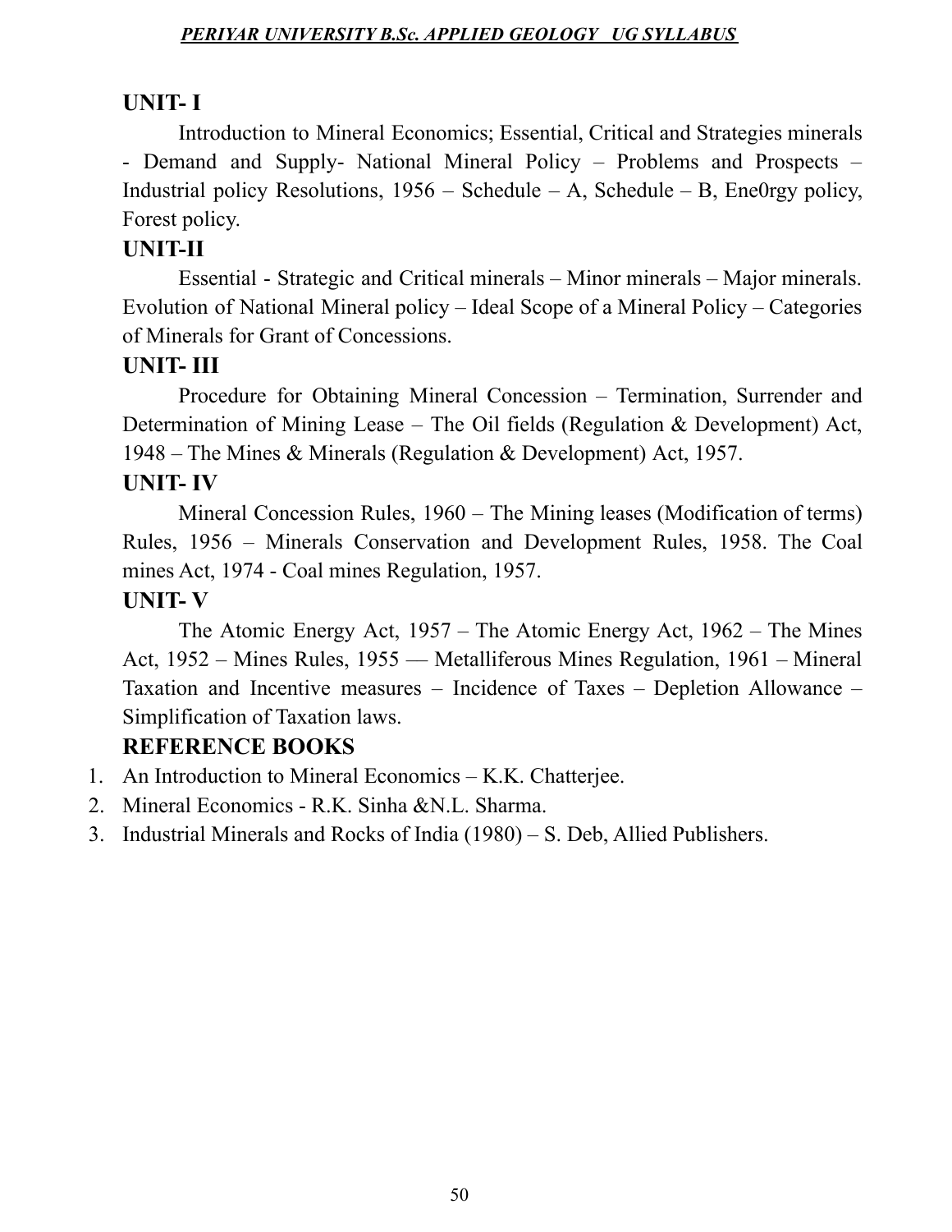## UNIT- I

Introduction to Mineral Economics; Essential, Critical and Strategies minerals - Demand and Supply- National Mineral Policy – Problems and Prospects – Industrial policy Resolutions, 1956 – Schedule – A, Schedule – B, Ene0rgy policy, Forest policy.

## UNIT-II

Essential - Strategic and Critical minerals – Minor minerals – Major minerals. Evolution of National Mineral policy – Ideal Scope of a Mineral Policy – Categories of Minerals for Grant of Concessions.

## UNIT- III

Procedure for Obtaining Mineral Concession – Termination, Surrender and Determination of Mining Lease – The Oil fields (Regulation & Development) Act, 1948 – The Mines & Minerals (Regulation & Development) Act, 1957.

## UNIT- IV

Mineral Concession Rules, 1960 – The Mining leases (Modification of terms) Rules, 1956 – Minerals Conservation and Development Rules, 1958. The Coal mines Act, 1974 - Coal mines Regulation, 1957.

## UNIT- V

The Atomic Energy Act, 1957 – The Atomic Energy Act, 1962 – The Mines Act, 1952 – Mines Rules, 1955 — Metalliferous Mines Regulation, 1961 – Mineral Taxation and Incentive measures – Incidence of Taxes – Depletion Allowance – Simplification of Taxation laws.

## REFERENCE BOOKS

1. An Introduction to Mineral Economics – K.K. Chatterjee.
2. Mineral Economics - R.K. Sinha &N.L. Sharma.
3. Industrial Minerals and Rocks of India (1980) – S. Deb, Allied Publishers.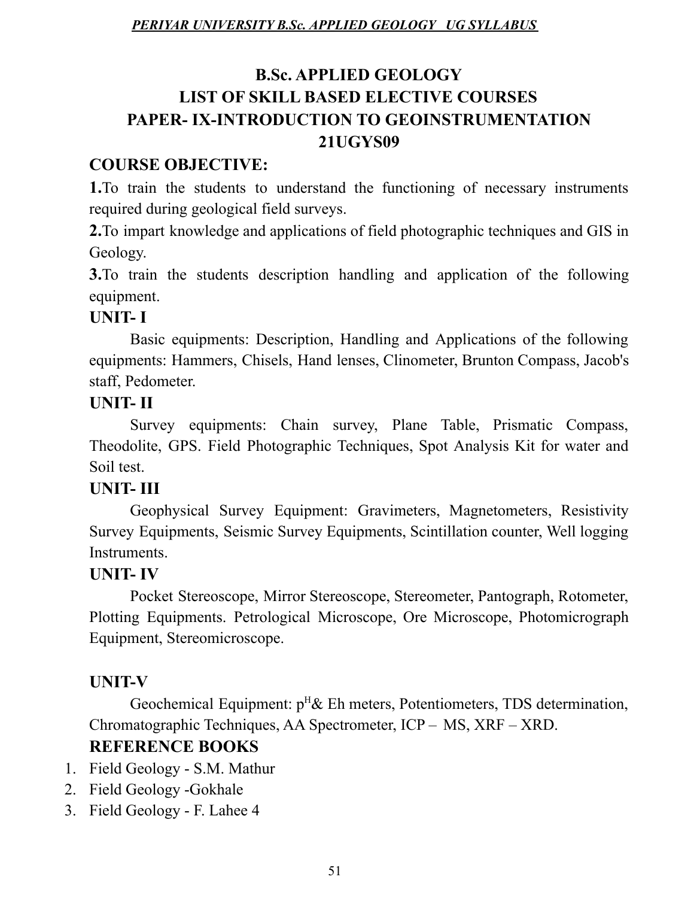# B.Sc. APPLIED GEOLOGY
## LIST OF SKILL BASED ELECTIVE COURSES
## PAPER- IX-INTRODUCTION TO GEOINSTRUMENTATION
## 21UGYS09

### COURSE OBJECTIVE:

**1.**To train the students to understand the functioning of necessary instruments required during geological field surveys.

**2.**To impart knowledge and applications of field photographic techniques and GIS in Geology.

**3.**To train the students description handling and application of the following equipment.

### UNIT- I

Basic equipments: Description, Handling and Applications of the following equipments: Hammers, Chisels, Hand lenses, Clinometer, Brunton Compass, Jacob's staff, Pedometer.

### UNIT- II

Survey equipments: Chain survey, Plane Table, Prismatic Compass, Theodolite, GPS. Field Photographic Techniques, Spot Analysis Kit for water and Soil test.

### UNIT- III

Geophysical Survey Equipment: Gravimeters, Magnetometers, Resistivity Survey Equipments, Seismic Survey Equipments, Scintillation counter, Well logging Instruments.

### UNIT- IV

Pocket Stereoscope, Mirror Stereoscope, Stereometer, Pantograph, Rotometer, Plotting Equipments. Petrological Microscope, Ore Microscope, Photomicrograph Equipment, Stereomicroscope.

### UNIT-V

Geochemical Equipment: $p^H$& Eh meters, Potentiometers, TDS determination, Chromatographic Techniques, AA Spectrometer, ICP – MS, XRF – XRD.

### REFERENCE BOOKS

1. Field Geology - S.M. Mathur
2. Field Geology -Gokhale
3. Field Geology - F. Lahee 4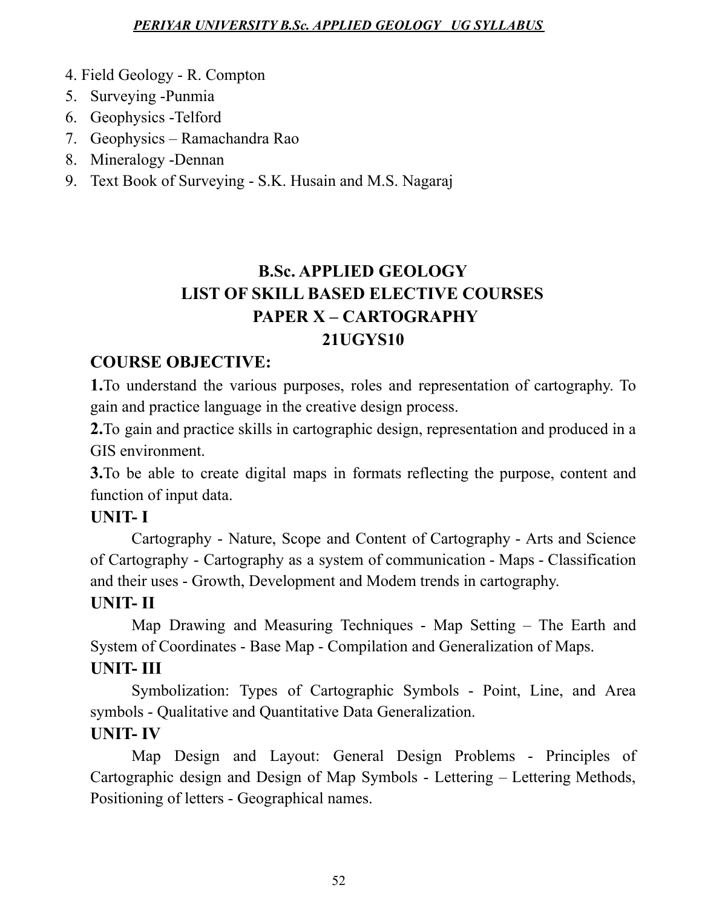4. Field Geology - R. Compton
5. Surveying -Punmia
6. Geophysics -Telford
7. Geophysics – Ramachandra Rao
8. Mineralogy -Dennan
9. Text Book of Surveying - S.K. Husain and M.S. Nagaraj

# B.Sc. APPLIED GEOLOGY
## LIST OF SKILL BASED ELECTIVE COURSES
## PAPER X – CARTOGRAPHY
## 21UGYS10

**COURSE OBJECTIVE:**

**1.**To understand the various purposes, roles and representation of cartography. To gain and practice language in the creative design process.

**2.**To gain and practice skills in cartographic design, representation and produced in a GIS environment.

**3.**To be able to create digital maps in formats reflecting the purpose, content and function of input data.

**UNIT- I**

Cartography - Nature, Scope and Content of Cartography - Arts and Science of Cartography - Cartography as a system of communication - Maps - Classification and their uses - Growth, Development and Modem trends in cartography.

**UNIT- II**

Map Drawing and Measuring Techniques - Map Setting – The Earth and System of Coordinates - Base Map - Compilation and Generalization of Maps.

**UNIT- III**

Symbolization: Types of Cartographic Symbols - Point, Line, and Area symbols - Qualitative and Quantitative Data Generalization.

**UNIT- IV**

Map Design and Layout: General Design Problems - Principles of Cartographic design and Design of Map Symbols - Lettering – Lettering Methods, Positioning of letters - Geographical names.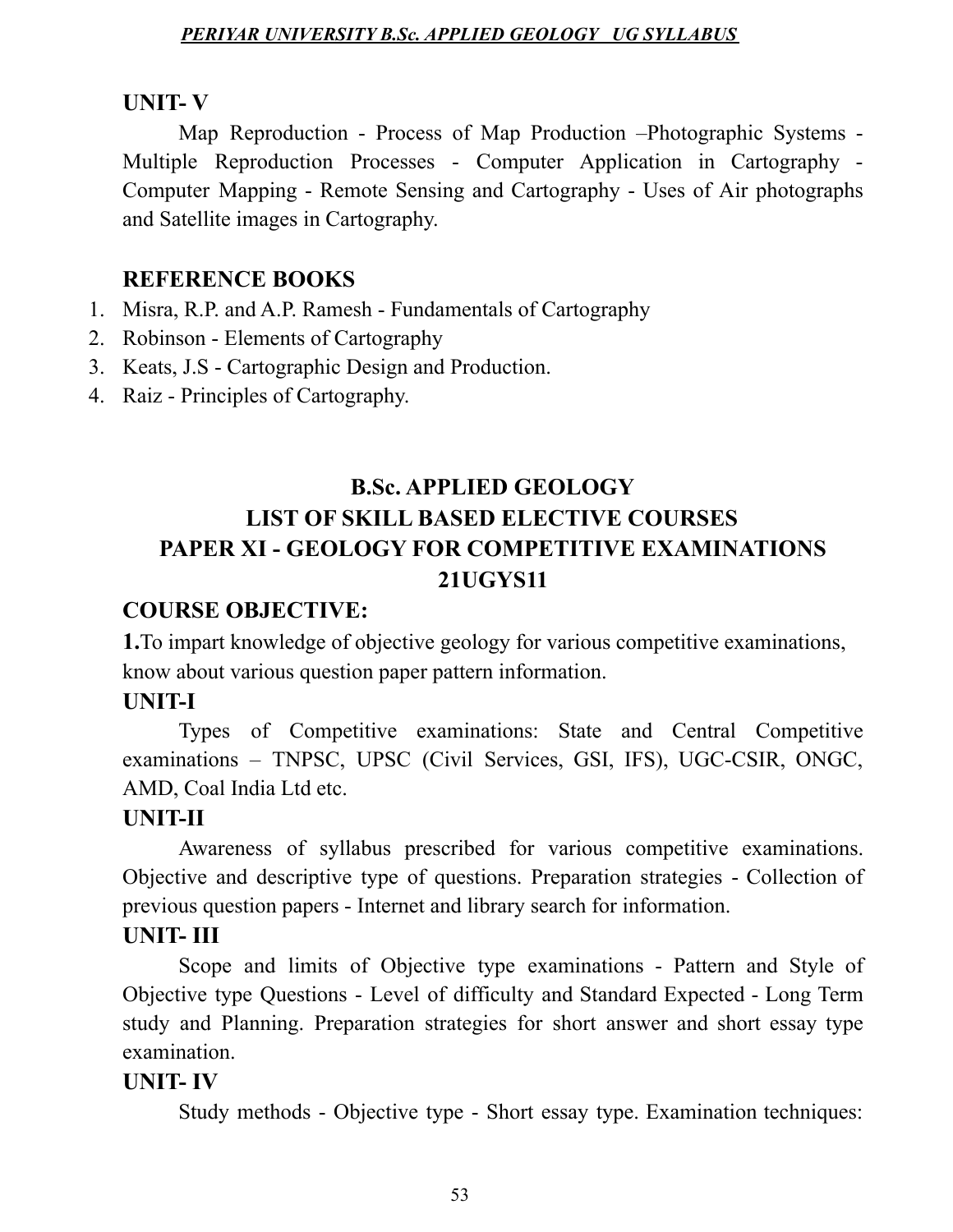## UNIT- V

Map Reproduction - Process of Map Production –Photographic Systems - Multiple Reproduction Processes - Computer Application in Cartography - Computer Mapping - Remote Sensing and Cartography - Uses of Air photographs and Satellite images in Cartography.

## REFERENCE BOOKS

1. Misra, R.P. and A.P. Ramesh - Fundamentals of Cartography
2. Robinson - Elements of Cartography
3. Keats, J.S - Cartographic Design and Production.
4. Raiz - Principles of Cartography.

# B.Sc. APPLIED GEOLOGY
# LIST OF SKILL BASED ELECTIVE COURSES
# PAPER XI - GEOLOGY FOR COMPETITIVE EXAMINATIONS
# 21UGYS11

## COURSE OBJECTIVE:

**1.** To impart knowledge of objective geology for various competitive examinations, know about various question paper pattern information.

## UNIT-I

Types of Competitive examinations: State and Central Competitive examinations – TNPSC, UPSC (Civil Services, GSI, IFS), UGC-CSIR, ONGC, AMD, Coal India Ltd etc.

## UNIT-II

Awareness of syllabus prescribed for various competitive examinations. Objective and descriptive type of questions. Preparation strategies - Collection of previous question papers - Internet and library search for information.

## UNIT- III

Scope and limits of Objective type examinations - Pattern and Style of Objective type Questions - Level of difficulty and Standard Expected - Long Term study and Planning. Preparation strategies for short answer and short essay type examination.

## UNIT- IV

Study methods - Objective type - Short essay type. Examination techniques: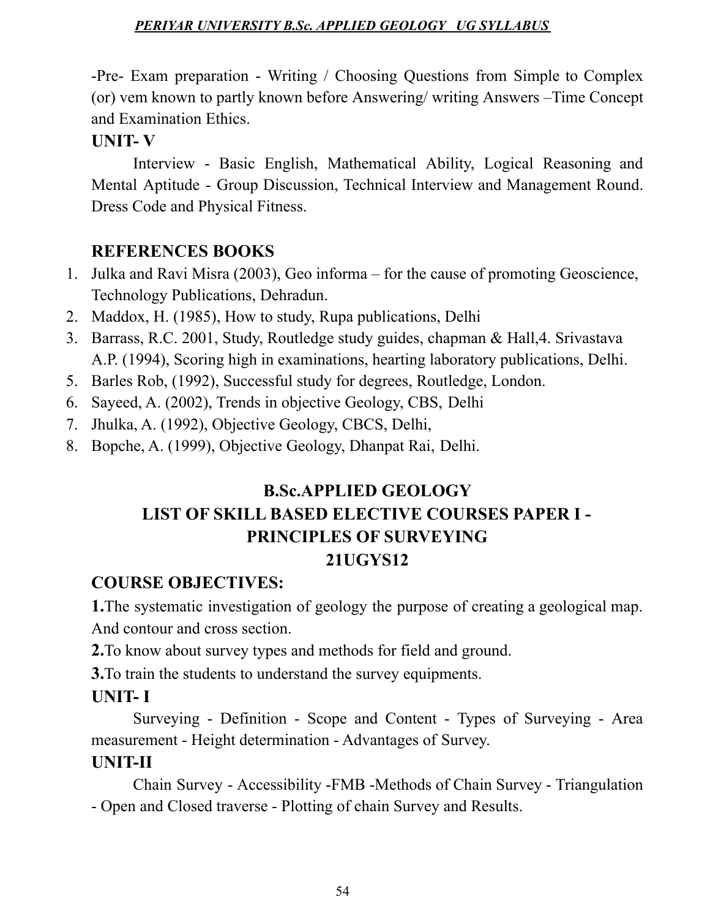-Pre- Exam preparation - Writing / Choosing Questions from Simple to Complex (or) vem known to partly known before Answering/ writing Answers –Time Concept and Examination Ethics.

### UNIT- V

Interview - Basic English, Mathematical Ability, Logical Reasoning and Mental Aptitude - Group Discussion, Technical Interview and Management Round. Dress Code and Physical Fitness.

### REFERENCES BOOKS

1. Julka and Ravi Misra (2003), Geo informa – for the cause of promoting Geoscience, Technology Publications, Dehradun.
2. Maddox, H. (1985), How to study, Rupa publications, Delhi
3. Barrass, R.C. 2001, Study, Routledge study guides, chapman & Hall,4. Srivastava A.P. (1994), Scoring high in examinations, hearting laboratory publications, Delhi.
5. Barles Rob, (1992), Successful study for degrees, Routledge, London.
6. Sayeed, A. (2002), Trends in objective Geology, CBS, Delhi
7. Jhulka, A. (1992), Objective Geology, CBCS, Delhi,
8. Bopche, A. (1999), Objective Geology, Dhanpat Rai, Delhi.

## B.Sc.APPLIED GEOLOGY
## LIST OF SKILL BASED ELECTIVE COURSES PAPER I - PRINCIPLES OF SURVEYING
## 21UGYS12

### COURSE OBJECTIVES:

**1.**The systematic investigation of geology the purpose of creating a geological map. And contour and cross section.

**2.**To know about survey types and methods for field and ground.

**3.**To train the students to understand the survey equipments.

### UNIT- I

Surveying - Definition - Scope and Content - Types of Surveying - Area measurement - Height determination - Advantages of Survey.

### UNIT-II

Chain Survey - Accessibility -FMB -Methods of Chain Survey - Triangulation - Open and Closed traverse - Plotting of chain Survey and Results.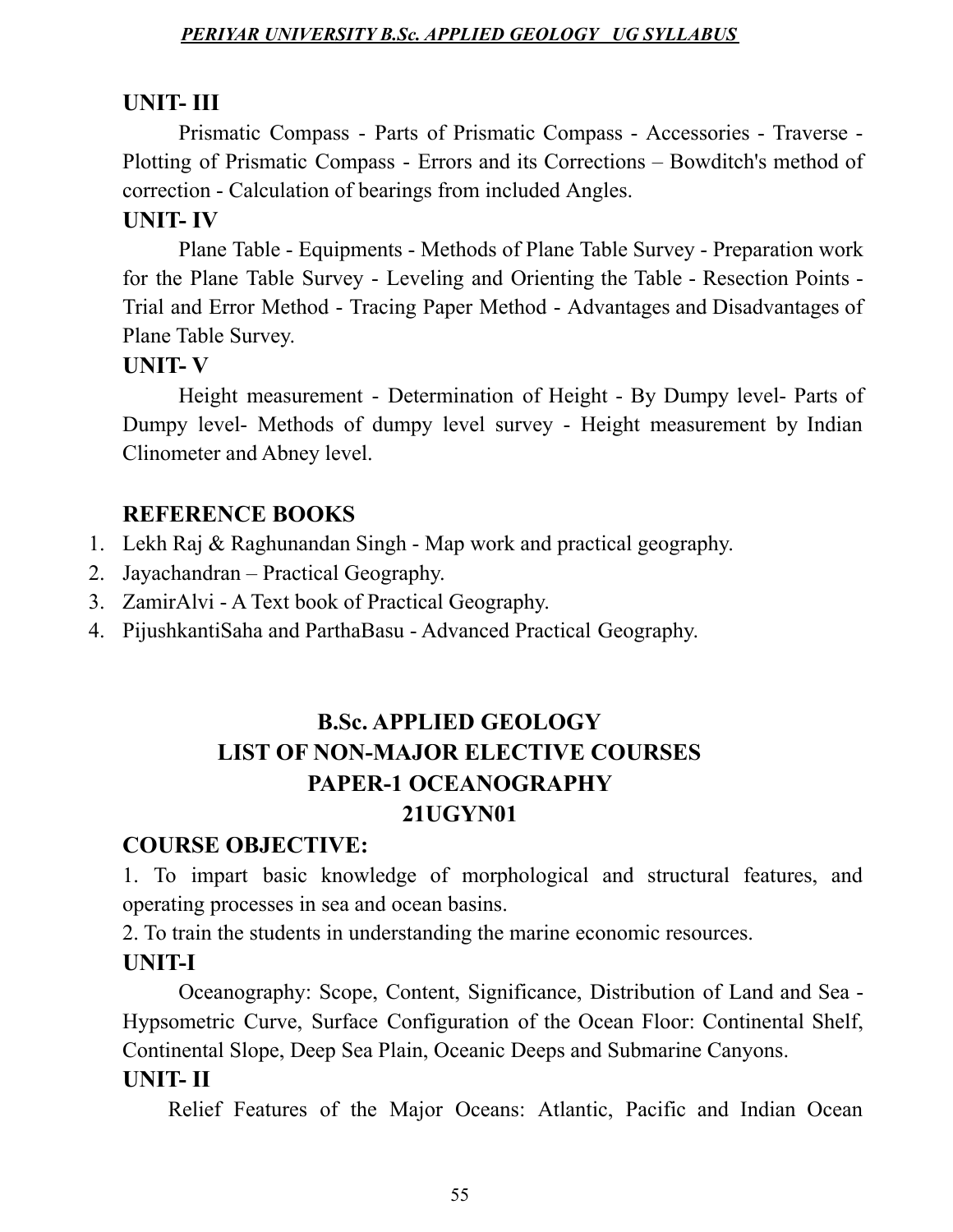### UNIT- III

Prismatic Compass - Parts of Prismatic Compass - Accessories - Traverse - Plotting of Prismatic Compass - Errors and its Corrections – Bowditch's method of correction - Calculation of bearings from included Angles.

### UNIT- IV

Plane Table - Equipments - Methods of Plane Table Survey - Preparation work for the Plane Table Survey - Leveling and Orienting the Table - Resection Points - Trial and Error Method - Tracing Paper Method - Advantages and Disadvantages of Plane Table Survey.

### UNIT- V

Height measurement - Determination of Height - By Dumpy level- Parts of Dumpy level- Methods of dumpy level survey - Height measurement by Indian Clinometer and Abney level.

### REFERENCE BOOKS

1. Lekh Raj & Raghunandan Singh - Map work and practical geography.
2. Jayachandran – Practical Geography.
3. ZamirAlvi - A Text book of Practical Geography.
4. PijushkantiSaha and ParthaBasu - Advanced Practical Geography.

## B.Sc. APPLIED GEOLOGY
## LIST OF NON-MAJOR ELECTIVE COURSES
## PAPER-1 OCEANOGRAPHY
## 21UGYN01

### COURSE OBJECTIVE:

1. To impart basic knowledge of morphological and structural features, and operating processes in sea and ocean basins.
2. To train the students in understanding the marine economic resources.

### UNIT-I

Oceanography: Scope, Content, Significance, Distribution of Land and Sea - Hypsometric Curve, Surface Configuration of the Ocean Floor: Continental Shelf, Continental Slope, Deep Sea Plain, Oceanic Deeps and Submarine Canyons.

### UNIT- II

Relief Features of the Major Oceans: Atlantic, Pacific and Indian Ocean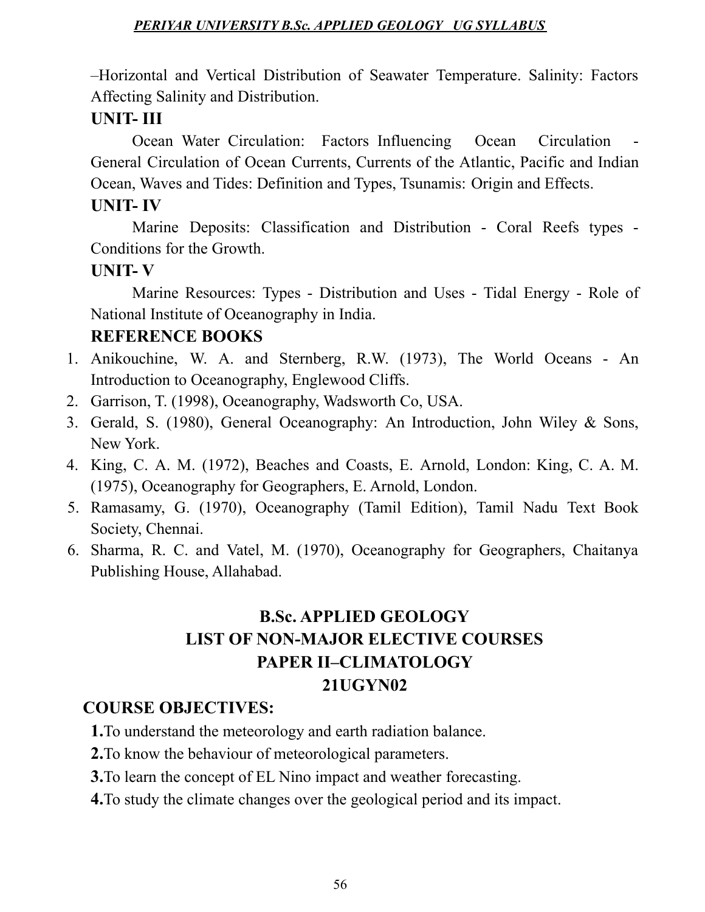–Horizontal and Vertical Distribution of Seawater Temperature. Salinity: Factors Affecting Salinity and Distribution.

**UNIT- III**

Ocean Water Circulation: Factors Influencing Ocean Circulation - General Circulation of Ocean Currents, Currents of the Atlantic, Pacific and Indian Ocean, Waves and Tides: Definition and Types, Tsunamis: Origin and Effects.

**UNIT- IV**

Marine Deposits: Classification and Distribution - Coral Reefs types - Conditions for the Growth.

**UNIT- V**

Marine Resources: Types - Distribution and Uses - Tidal Energy - Role of National Institute of Oceanography in India.

**REFERENCE BOOKS**

1. Anikouchine, W. A. and Sternberg, R.W. (1973), The World Oceans - An Introduction to Oceanography, Englewood Cliffs.
2. Garrison, T. (1998), Oceanography, Wadsworth Co, USA.
3. Gerald, S. (1980), General Oceanography: An Introduction, John Wiley & Sons, New York.
4. King, C. A. M. (1972), Beaches and Coasts, E. Arnold, London: King, C. A. M. (1975), Oceanography for Geographers, E. Arnold, London.
5. Ramasamy, G. (1970), Oceanography (Tamil Edition), Tamil Nadu Text Book Society, Chennai.
6. Sharma, R. C. and Vatel, M. (1970), Oceanography for Geographers, Chaitanya Publishing House, Allahabad.

## B.Sc. APPLIED GEOLOGY
## LIST OF NON-MAJOR ELECTIVE COURSES
## PAPER II–CLIMATOLOGY
## 21UGYN02

**COURSE OBJECTIVES:**

**1.**To understand the meteorology and earth radiation balance.

**2.**To know the behaviour of meteorological parameters.

**3.**To learn the concept of EL Nino impact and weather forecasting.

**4.**To study the climate changes over the geological period and its impact.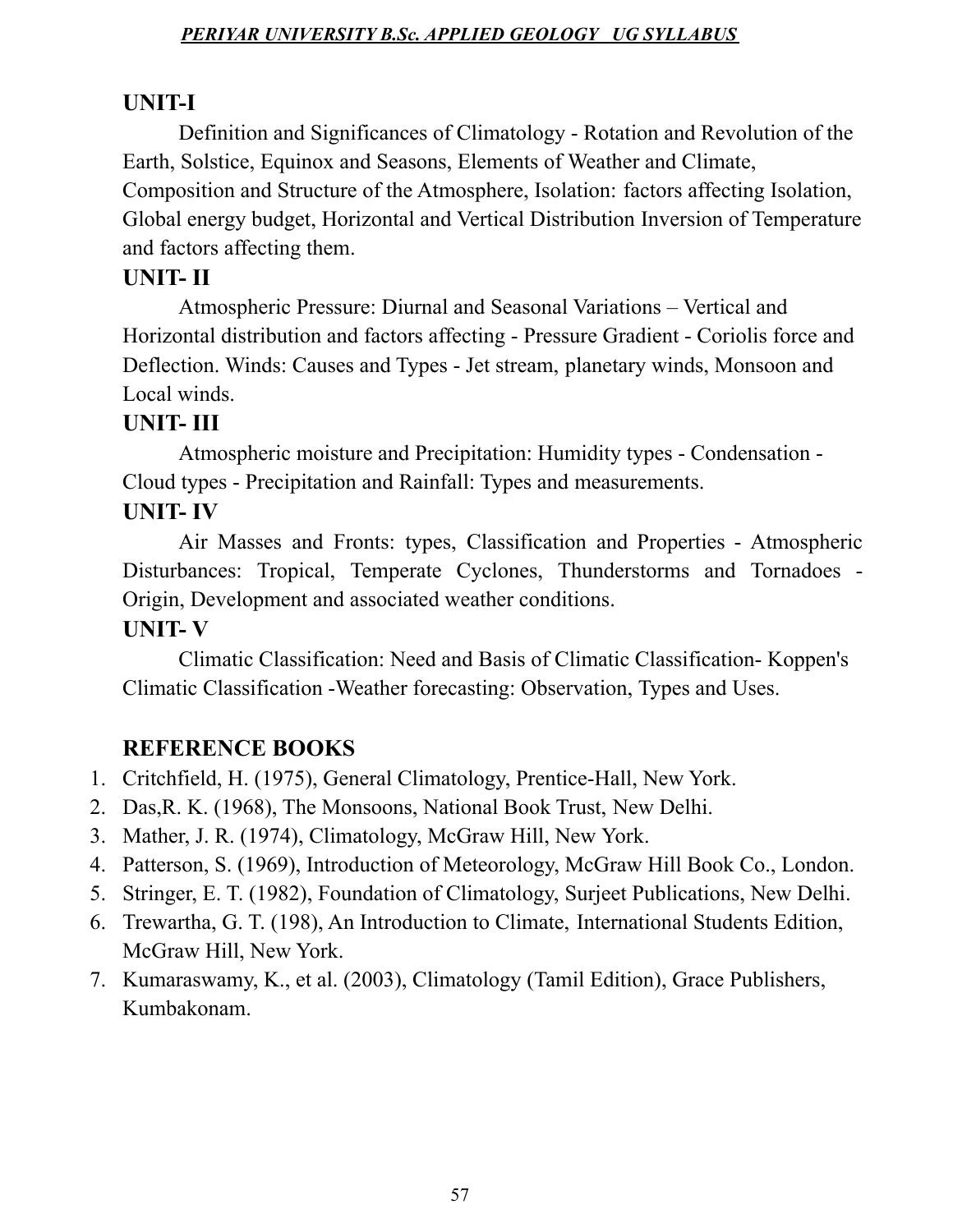## UNIT-I

Definition and Significances of Climatology - Rotation and Revolution of the Earth, Solstice, Equinox and Seasons, Elements of Weather and Climate, Composition and Structure of the Atmosphere, Isolation: factors affecting Isolation, Global energy budget, Horizontal and Vertical Distribution Inversion of Temperature and factors affecting them.

## UNIT- II

Atmospheric Pressure: Diurnal and Seasonal Variations – Vertical and Horizontal distribution and factors affecting - Pressure Gradient - Coriolis force and Deflection. Winds: Causes and Types - Jet stream, planetary winds, Monsoon and Local winds.

## UNIT- III

Atmospheric moisture and Precipitation: Humidity types - Condensation - Cloud types - Precipitation and Rainfall: Types and measurements.

## UNIT- IV

Air Masses and Fronts: types, Classification and Properties - Atmospheric Disturbances: Tropical, Temperate Cyclones, Thunderstorms and Tornadoes - Origin, Development and associated weather conditions.

## UNIT- V

Climatic Classification: Need and Basis of Climatic Classification- Koppen's Climatic Classification -Weather forecasting: Observation, Types and Uses.

## REFERENCE BOOKS

1. Critchfield, H. (1975), General Climatology, Prentice-Hall, New York.
2. Das,R. K. (1968), The Monsoons, National Book Trust, New Delhi.
3. Mather, J. R. (1974), Climatology, McGraw Hill, New York.
4. Patterson, S. (1969), Introduction of Meteorology, McGraw Hill Book Co., London.
5. Stringer, E. T. (1982), Foundation of Climatology, Surjeet Publications, New Delhi.
6. Trewartha, G. T. (198), An Introduction to Climate, International Students Edition, McGraw Hill, New York.
7. Kumaraswamy, K., et al. (2003), Climatology (Tamil Edition), Grace Publishers, Kumbakonam.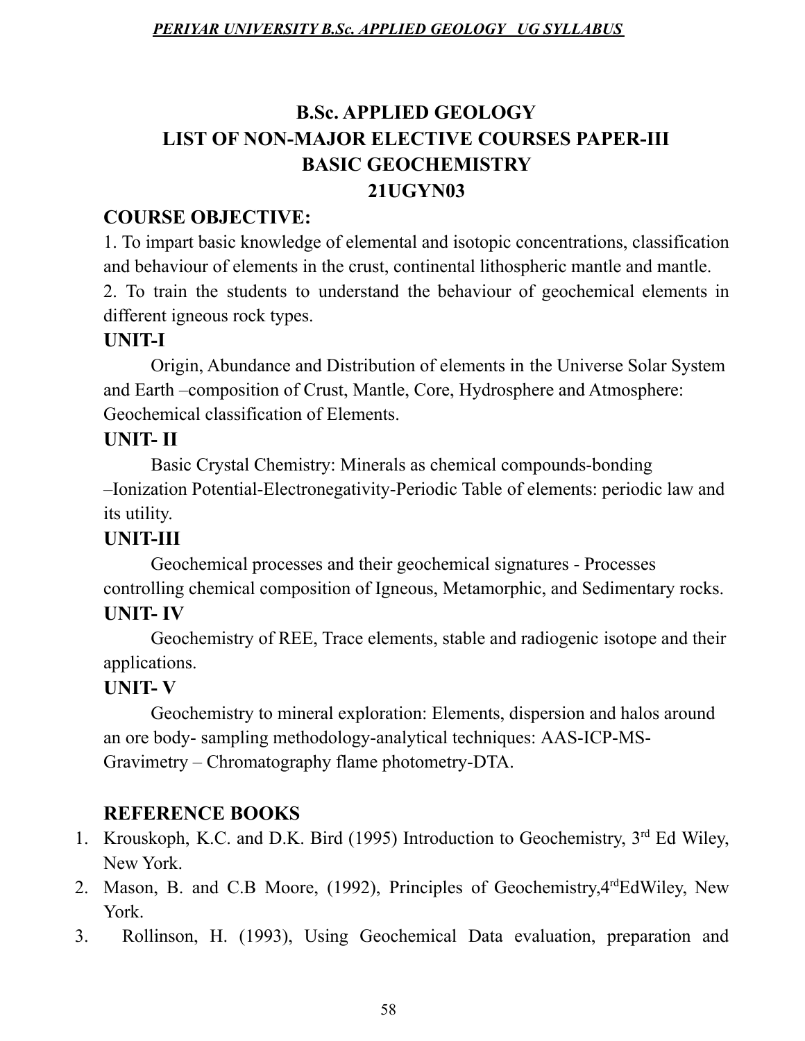# B.Sc. APPLIED GEOLOGY
# LIST OF NON-MAJOR ELECTIVE COURSES PAPER-III
# BASIC GEOCHEMISTRY
# 21UGYN03

## COURSE OBJECTIVE:

1. To impart basic knowledge of elemental and isotopic concentrations, classification and behaviour of elements in the crust, continental lithospheric mantle and mantle.
2. To train the students to understand the behaviour of geochemical elements in different igneous rock types.

## UNIT-I

Origin, Abundance and Distribution of elements in the Universe Solar System and Earth –composition of Crust, Mantle, Core, Hydrosphere and Atmosphere: Geochemical classification of Elements.

## UNIT- II

Basic Crystal Chemistry: Minerals as chemical compounds-bonding –Ionization Potential-Electronegativity-Periodic Table of elements: periodic law and its utility.

## UNIT-III

Geochemical processes and their geochemical signatures - Processes controlling chemical composition of Igneous, Metamorphic, and Sedimentary rocks.

## UNIT- IV

Geochemistry of REE, Trace elements, stable and radiogenic isotope and their applications.

## UNIT- V

Geochemistry to mineral exploration: Elements, dispersion and halos around an ore body- sampling methodology-analytical techniques: AAS-ICP-MS-Gravimetry – Chromatography flame photometry-DTA.

## REFERENCE BOOKS

1. Krouskoph, K.C. and D.K. Bird (1995) Introduction to Geochemistry, 3rd Ed Wiley, New York.
2. Mason, B. and C.B Moore, (1992), Principles of Geochemistry,4rdEdWiley, New York.
3. Rollinson, H. (1993), Using Geochemical Data evaluation, preparation and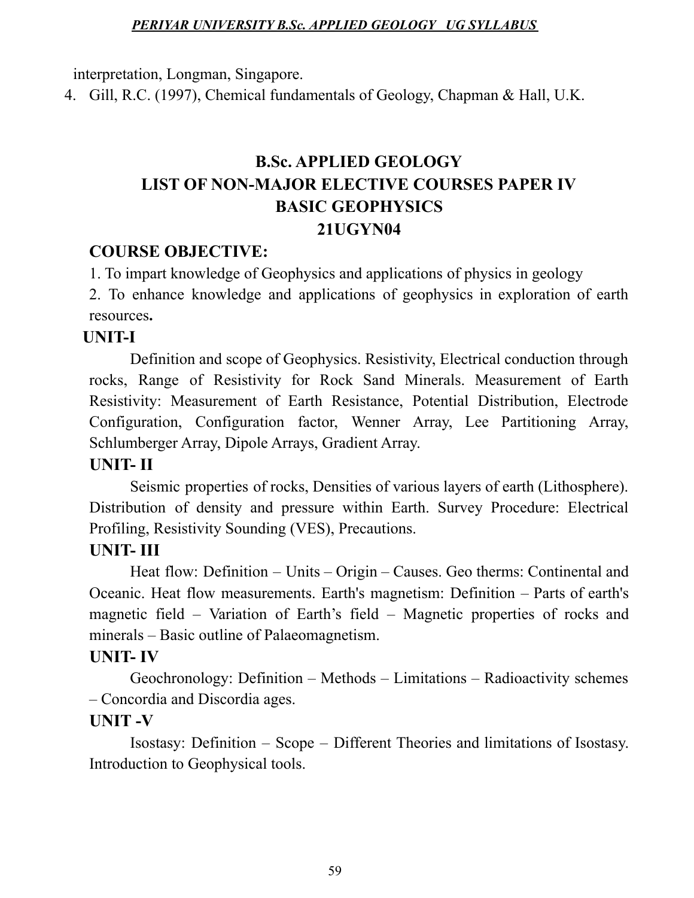interpretation, Longman, Singapore.

4. Gill, R.C. (1997), Chemical fundamentals of Geology, Chapman & Hall, U.K.

# B.Sc. APPLIED GEOLOGY
## LIST OF NON-MAJOR ELECTIVE COURSES PAPER IV
## BASIC GEOPHYSICS
## 21UGYN04

### COURSE OBJECTIVE:

1. To impart knowledge of Geophysics and applications of physics in geology
2. To enhance knowledge and applications of geophysics in exploration of earth resources**.**

### UNIT-I

Definition and scope of Geophysics. Resistivity, Electrical conduction through rocks, Range of Resistivity for Rock Sand Minerals. Measurement of Earth Resistivity: Measurement of Earth Resistance, Potential Distribution, Electrode Configuration, Configuration factor, Wenner Array, Lee Partitioning Array, Schlumberger Array, Dipole Arrays, Gradient Array.

### UNIT- II

Seismic properties of rocks, Densities of various layers of earth (Lithosphere). Distribution of density and pressure within Earth. Survey Procedure: Electrical Profiling, Resistivity Sounding (VES), Precautions.

### UNIT- III

Heat flow: Definition – Units – Origin – Causes. Geo therms: Continental and Oceanic. Heat flow measurements. Earth's magnetism: Definition – Parts of earth's magnetic field – Variation of Earth's field – Magnetic properties of rocks and minerals – Basic outline of Palaeomagnetism.

### UNIT- IV

Geochronology: Definition – Methods – Limitations – Radioactivity schemes – Concordia and Discordia ages.

### UNIT -V

Isostasy: Definition – Scope – Different Theories and limitations of Isostasy. Introduction to Geophysical tools.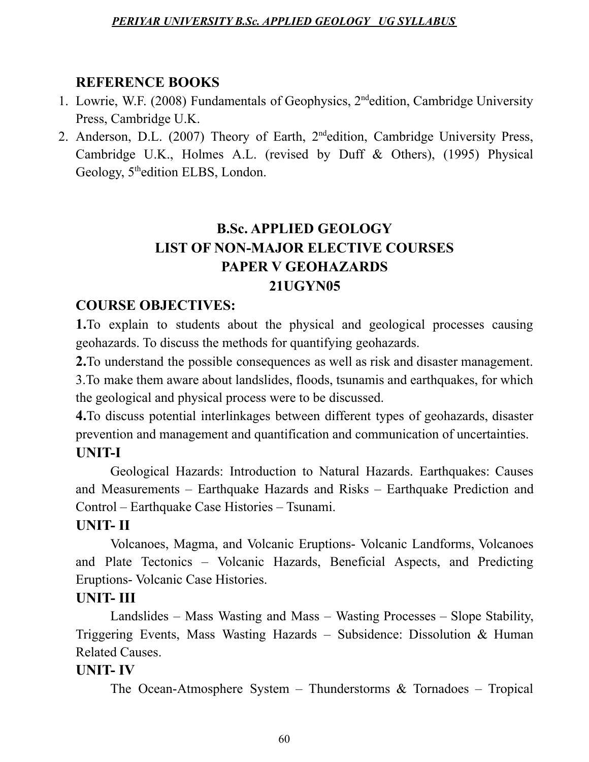## REFERENCE BOOKS

1. Lowrie, W.F. (2008) Fundamentals of Geophysics, 2[nd]edition, Cambridge University Press, Cambridge U.K.
2. Anderson, D.L. (2007) Theory of Earth, 2[nd]edition, Cambridge University Press, Cambridge U.K., Holmes A.L. (revised by Duff & Others), (1995) Physical Geology, 5[th]edition ELBS, London.

# B.Sc. APPLIED GEOLOGY
# LIST OF NON-MAJOR ELECTIVE COURSES
# PAPER V GEOHAZARDS
# 21UGYN05

## COURSE OBJECTIVES:

**1.**To explain to students about the physical and geological processes causing geohazards. To discuss the methods for quantifying geohazards.

**2.**To understand the possible consequences as well as risk and disaster management.

3.To make them aware about landslides, floods, tsunamis and earthquakes, for which the geological and physical process were to be discussed.

**4.**To discuss potential interlinkages between different types of geohazards, disaster prevention and management and quantification and communication of uncertainties.

## UNIT-I

Geological Hazards: Introduction to Natural Hazards. Earthquakes: Causes and Measurements – Earthquake Hazards and Risks – Earthquake Prediction and Control – Earthquake Case Histories – Tsunami.

## UNIT- II

Volcanoes, Magma, and Volcanic Eruptions- Volcanic Landforms, Volcanoes and Plate Tectonics – Volcanic Hazards, Beneficial Aspects, and Predicting Eruptions- Volcanic Case Histories.

## UNIT- III

Landslides – Mass Wasting and Mass – Wasting Processes – Slope Stability, Triggering Events, Mass Wasting Hazards – Subsidence: Dissolution & Human Related Causes.

## UNIT- IV

The Ocean-Atmosphere System – Thunderstorms & Tornadoes – Tropical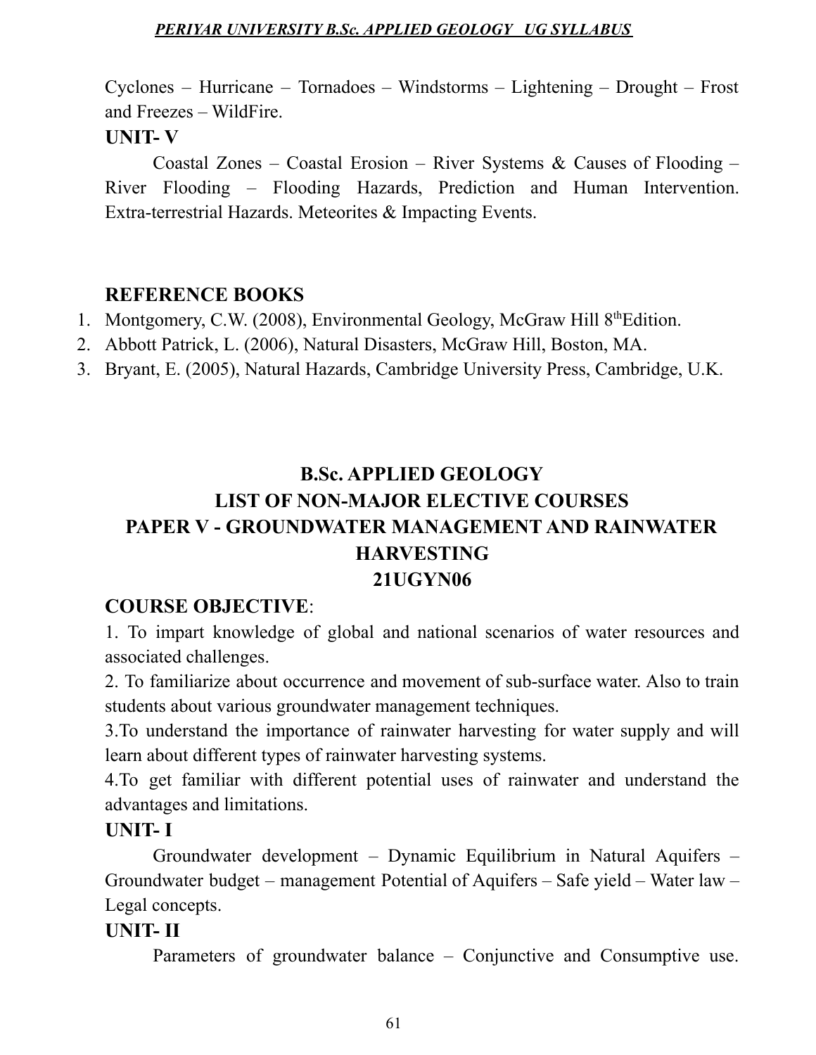Cyclones – Hurricane – Tornadoes – Windstorms – Lightening – Drought – Frost and Freezes – WildFire.

**UNIT- V**

Coastal Zones – Coastal Erosion – River Systems & Causes of Flooding – River Flooding – Flooding Hazards, Prediction and Human Intervention. Extra-terrestrial Hazards. Meteorites & Impacting Events.

**REFERENCE BOOKS**

1. Montgomery, C.W. (2008), Environmental Geology, McGraw Hill 8thEdition.
2. Abbott Patrick, L. (2006), Natural Disasters, McGraw Hill, Boston, MA.
3. Bryant, E. (2005), Natural Hazards, Cambridge University Press, Cambridge, U.K.

## B.Sc. APPLIED GEOLOGY
## LIST OF NON-MAJOR ELECTIVE COURSES
## PAPER V - GROUNDWATER MANAGEMENT AND RAINWATER HARVESTING
## 21UGYN06

**COURSE OBJECTIVE**:

1. To impart knowledge of global and national scenarios of water resources and associated challenges.
2. To familiarize about occurrence and movement of sub-surface water. Also to train students about various groundwater management techniques.
3. To understand the importance of rainwater harvesting for water supply and will learn about different types of rainwater harvesting systems.
4. To get familiar with different potential uses of rainwater and understand the advantages and limitations.

**UNIT- I**

Groundwater development – Dynamic Equilibrium in Natural Aquifers – Groundwater budget – management Potential of Aquifers – Safe yield – Water law – Legal concepts.

**UNIT- II**

Parameters of groundwater balance – Conjunctive and Consumptive use.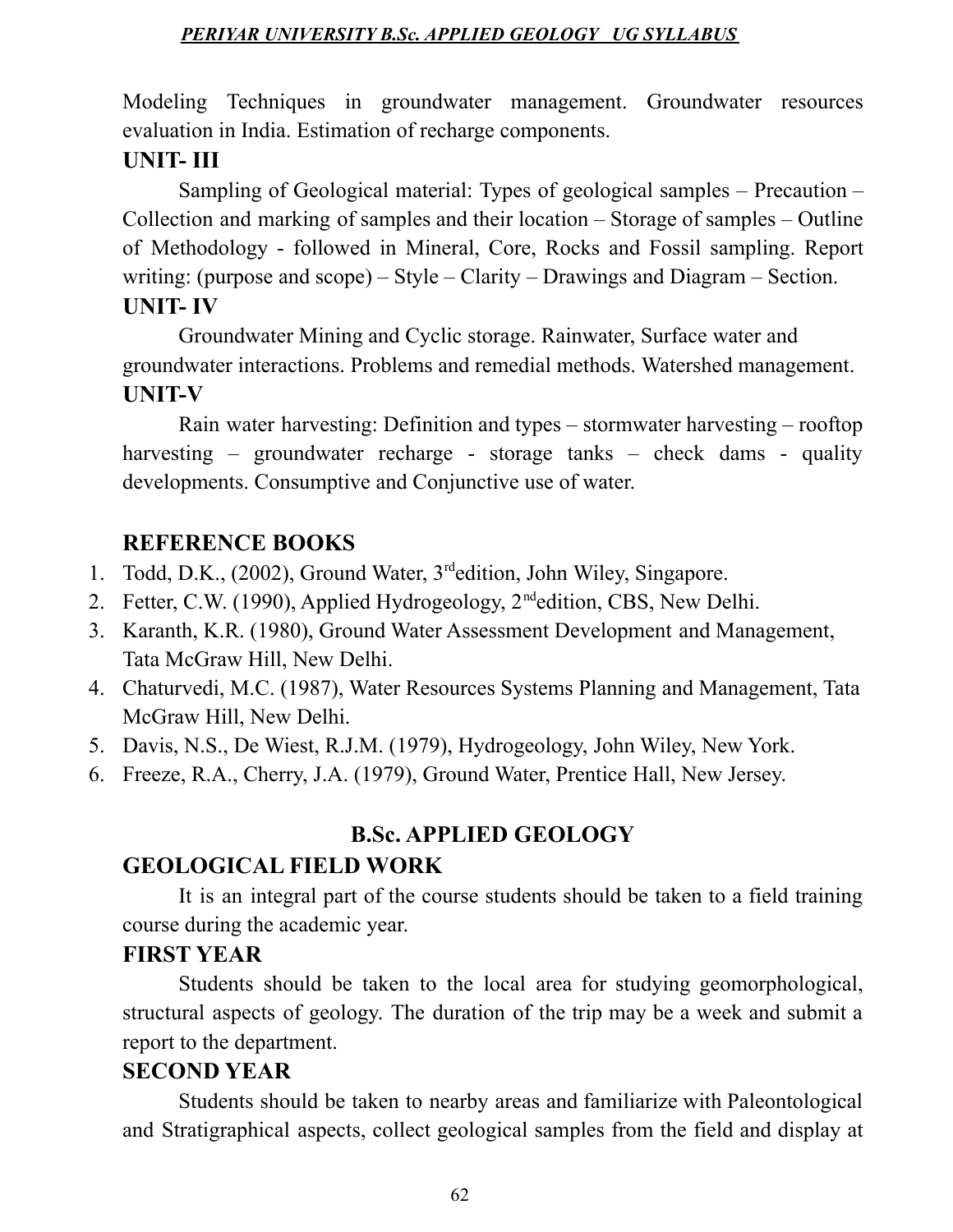Modeling Techniques in groundwater management. Groundwater resources evaluation in India. Estimation of recharge components.

### UNIT- III

Sampling of Geological material: Types of geological samples – Precaution – Collection and marking of samples and their location – Storage of samples – Outline of Methodology - followed in Mineral, Core, Rocks and Fossil sampling. Report writing: (purpose and scope) – Style – Clarity – Drawings and Diagram – Section.

### UNIT- IV

Groundwater Mining and Cyclic storage. Rainwater, Surface water and groundwater interactions. Problems and remedial methods. Watershed management.

### UNIT-V

Rain water harvesting: Definition and types – stormwater harvesting – rooftop harvesting – groundwater recharge - storage tanks – check dams - quality developments. Consumptive and Conjunctive use of water.

### REFERENCE BOOKS

1. Todd, D.K., (2002), Ground Water, 3rd edition, John Wiley, Singapore.
2. Fetter, C.W. (1990), Applied Hydrogeology, 2nd edition, CBS, New Delhi.
3. Karanth, K.R. (1980), Ground Water Assessment Development and Management, Tata McGraw Hill, New Delhi.
4. Chaturvedi, M.C. (1987), Water Resources Systems Planning and Management, Tata McGraw Hill, New Delhi.
5. Davis, N.S., De Wiest, R.J.M. (1979), Hydrogeology, John Wiley, New York.
6. Freeze, R.A., Cherry, J.A. (1979), Ground Water, Prentice Hall, New Jersey.

## B.Sc. APPLIED GEOLOGY

### GEOLOGICAL FIELD WORK

It is an integral part of the course students should be taken to a field training course during the academic year.

### FIRST YEAR

Students should be taken to the local area for studying geomorphological, structural aspects of geology. The duration of the trip may be a week and submit a report to the department.

### SECOND YEAR

Students should be taken to nearby areas and familiarize with Paleontological and Stratigraphical aspects, collect geological samples from the field and display at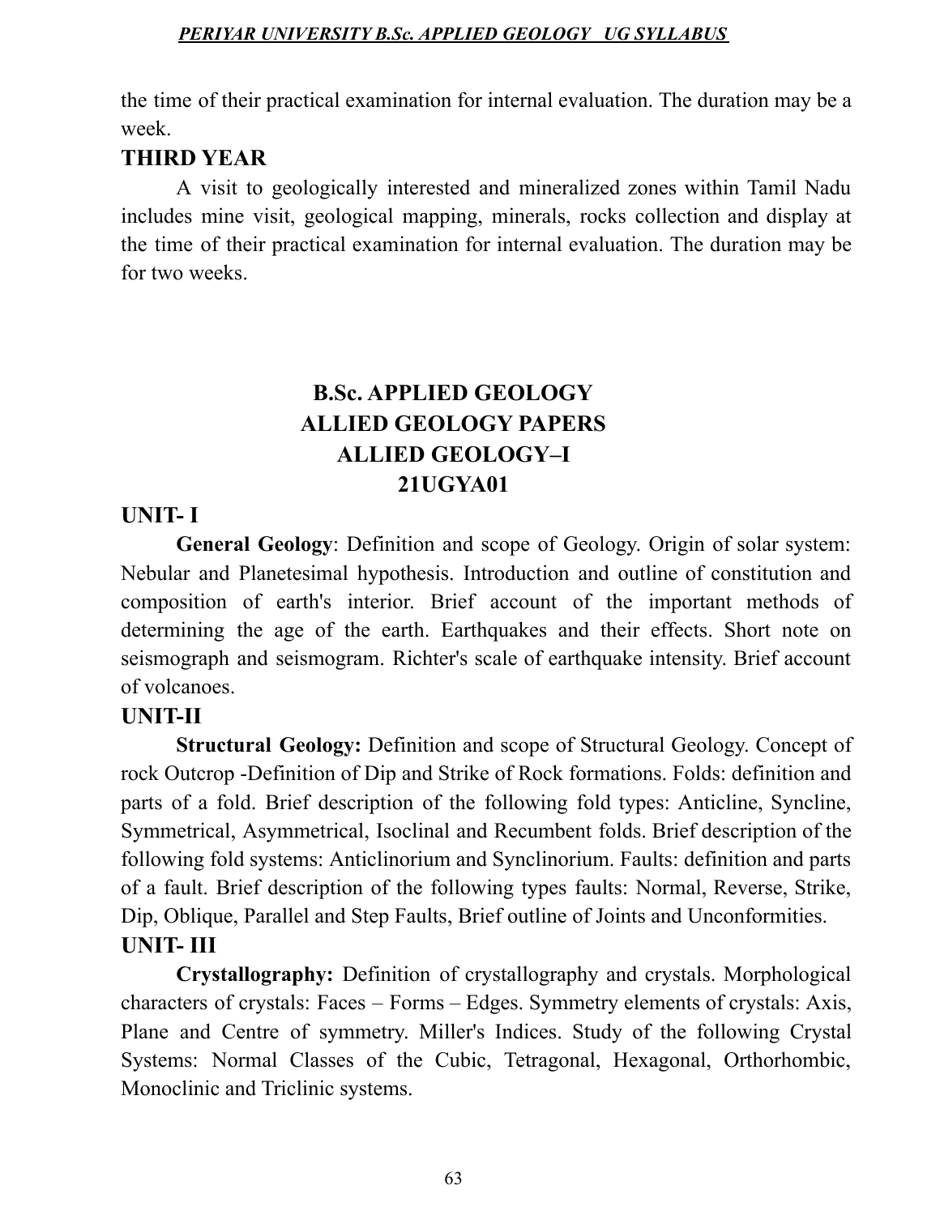the time of their practical examination for internal evaluation. The duration may be a week.

## THIRD YEAR

A visit to geologically interested and mineralized zones within Tamil Nadu includes mine visit, geological mapping, minerals, rocks collection and display at the time of their practical examination for internal evaluation. The duration may be for two weeks.

# B.Sc. APPLIED GEOLOGY
# ALLIED GEOLOGY PAPERS
# ALLIED GEOLOGY–I
# 21UGYA01

## UNIT- I

**General Geology**: Definition and scope of Geology. Origin of solar system: Nebular and Planetesimal hypothesis. Introduction and outline of constitution and composition of earth's interior. Brief account of the important methods of determining the age of the earth. Earthquakes and their effects. Short note on seismograph and seismogram. Richter's scale of earthquake intensity. Brief account of volcanoes.

## UNIT-II

**Structural Geology:** Definition and scope of Structural Geology. Concept of rock Outcrop -Definition of Dip and Strike of Rock formations. Folds: definition and parts of a fold. Brief description of the following fold types: Anticline, Syncline, Symmetrical, Asymmetrical, Isoclinal and Recumbent folds. Brief description of the following fold systems: Anticlinorium and Synclinorium. Faults: definition and parts of a fault. Brief description of the following types faults: Normal, Reverse, Strike, Dip, Oblique, Parallel and Step Faults, Brief outline of Joints and Unconformities.

## UNIT- III

**Crystallography:** Definition of crystallography and crystals. Morphological characters of crystals: Faces – Forms – Edges. Symmetry elements of crystals: Axis, Plane and Centre of symmetry. Miller's Indices. Study of the following Crystal Systems: Normal Classes of the Cubic, Tetragonal, Hexagonal, Orthorhombic, Monoclinic and Triclinic systems.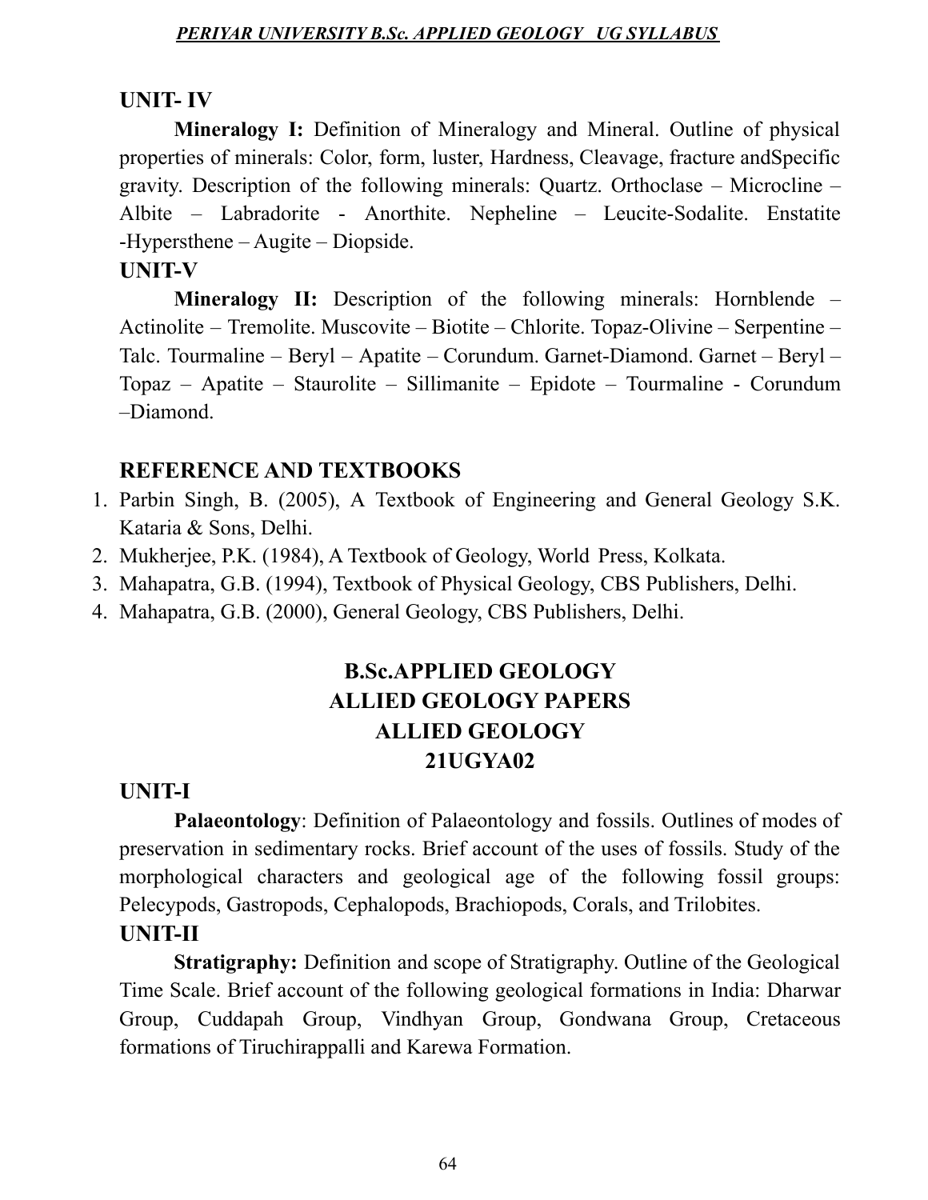## UNIT- IV

**Mineralogy I:** Definition of Mineralogy and Mineral. Outline of physical properties of minerals: Color, form, luster, Hardness, Cleavage, fracture andSpecific gravity. Description of the following minerals: Quartz. Orthoclase – Microcline – Albite – Labradorite - Anorthite. Nepheline – Leucite-Sodalite. Enstatite -Hypersthene – Augite – Diopside.

## UNIT-V

**Mineralogy II:** Description of the following minerals: Hornblende – Actinolite – Tremolite. Muscovite – Biotite – Chlorite. Topaz-Olivine – Serpentine – Talc. Tourmaline – Beryl – Apatite – Corundum. Garnet-Diamond. Garnet – Beryl – Topaz – Apatite – Staurolite – Sillimanite – Epidote – Tourmaline - Corundum –Diamond.

## REFERENCE AND TEXTBOOKS

1. Parbin Singh, B. (2005), A Textbook of Engineering and General Geology S.K. Kataria & Sons, Delhi.
2. Mukherjee, P.K. (1984), A Textbook of Geology, World Press, Kolkata.
3. Mahapatra, G.B. (1994), Textbook of Physical Geology, CBS Publishers, Delhi.
4. Mahapatra, G.B. (2000), General Geology, CBS Publishers, Delhi.

# B.Sc.APPLIED GEOLOGY
# ALLIED GEOLOGY PAPERS
# ALLIED GEOLOGY
# 21UGYA02

## UNIT-I

**Palaeontology**: Definition of Palaeontology and fossils. Outlines of modes of preservation in sedimentary rocks. Brief account of the uses of fossils. Study of the morphological characters and geological age of the following fossil groups: Pelecypods, Gastropods, Cephalopods, Brachiopods, Corals, and Trilobites.

## UNIT-II

**Stratigraphy:** Definition and scope of Stratigraphy. Outline of the Geological Time Scale. Brief account of the following geological formations in India: Dharwar Group, Cuddapah Group, Vindhyan Group, Gondwana Group, Cretaceous formations of Tiruchirappalli and Karewa Formation.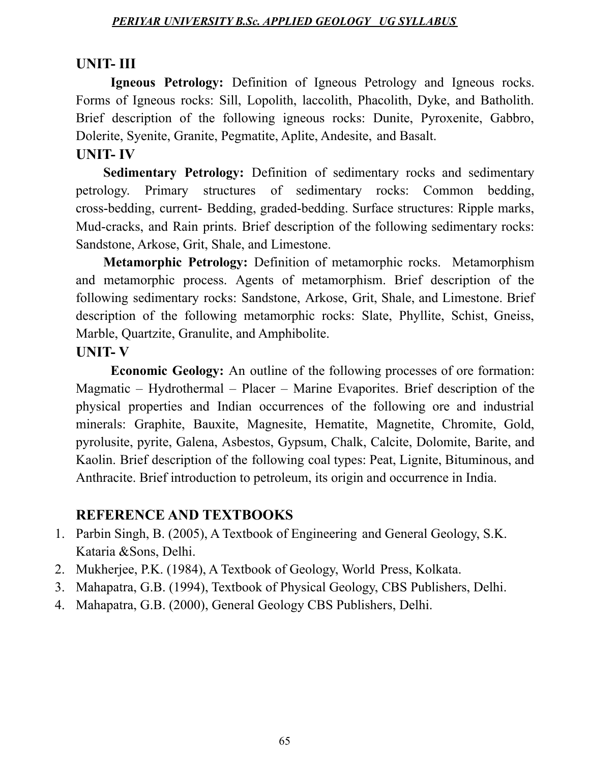## UNIT- III

**Igneous Petrology:** Definition of Igneous Petrology and Igneous rocks. Forms of Igneous rocks: Sill, Lopolith, laccolith, Phacolith, Dyke, and Batholith. Brief description of the following igneous rocks: Dunite, Pyroxenite, Gabbro, Dolerite, Syenite, Granite, Pegmatite, Aplite, Andesite, and Basalt.

## UNIT- IV

**Sedimentary Petrology:** Definition of sedimentary rocks and sedimentary petrology. Primary structures of sedimentary rocks: Common bedding, cross-bedding, current- Bedding, graded-bedding. Surface structures: Ripple marks, Mud-cracks, and Rain prints. Brief description of the following sedimentary rocks: Sandstone, Arkose, Grit, Shale, and Limestone.

**Metamorphic Petrology:** Definition of metamorphic rocks. Metamorphism and metamorphic process. Agents of metamorphism. Brief description of the following sedimentary rocks: Sandstone, Arkose, Grit, Shale, and Limestone. Brief description of the following metamorphic rocks: Slate, Phyllite, Schist, Gneiss, Marble, Quartzite, Granulite, and Amphibolite.

## UNIT- V

**Economic Geology:** An outline of the following processes of ore formation: Magmatic – Hydrothermal – Placer – Marine Evaporites. Brief description of the physical properties and Indian occurrences of the following ore and industrial minerals: Graphite, Bauxite, Magnesite, Hematite, Magnetite, Chromite, Gold, pyrolusite, pyrite, Galena, Asbestos, Gypsum, Chalk, Calcite, Dolomite, Barite, and Kaolin. Brief description of the following coal types: Peat, Lignite, Bituminous, and Anthracite. Brief introduction to petroleum, its origin and occurrence in India.

## REFERENCE AND TEXTBOOKS

1. Parbin Singh, B. (2005), A Textbook of Engineering and General Geology, S.K. Kataria &Sons, Delhi.
2. Mukherjee, P.K. (1984), A Textbook of Geology, World Press, Kolkata.
3. Mahapatra, G.B. (1994), Textbook of Physical Geology, CBS Publishers, Delhi.
4. Mahapatra, G.B. (2000), General Geology CBS Publishers, Delhi.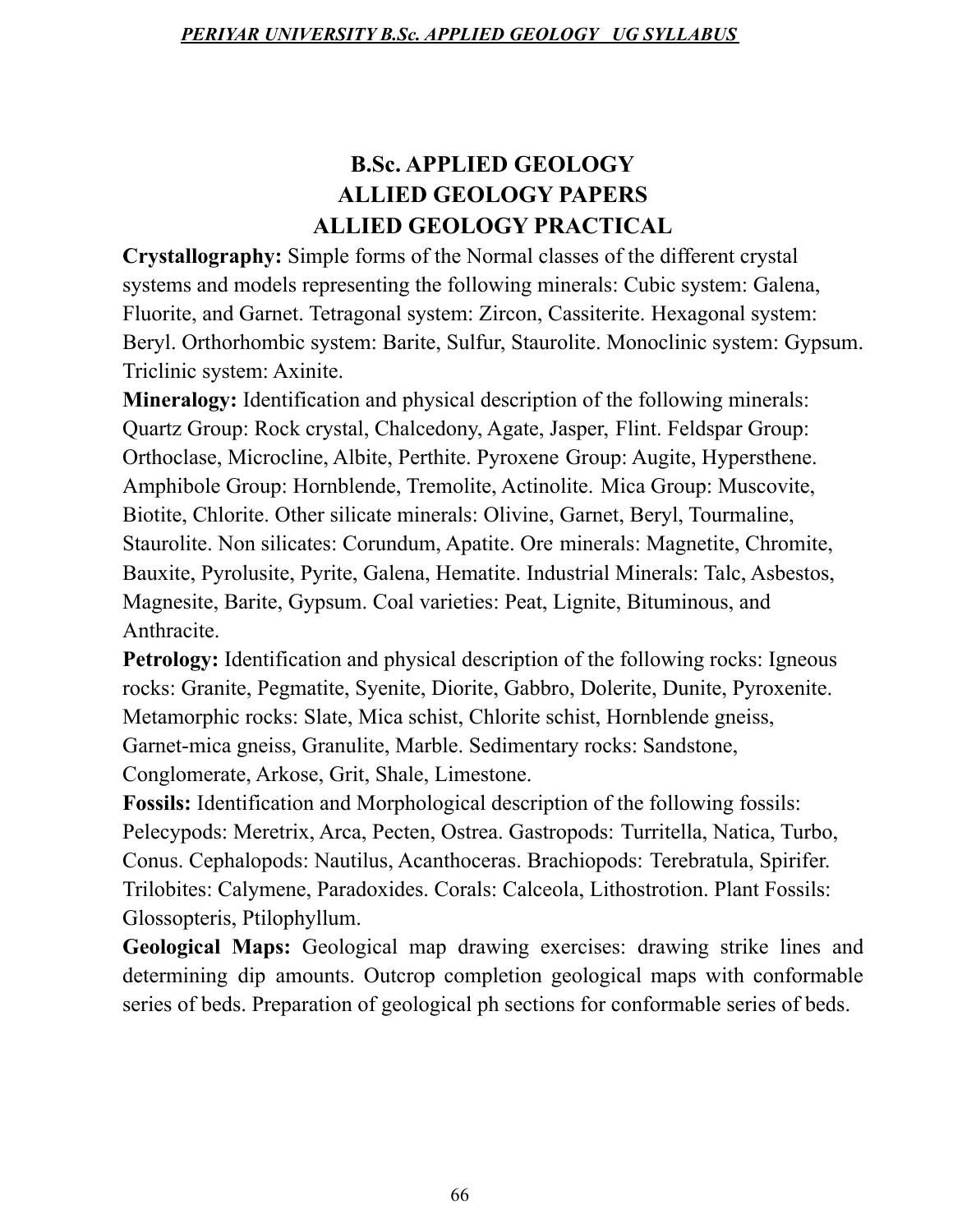# B.Sc. APPLIED GEOLOGY
# ALLIED GEOLOGY PAPERS
# ALLIED GEOLOGY PRACTICAL

**Crystallography:** Simple forms of the Normal classes of the different crystal systems and models representing the following minerals: Cubic system: Galena, Fluorite, and Garnet. Tetragonal system: Zircon, Cassiterite. Hexagonal system: Beryl. Orthorhombic system: Barite, Sulfur, Staurolite. Monoclinic system: Gypsum. Triclinic system: Axinite.

**Mineralogy:** Identification and physical description of the following minerals: Quartz Group: Rock crystal, Chalcedony, Agate, Jasper, Flint. Feldspar Group: Orthoclase, Microcline, Albite, Perthite. Pyroxene Group: Augite, Hypersthene. Amphibole Group: Hornblende, Tremolite, Actinolite. Mica Group: Muscovite, Biotite, Chlorite. Other silicate minerals: Olivine, Garnet, Beryl, Tourmaline, Staurolite. Non silicates: Corundum, Apatite. Ore minerals: Magnetite, Chromite, Bauxite, Pyrolusite, Pyrite, Galena, Hematite. Industrial Minerals: Talc, Asbestos, Magnesite, Barite, Gypsum. Coal varieties: Peat, Lignite, Bituminous, and Anthracite.

**Petrology:** Identification and physical description of the following rocks: Igneous rocks: Granite, Pegmatite, Syenite, Diorite, Gabbro, Dolerite, Dunite, Pyroxenite. Metamorphic rocks: Slate, Mica schist, Chlorite schist, Hornblende gneiss, Garnet-mica gneiss, Granulite, Marble. Sedimentary rocks: Sandstone, Conglomerate, Arkose, Grit, Shale, Limestone.

**Fossils:** Identification and Morphological description of the following fossils: Pelecypods: Meretrix, Arca, Pecten, Ostrea. Gastropods: Turritella, Natica, Turbo, Conus. Cephalopods: Nautilus, Acanthoceras. Brachiopods: Terebratula, Spirifer. Trilobites: Calymene, Paradoxides. Corals: Calceola, Lithostrotion. Plant Fossils: Glossopteris, Ptilophyllum.

**Geological Maps:** Geological map drawing exercises: drawing strike lines and determining dip amounts. Outcrop completion geological maps with conformable series of beds. Preparation of geological ph sections for conformable series of beds.